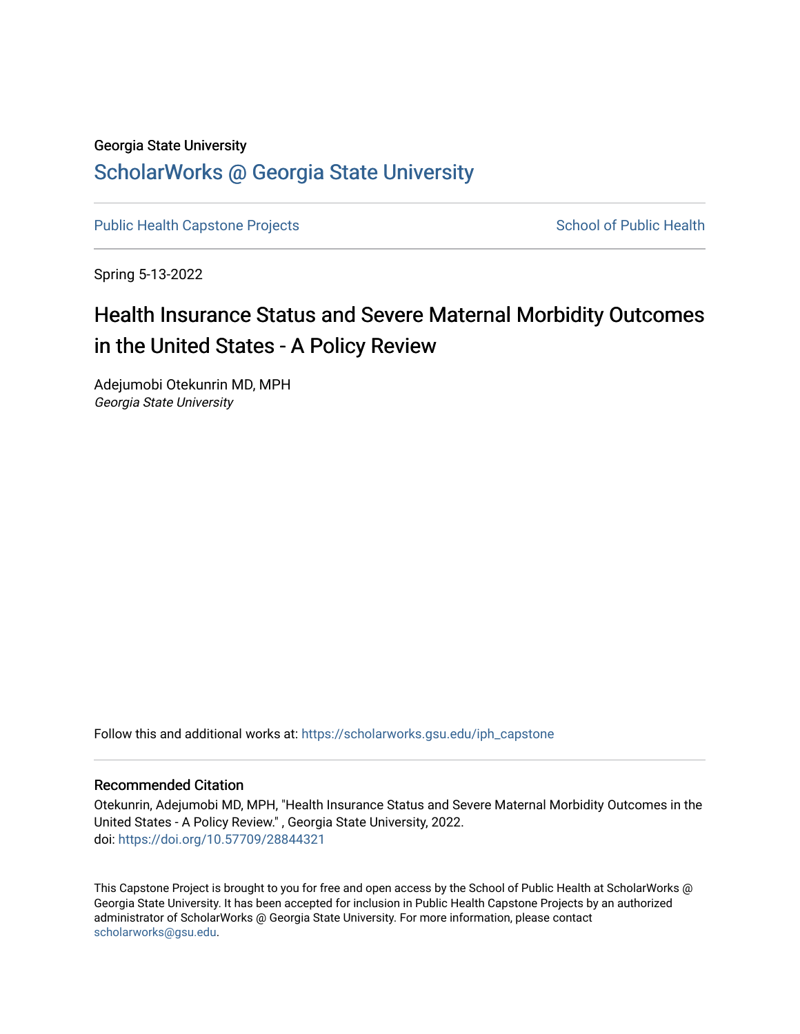Georgia State University

# ScholarWorks @ Georgia State University

Public Health Capstone Projects | School of Public Health

Spring 5-13-2022

## Health Insurance Status and Severe Maternal Morbidity Outcomes in the United States - A Policy Review

Adejumobi Otekunrin MD, MPH
*Georgia State University*

Follow this and additional works at: https://scholarworks.gsu.edu/iph_capstone

### Recommended Citation

Otekunrin, Adejumobi MD, MPH, "Health Insurance Status and Severe Maternal Morbidity Outcomes in the United States - A Policy Review." , Georgia State University, 2022.
doi: https://doi.org/10.57709/28844321

This Capstone Project is brought to you for free and open access by the School of Public Health at ScholarWorks @ Georgia State University. It has been accepted for inclusion in Public Health Capstone Projects by an authorized administrator of ScholarWorks @ Georgia State University. For more information, please contact scholarworks@gsu.edu.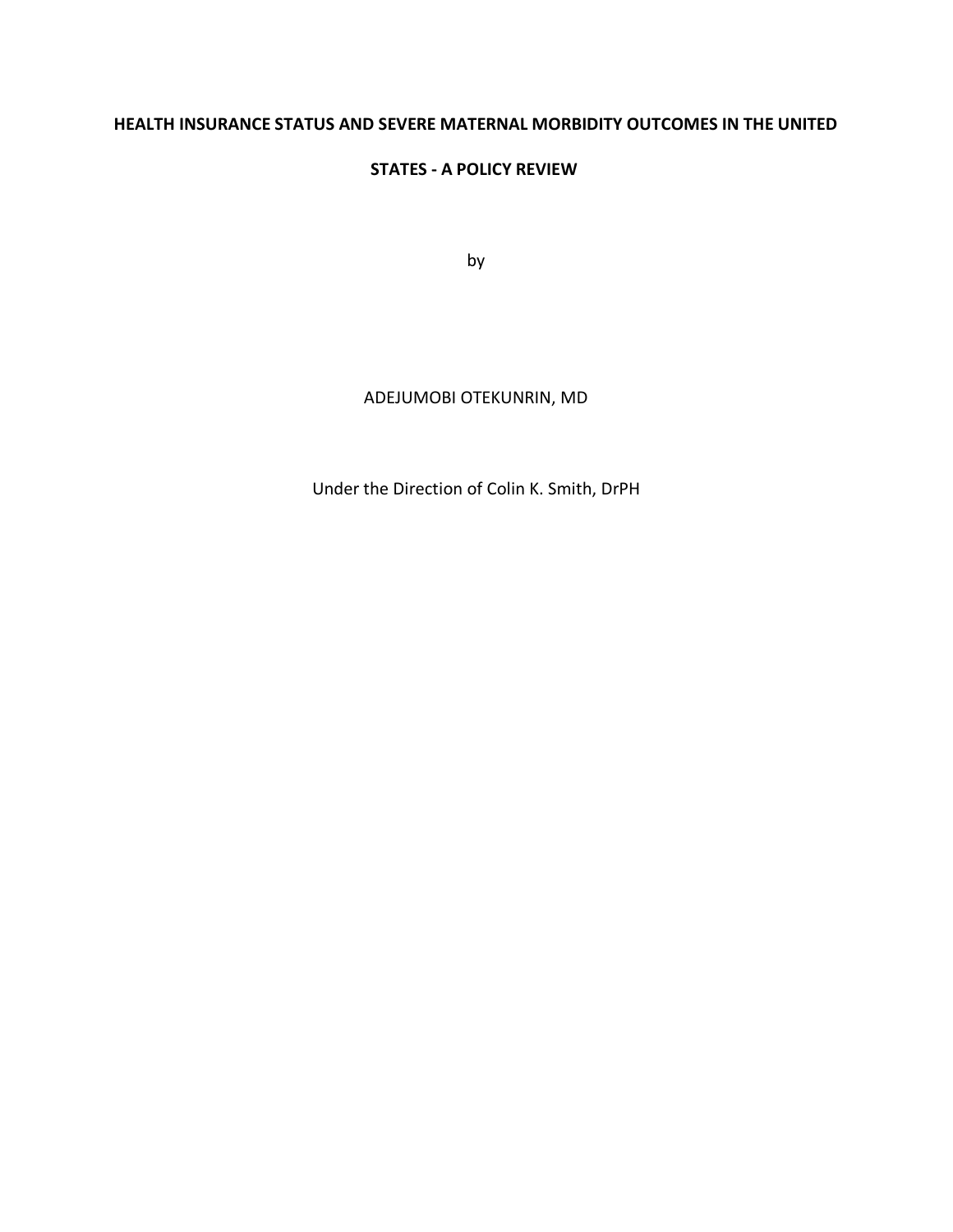**HEALTH INSURANCE STATUS AND SEVERE MATERNAL MORBIDITY OUTCOMES IN THE UNITED STATES - A POLICY REVIEW**

by

ADEJUMOBI OTEKUNRIN, MD

Under the Direction of Colin K. Smith, DrPH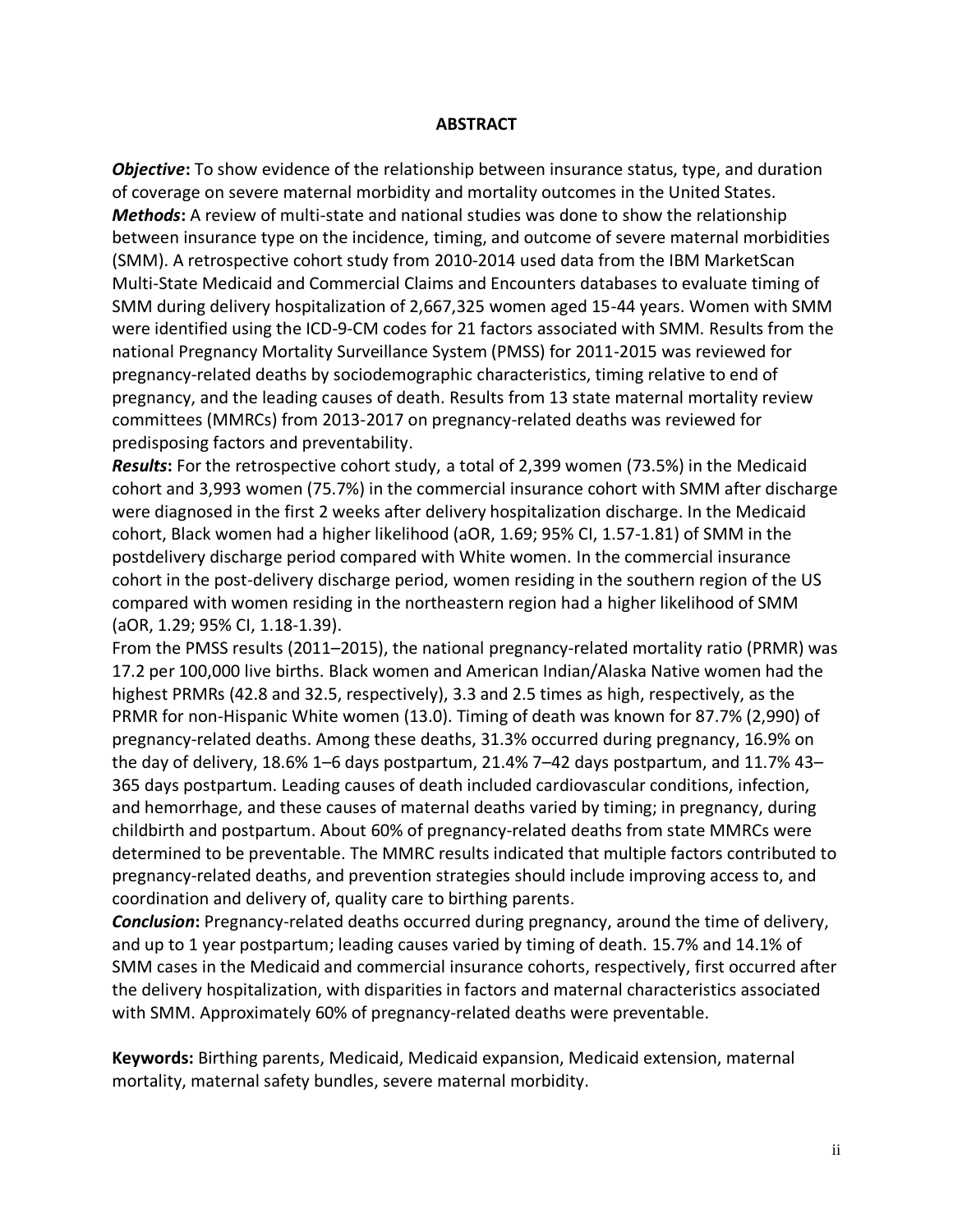# ABSTRACT

***Objective*:** To show evidence of the relationship between insurance status, type, and duration of coverage on severe maternal morbidity and mortality outcomes in the United States.
***Methods*:** A review of multi-state and national studies was done to show the relationship between insurance type on the incidence, timing, and outcome of severe maternal morbidities (SMM). A retrospective cohort study from 2010-2014 used data from the IBM MarketScan Multi-State Medicaid and Commercial Claims and Encounters databases to evaluate timing of SMM during delivery hospitalization of 2,667,325 women aged 15-44 years. Women with SMM were identified using the ICD-9-CM codes for 21 factors associated with SMM. Results from the national Pregnancy Mortality Surveillance System (PMSS) for 2011-2015 was reviewed for pregnancy-related deaths by sociodemographic characteristics, timing relative to end of pregnancy, and the leading causes of death. Results from 13 state maternal mortality review committees (MMRCs) from 2013-2017 on pregnancy-related deaths was reviewed for predisposing factors and preventability.
***Results*:** For the retrospective cohort study, a total of 2,399 women (73.5%) in the Medicaid cohort and 3,993 women (75.7%) in the commercial insurance cohort with SMM after discharge were diagnosed in the first 2 weeks after delivery hospitalization discharge. In the Medicaid cohort, Black women had a higher likelihood (aOR, 1.69; 95% CI, 1.57-1.81) of SMM in the postdelivery discharge period compared with White women. In the commercial insurance cohort in the post-delivery discharge period, women residing in the southern region of the US compared with women residing in the northeastern region had a higher likelihood of SMM (aOR, 1.29; 95% CI, 1.18-1.39).
From the PMSS results (2011–2015), the national pregnancy-related mortality ratio (PRMR) was 17.2 per 100,000 live births. Black women and American Indian/Alaska Native women had the highest PRMRs (42.8 and 32.5, respectively), 3.3 and 2.5 times as high, respectively, as the PRMR for non-Hispanic White women (13.0). Timing of death was known for 87.7% (2,990) of pregnancy-related deaths. Among these deaths, 31.3% occurred during pregnancy, 16.9% on the day of delivery, 18.6% 1–6 days postpartum, 21.4% 7–42 days postpartum, and 11.7% 43–365 days postpartum. Leading causes of death included cardiovascular conditions, infection, and hemorrhage, and these causes of maternal deaths varied by timing; in pregnancy, during childbirth and postpartum. About 60% of pregnancy-related deaths from state MMRCs were determined to be preventable. The MMRC results indicated that multiple factors contributed to pregnancy-related deaths, and prevention strategies should include improving access to, and coordination and delivery of, quality care to birthing parents.
***Conclusion*:** Pregnancy-related deaths occurred during pregnancy, around the time of delivery, and up to 1 year postpartum; leading causes varied by timing of death. 15.7% and 14.1% of SMM cases in the Medicaid and commercial insurance cohorts, respectively, first occurred after the delivery hospitalization, with disparities in factors and maternal characteristics associated with SMM. Approximately 60% of pregnancy-related deaths were preventable.

**Keywords:** Birthing parents, Medicaid, Medicaid expansion, Medicaid extension, maternal mortality, maternal safety bundles, severe maternal morbidity.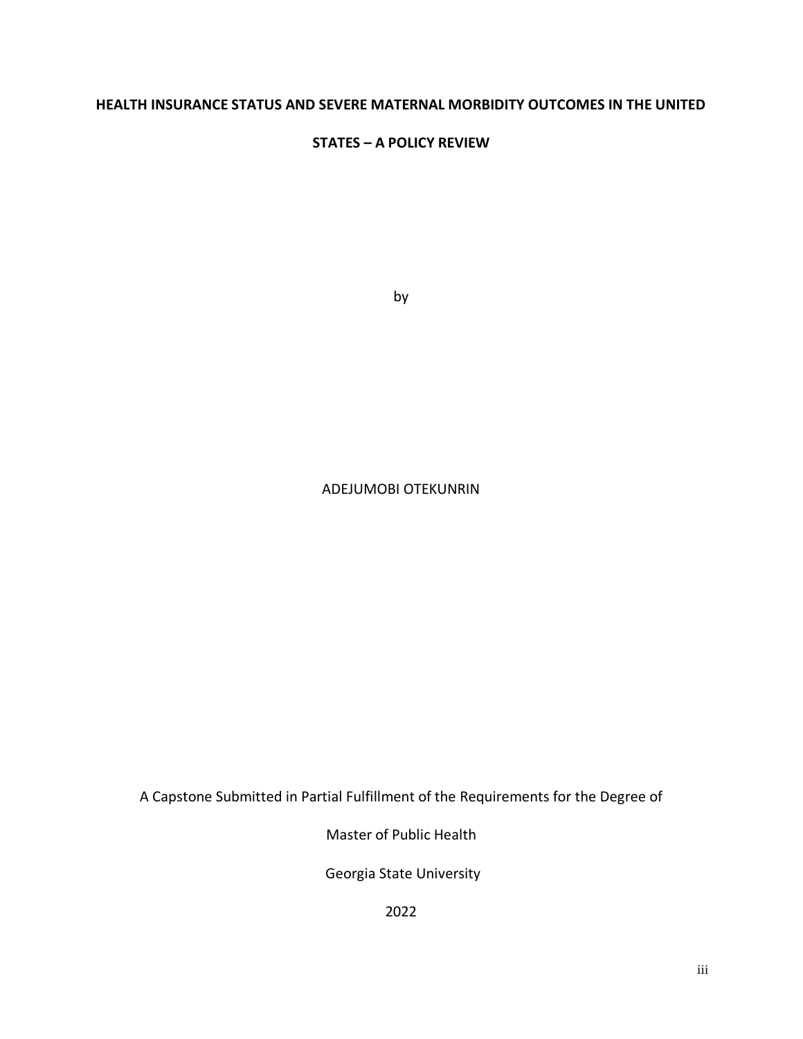**HEALTH INSURANCE STATUS AND SEVERE MATERNAL MORBIDITY OUTCOMES IN THE UNITED STATES – A POLICY REVIEW**

by

ADEJUMOBI OTEKUNRIN

A Capstone Submitted in Partial Fulfillment of the Requirements for the Degree of

Master of Public Health

Georgia State University

2022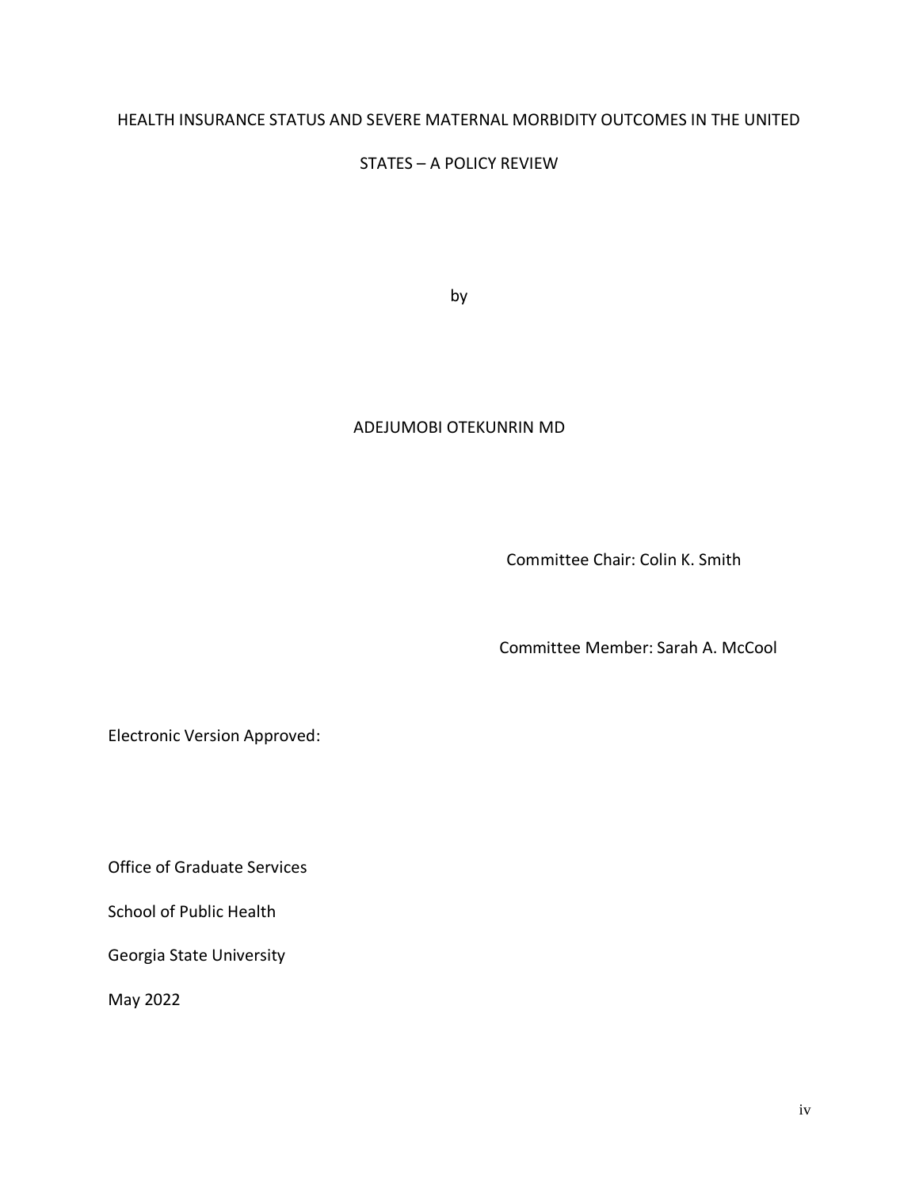HEALTH INSURANCE STATUS AND SEVERE MATERNAL MORBIDITY OUTCOMES IN THE UNITED STATES – A POLICY REVIEW

by

ADEJUMOBI OTEKUNRIN MD

Committee Chair: Colin K. Smith

Committee Member: Sarah A. McCool

Electronic Version Approved:

Office of Graduate Services

School of Public Health

Georgia State University

May 2022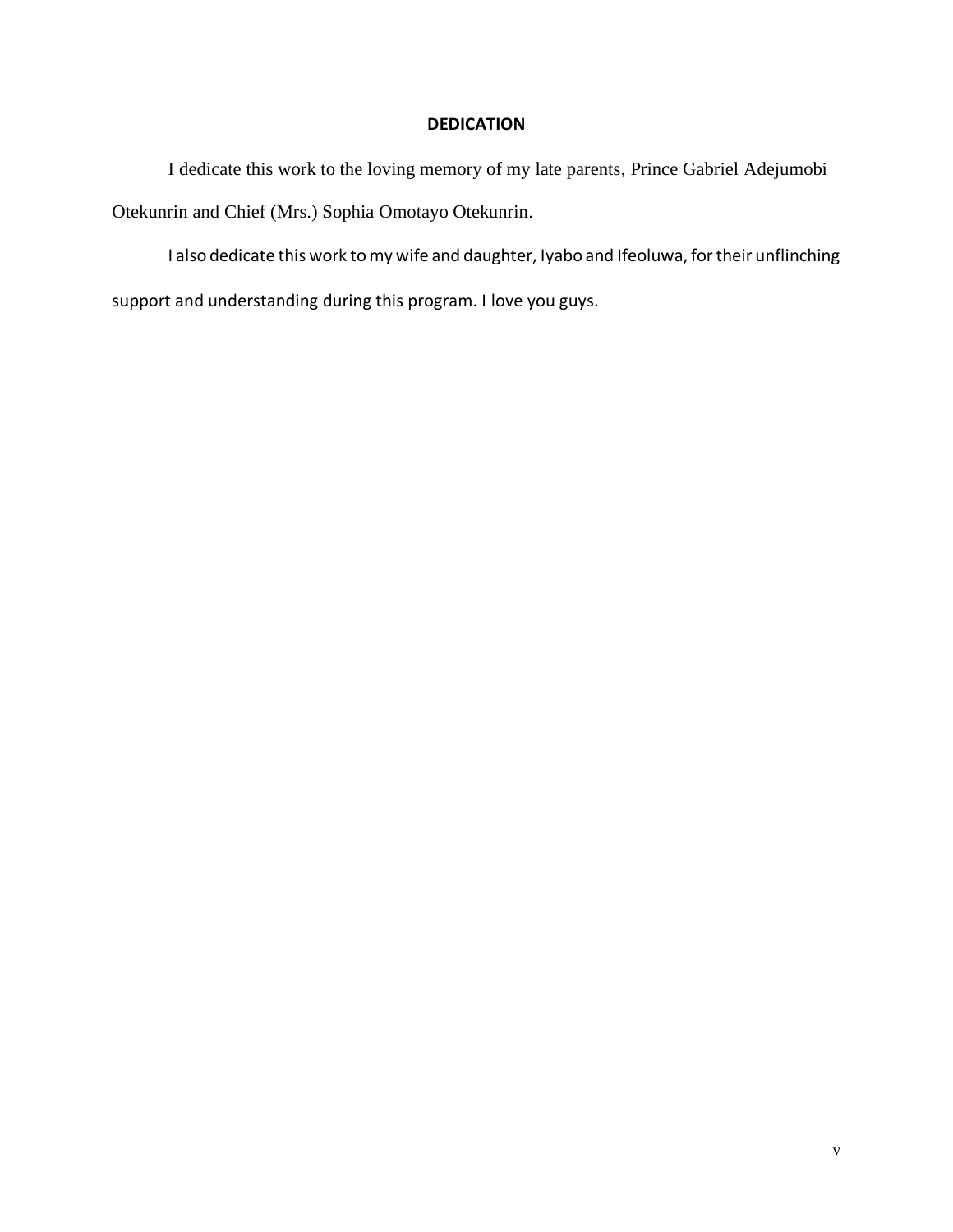# DEDICATION

I dedicate this work to the loving memory of my late parents, Prince Gabriel Adejumobi Otekunrin and Chief (Mrs.) Sophia Omotayo Otekunrin.

I also dedicate this work to my wife and daughter, Iyabo and Ifeoluwa, for their unflinching support and understanding during this program. I love you guys.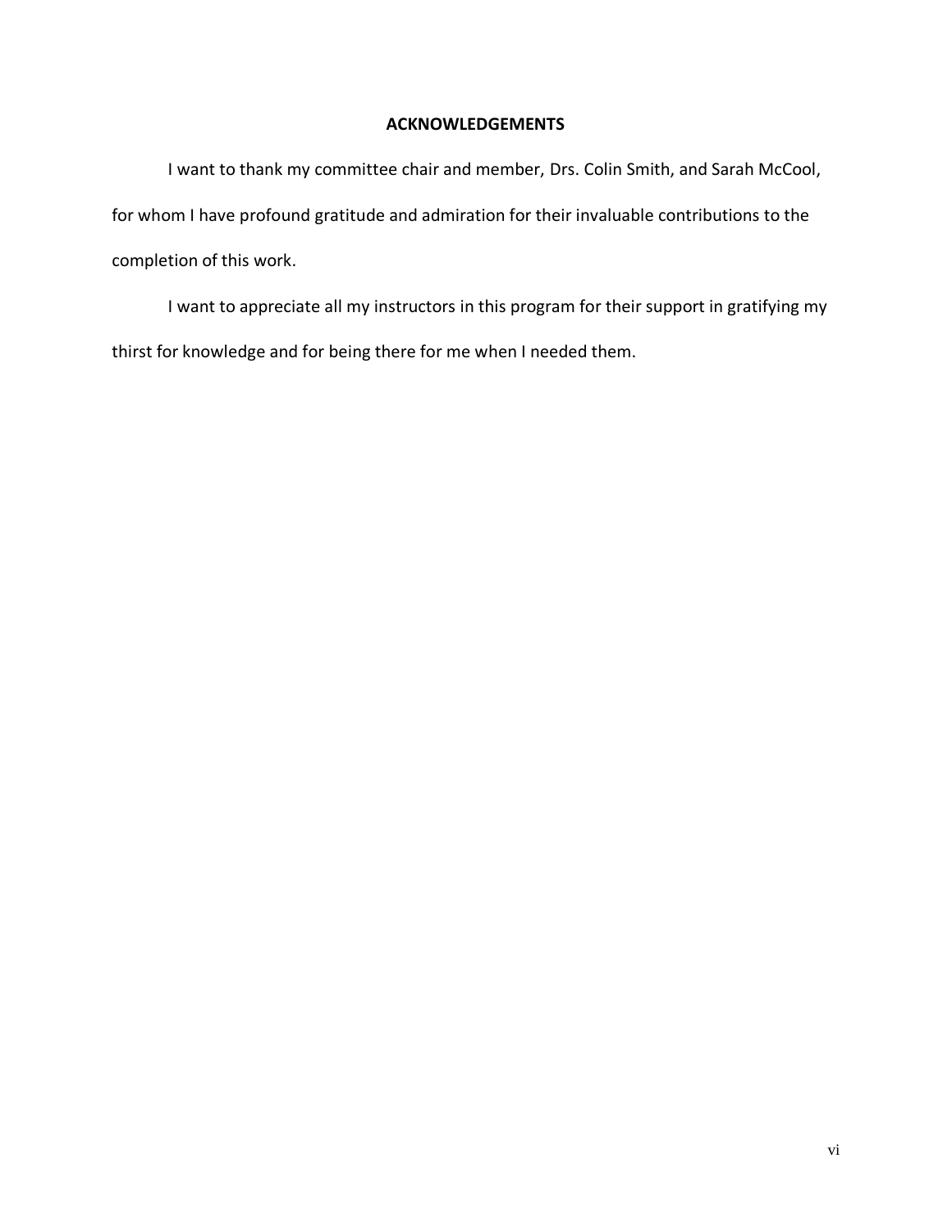## ACKNOWLEDGEMENTS

I want to thank my committee chair and member, Drs. Colin Smith, and Sarah McCool, for whom I have profound gratitude and admiration for their invaluable contributions to the completion of this work.

I want to appreciate all my instructors in this program for their support in gratifying my thirst for knowledge and for being there for me when I needed them.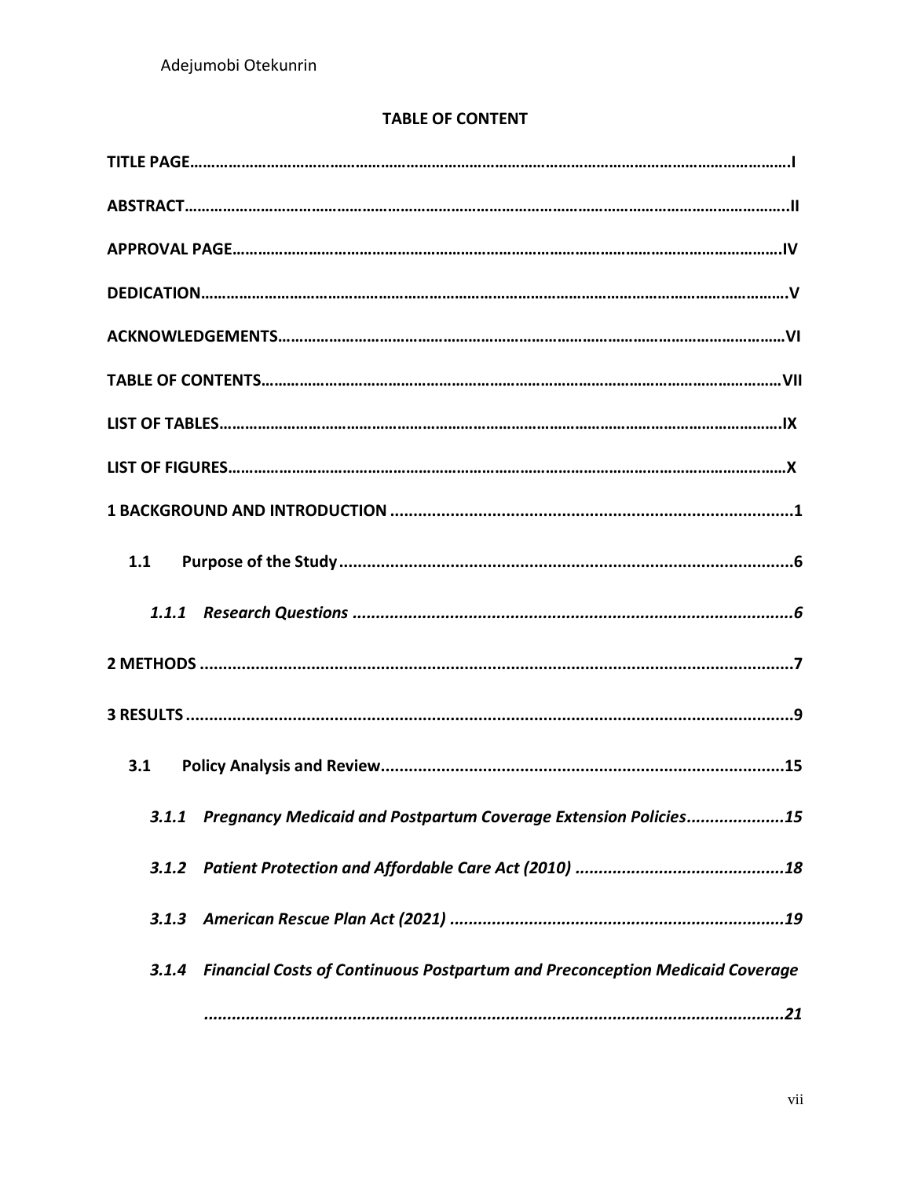## TABLE OF CONTENT

**TITLE PAGE……………………………………………………………………………………………………………………I**

**ABSTRACT……………………………………………………………………………………………………………………..II**

**APPROVAL PAGE…………………………………………………………………………………………………………IV**

**DEDICATION………………………………………………………………………………………………………………….V**

**ACKNOWLEDGEMENTS………………………………………………………………………………………………VI**

**TABLE OF CONTENTS…………………………………………………………………………………………………VII**

**LIST OF TABLES……………………………………………………………………………………………………………IX**

**LIST OF FIGURES……………………………………………………………………………………………………………X**

**1 BACKGROUND AND INTRODUCTION .......................................................................................1**

**1.1 Purpose of the Study.................................................................................................6**

***1.1.1 Research Questions ...............................................................................................6***

**2 METHODS ................................................................................................................7**

**3 RESULTS ...................................................................................................................9**

**3.1 Policy Analysis and Review.......................................................................................15**

***3.1.1 Pregnancy Medicaid and Postpartum Coverage Extension Policies.....................15***

***3.1.2 Patient Protection and Affordable Care Act (2010) .............................................18***

***3.1.3 American Rescue Plan Act (2021) ........................................................................19***

***3.1.4 Financial Costs of Continuous Postpartum and Preconception Medicaid Coverage ...........................................................................................................21***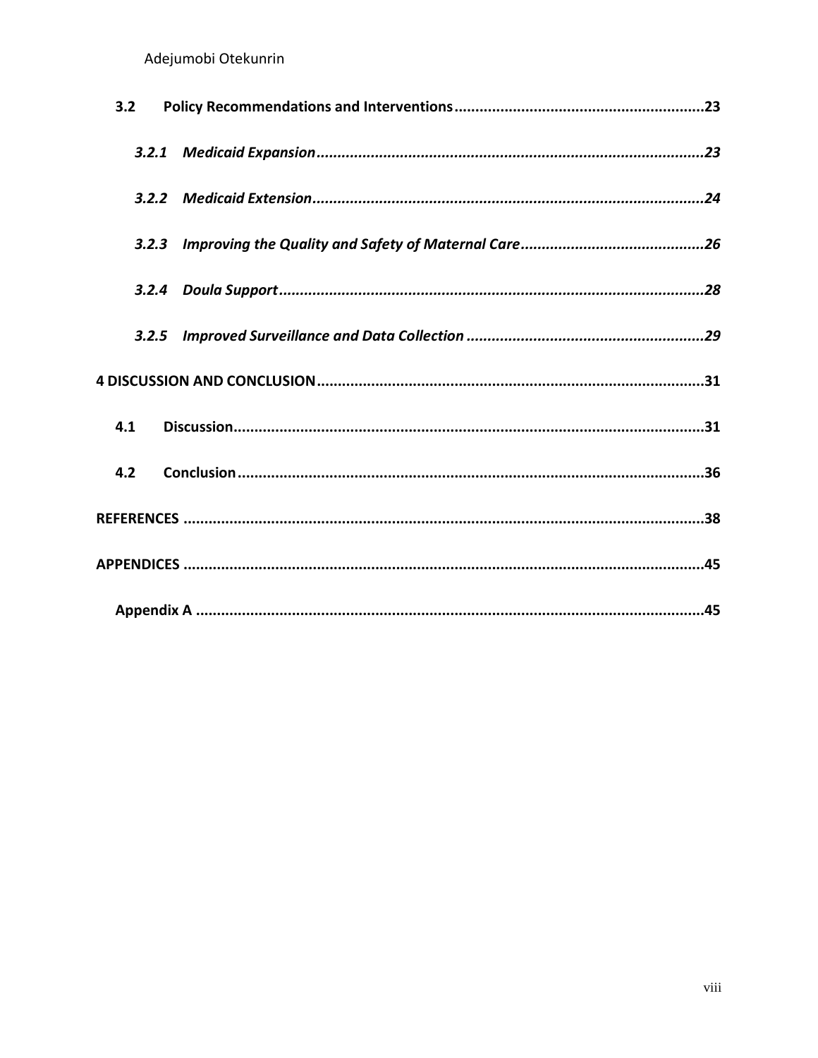**3.2 Policy Recommendations and Interventions....................................................23**

*3.2.1 Medicaid Expansion....................................................................................23*

*3.2.2 Medicaid Extension.....................................................................................24*

*3.2.3 Improving the Quality and Safety of Maternal Care...................................26*

*3.2.4 Doula Support.............................................................................................28*

*3.2.5 Improved Surveillance and Data Collection ...............................................29*

**4 DISCUSSION AND CONCLUSION..................................................................................31**

**4.1 Discussion...........................................................................................................31**

**4.2 Conclusion...........................................................................................................36**

**REFERENCES ...................................................................................................................38**

**APPENDICES ...................................................................................................................45**

**Appendix A ...................................................................................................................45**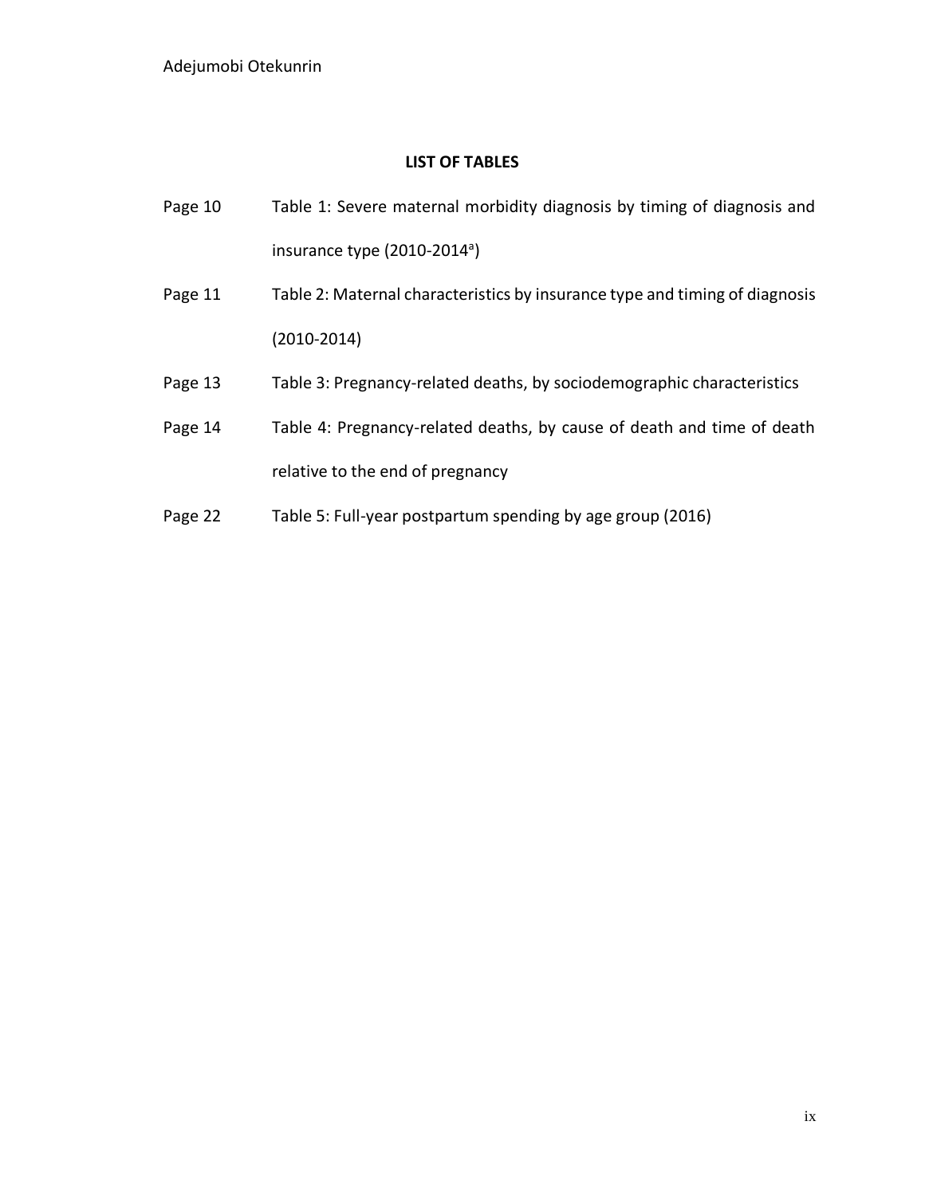**LIST OF TABLES**

Page 10 Table 1: Severe maternal morbidity diagnosis by timing of diagnosis and insurance type (2010-2014[a])

Page 11 Table 2: Maternal characteristics by insurance type and timing of diagnosis (2010-2014)

Page 13 Table 3: Pregnancy-related deaths, by sociodemographic characteristics

Page 14 Table 4: Pregnancy-related deaths, by cause of death and time of death relative to the end of pregnancy

Page 22 Table 5: Full-year postpartum spending by age group (2016)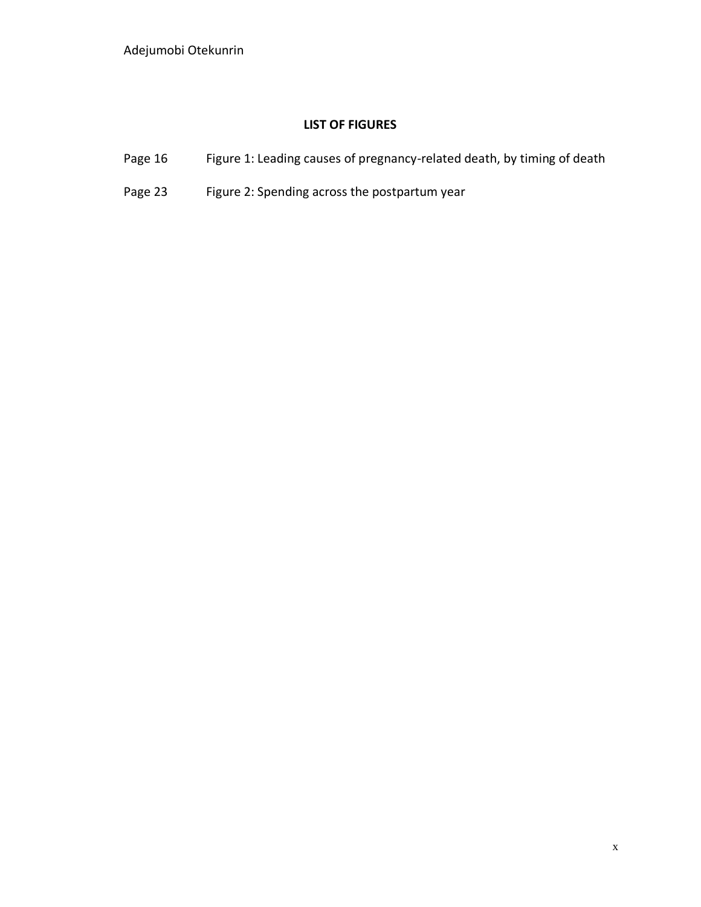## LIST OF FIGURES

Page 16 Figure 1: Leading causes of pregnancy-related death, by timing of death

Page 23 Figure 2: Spending across the postpartum year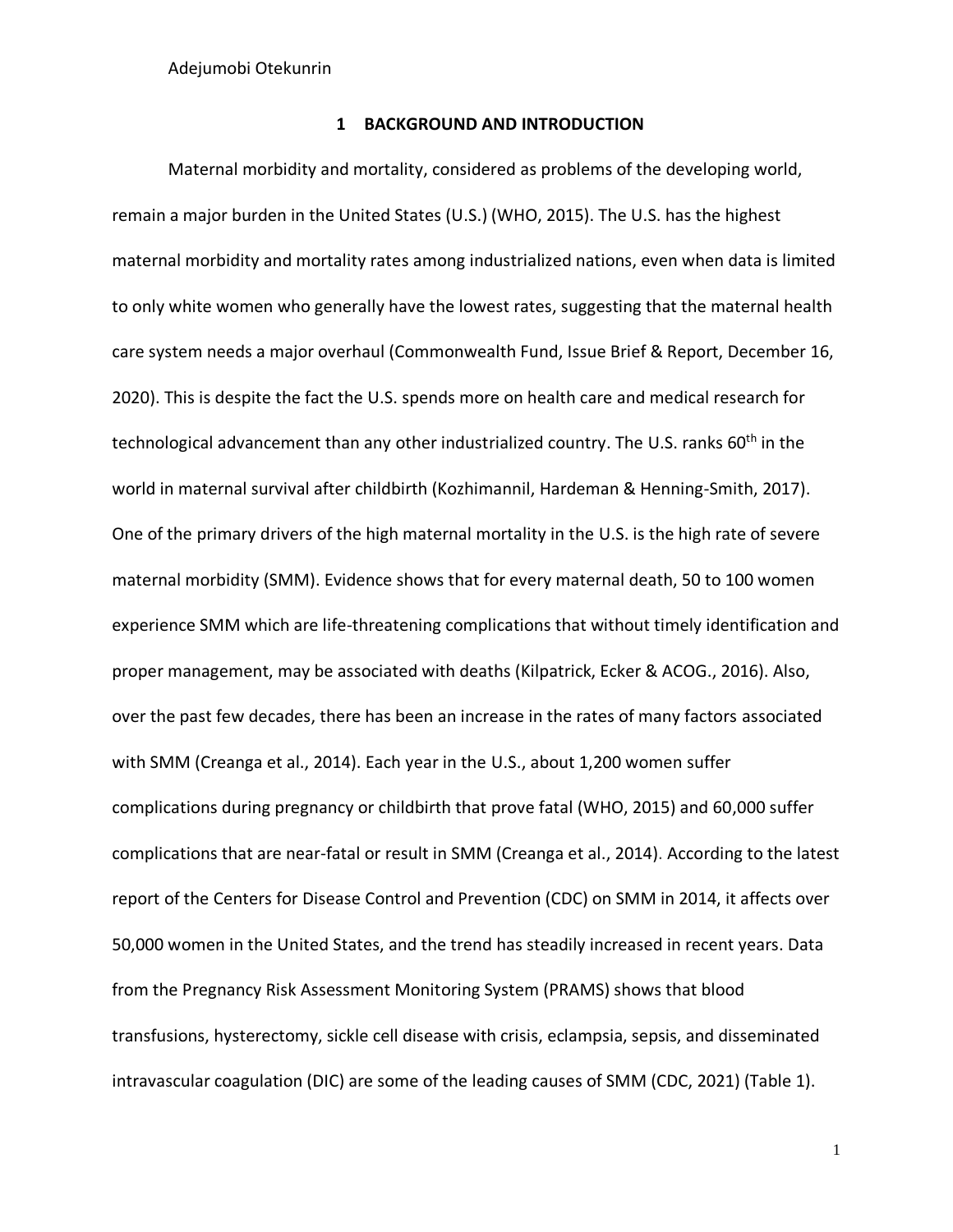Adejumobi Otekunrin

# 1 BACKGROUND AND INTRODUCTION

Maternal morbidity and mortality, considered as problems of the developing world, remain a major burden in the United States (U.S.) (WHO, 2015). The U.S. has the highest maternal morbidity and mortality rates among industrialized nations, even when data is limited to only white women who generally have the lowest rates, suggesting that the maternal health care system needs a major overhaul (Commonwealth Fund, Issue Brief & Report, December 16, 2020). This is despite the fact the U.S. spends more on health care and medical research for technological advancement than any other industrialized country. The U.S. ranks 60th in the world in maternal survival after childbirth (Kozhimannil, Hardeman & Henning-Smith, 2017). One of the primary drivers of the high maternal mortality in the U.S. is the high rate of severe maternal morbidity (SMM). Evidence shows that for every maternal death, 50 to 100 women experience SMM which are life-threatening complications that without timely identification and proper management, may be associated with deaths (Kilpatrick, Ecker & ACOG., 2016). Also, over the past few decades, there has been an increase in the rates of many factors associated with SMM (Creanga et al., 2014). Each year in the U.S., about 1,200 women suffer complications during pregnancy or childbirth that prove fatal (WHO, 2015) and 60,000 suffer complications that are near-fatal or result in SMM (Creanga et al., 2014). According to the latest report of the Centers for Disease Control and Prevention (CDC) on SMM in 2014, it affects over 50,000 women in the United States, and the trend has steadily increased in recent years. Data from the Pregnancy Risk Assessment Monitoring System (PRAMS) shows that blood transfusions, hysterectomy, sickle cell disease with crisis, eclampsia, sepsis, and disseminated intravascular coagulation (DIC) are some of the leading causes of SMM (CDC, 2021) (Table 1).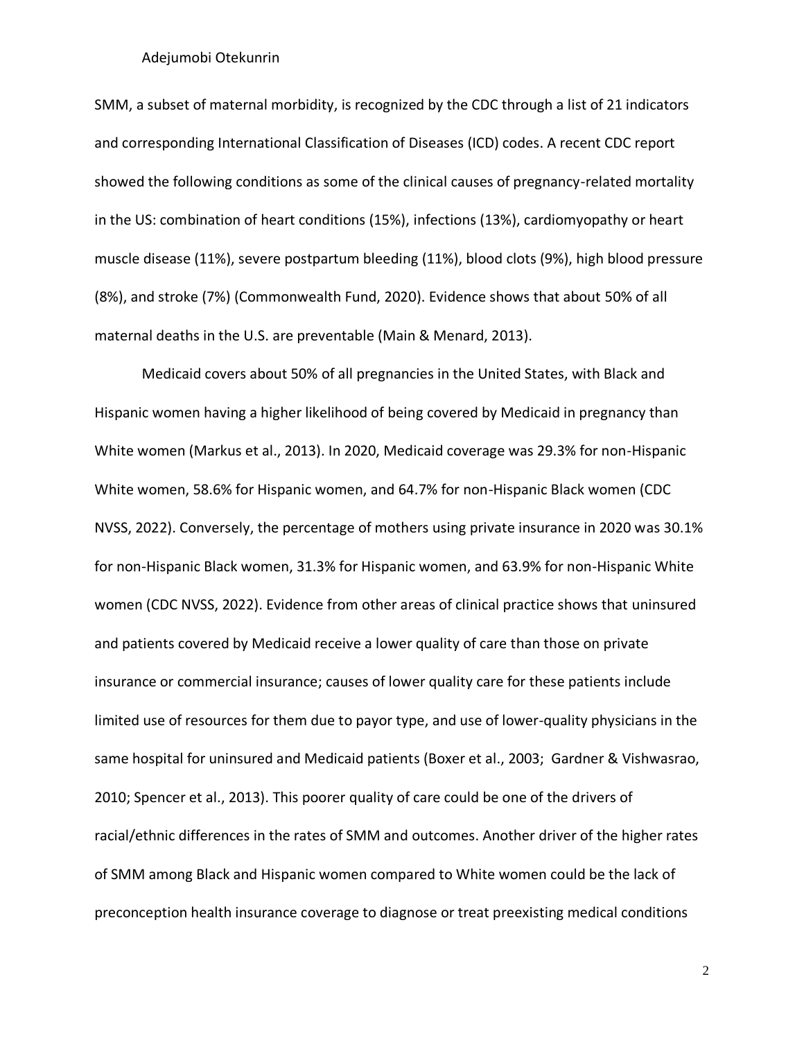SMM, a subset of maternal morbidity, is recognized by the CDC through a list of 21 indicators and corresponding International Classification of Diseases (ICD) codes. A recent CDC report showed the following conditions as some of the clinical causes of pregnancy-related mortality in the US: combination of heart conditions (15%), infections (13%), cardiomyopathy or heart muscle disease (11%), severe postpartum bleeding (11%), blood clots (9%), high blood pressure (8%), and stroke (7%) (Commonwealth Fund, 2020). Evidence shows that about 50% of all maternal deaths in the U.S. are preventable (Main & Menard, 2013).

Medicaid covers about 50% of all pregnancies in the United States, with Black and Hispanic women having a higher likelihood of being covered by Medicaid in pregnancy than White women (Markus et al., 2013). In 2020, Medicaid coverage was 29.3% for non-Hispanic White women, 58.6% for Hispanic women, and 64.7% for non-Hispanic Black women (CDC NVSS, 2022). Conversely, the percentage of mothers using private insurance in 2020 was 30.1% for non-Hispanic Black women, 31.3% for Hispanic women, and 63.9% for non-Hispanic White women (CDC NVSS, 2022). Evidence from other areas of clinical practice shows that uninsured and patients covered by Medicaid receive a lower quality of care than those on private insurance or commercial insurance; causes of lower quality care for these patients include limited use of resources for them due to payor type, and use of lower-quality physicians in the same hospital for uninsured and Medicaid patients (Boxer et al., 2003; Gardner & Vishwasrao, 2010; Spencer et al., 2013). This poorer quality of care could be one of the drivers of racial/ethnic differences in the rates of SMM and outcomes. Another driver of the higher rates of SMM among Black and Hispanic women compared to White women could be the lack of preconception health insurance coverage to diagnose or treat preexisting medical conditions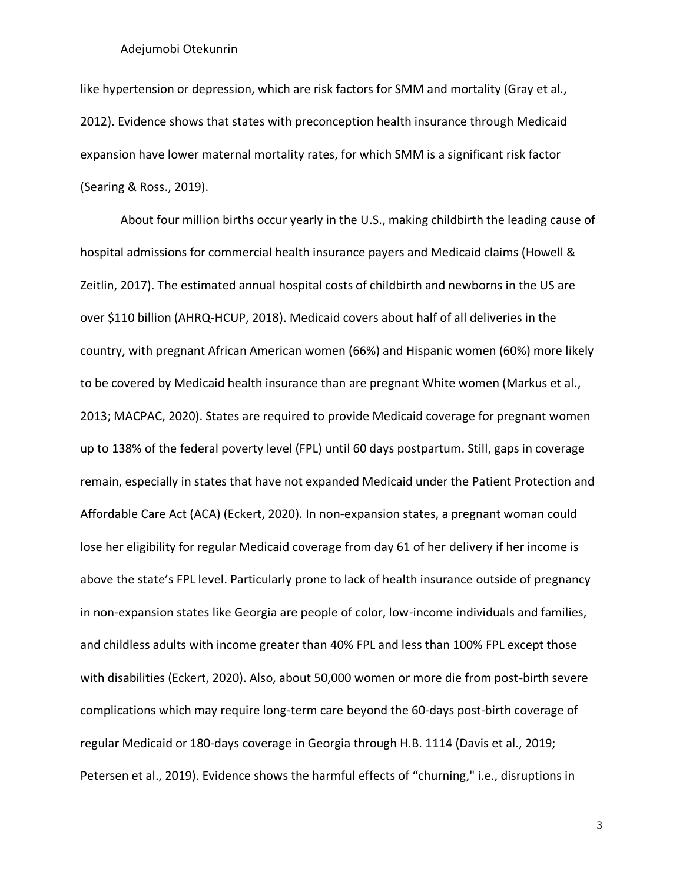like hypertension or depression, which are risk factors for SMM and mortality (Gray et al., 2012). Evidence shows that states with preconception health insurance through Medicaid expansion have lower maternal mortality rates, for which SMM is a significant risk factor (Searing & Ross., 2019).

About four million births occur yearly in the U.S., making childbirth the leading cause of hospital admissions for commercial health insurance payers and Medicaid claims (Howell & Zeitlin, 2017). The estimated annual hospital costs of childbirth and newborns in the US are over $110 billion (AHRQ-HCUP, 2018). Medicaid covers about half of all deliveries in the country, with pregnant African American women (66%) and Hispanic women (60%) more likely to be covered by Medicaid health insurance than are pregnant White women (Markus et al., 2013; MACPAC, 2020). States are required to provide Medicaid coverage for pregnant women up to 138% of the federal poverty level (FPL) until 60 days postpartum. Still, gaps in coverage remain, especially in states that have not expanded Medicaid under the Patient Protection and Affordable Care Act (ACA) (Eckert, 2020). In non-expansion states, a pregnant woman could lose her eligibility for regular Medicaid coverage from day 61 of her delivery if her income is above the state's FPL level. Particularly prone to lack of health insurance outside of pregnancy in non-expansion states like Georgia are people of color, low-income individuals and families, and childless adults with income greater than 40% FPL and less than 100% FPL except those with disabilities (Eckert, 2020). Also, about 50,000 women or more die from post-birth severe complications which may require long-term care beyond the 60-days post-birth coverage of regular Medicaid or 180-days coverage in Georgia through H.B. 1114 (Davis et al., 2019; Petersen et al., 2019). Evidence shows the harmful effects of "churning," i.e., disruptions in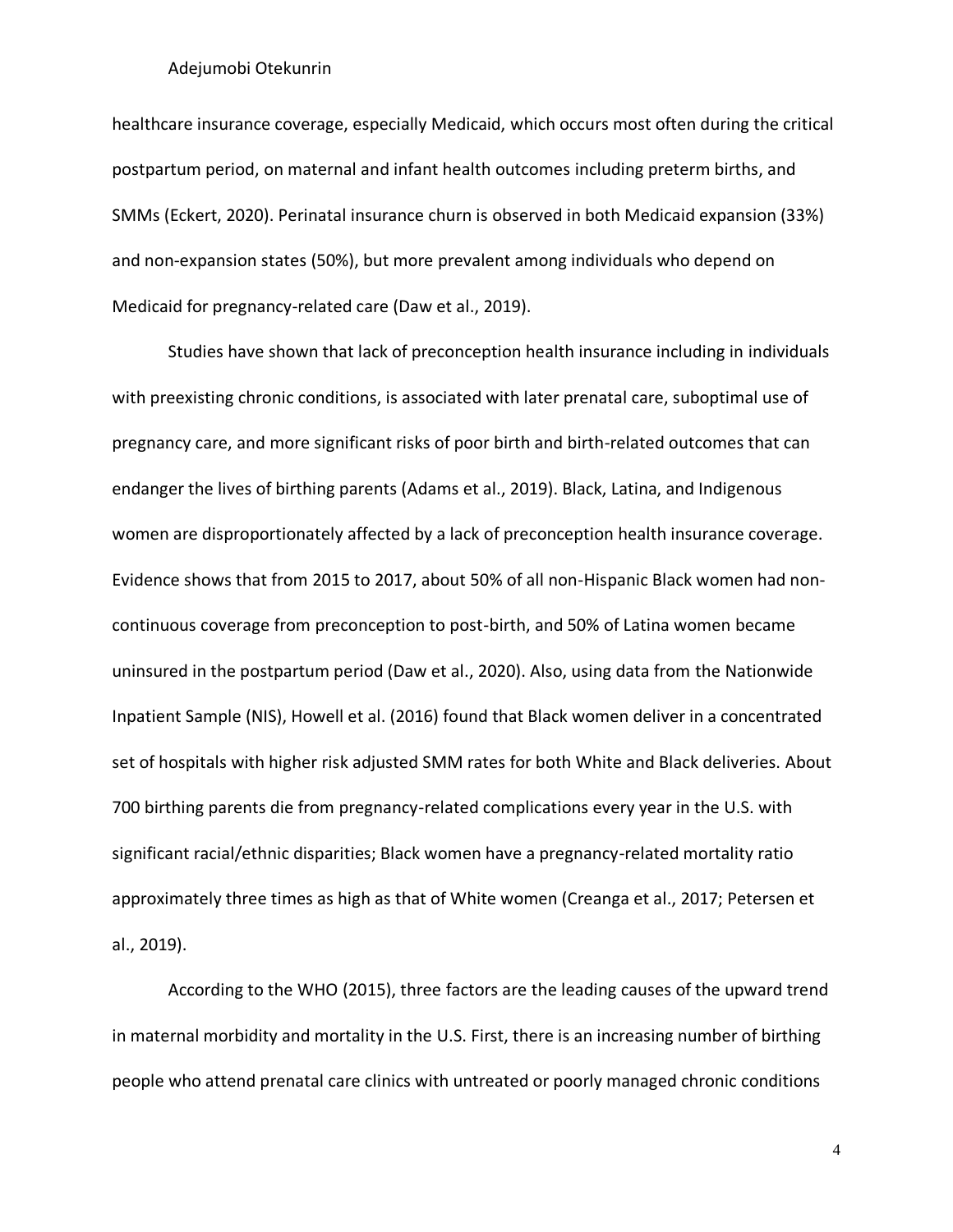healthcare insurance coverage, especially Medicaid, which occurs most often during the critical postpartum period, on maternal and infant health outcomes including preterm births, and SMMs (Eckert, 2020). Perinatal insurance churn is observed in both Medicaid expansion (33%) and non-expansion states (50%), but more prevalent among individuals who depend on Medicaid for pregnancy-related care (Daw et al., 2019).

Studies have shown that lack of preconception health insurance including in individuals with preexisting chronic conditions, is associated with later prenatal care, suboptimal use of pregnancy care, and more significant risks of poor birth and birth-related outcomes that can endanger the lives of birthing parents (Adams et al., 2019). Black, Latina, and Indigenous women are disproportionately affected by a lack of preconception health insurance coverage. Evidence shows that from 2015 to 2017, about 50% of all non-Hispanic Black women had non-continuous coverage from preconception to post-birth, and 50% of Latina women became uninsured in the postpartum period (Daw et al., 2020). Also, using data from the Nationwide Inpatient Sample (NIS), Howell et al. (2016) found that Black women deliver in a concentrated set of hospitals with higher risk adjusted SMM rates for both White and Black deliveries. About 700 birthing parents die from pregnancy-related complications every year in the U.S. with significant racial/ethnic disparities; Black women have a pregnancy-related mortality ratio approximately three times as high as that of White women (Creanga et al., 2017; Petersen et al., 2019).

According to the WHO (2015), three factors are the leading causes of the upward trend in maternal morbidity and mortality in the U.S. First, there is an increasing number of birthing people who attend prenatal care clinics with untreated or poorly managed chronic conditions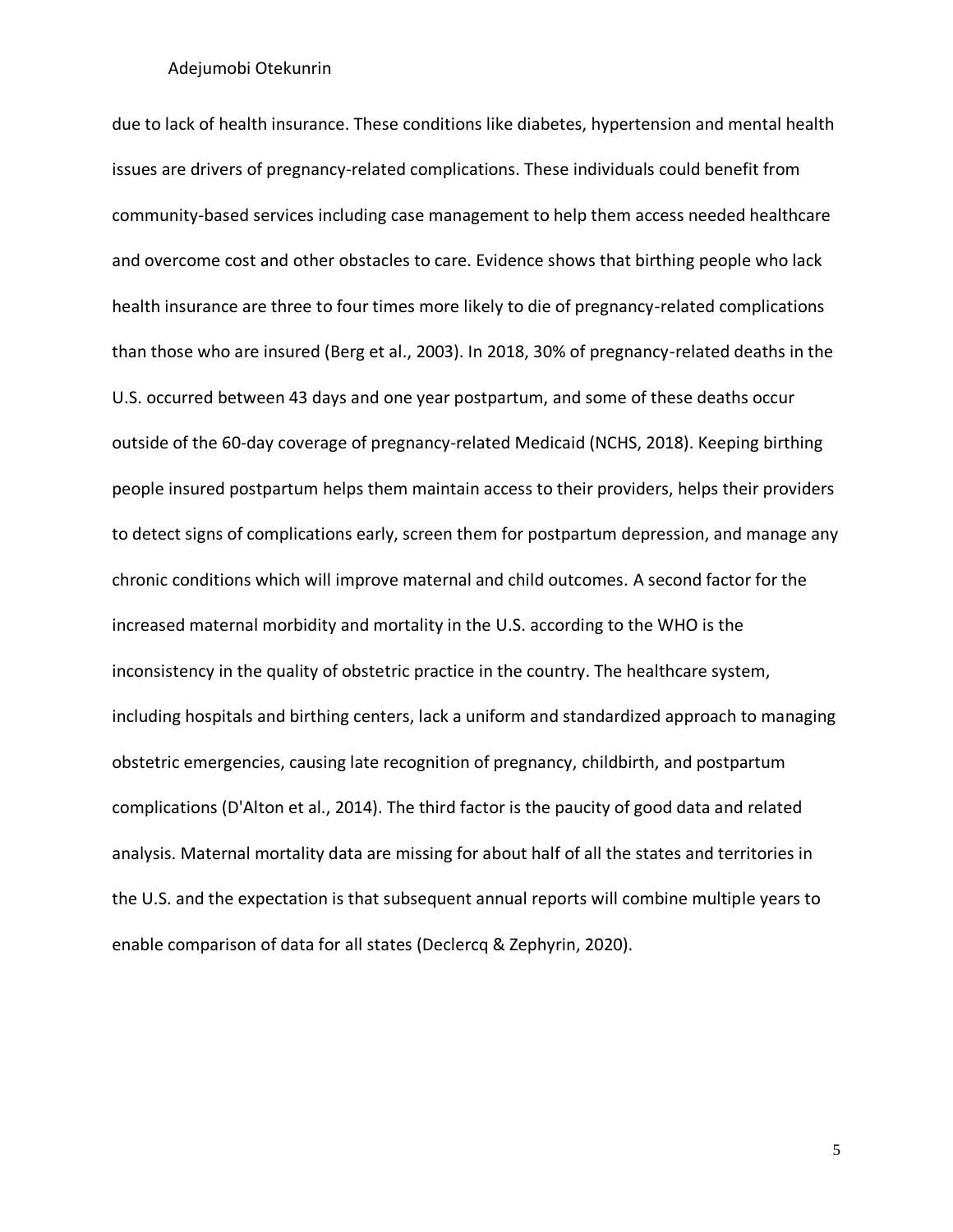due to lack of health insurance. These conditions like diabetes, hypertension and mental health issues are drivers of pregnancy-related complications. These individuals could benefit from community-based services including case management to help them access needed healthcare and overcome cost and other obstacles to care. Evidence shows that birthing people who lack health insurance are three to four times more likely to die of pregnancy-related complications than those who are insured (Berg et al., 2003). In 2018, 30% of pregnancy-related deaths in the U.S. occurred between 43 days and one year postpartum, and some of these deaths occur outside of the 60-day coverage of pregnancy-related Medicaid (NCHS, 2018). Keeping birthing people insured postpartum helps them maintain access to their providers, helps their providers to detect signs of complications early, screen them for postpartum depression, and manage any chronic conditions which will improve maternal and child outcomes. A second factor for the increased maternal morbidity and mortality in the U.S. according to the WHO is the inconsistency in the quality of obstetric practice in the country. The healthcare system, including hospitals and birthing centers, lack a uniform and standardized approach to managing obstetric emergencies, causing late recognition of pregnancy, childbirth, and postpartum complications (D'Alton et al., 2014). The third factor is the paucity of good data and related analysis. Maternal mortality data are missing for about half of all the states and territories in the U.S. and the expectation is that subsequent annual reports will combine multiple years to enable comparison of data for all states (Declercq & Zephyrin, 2020).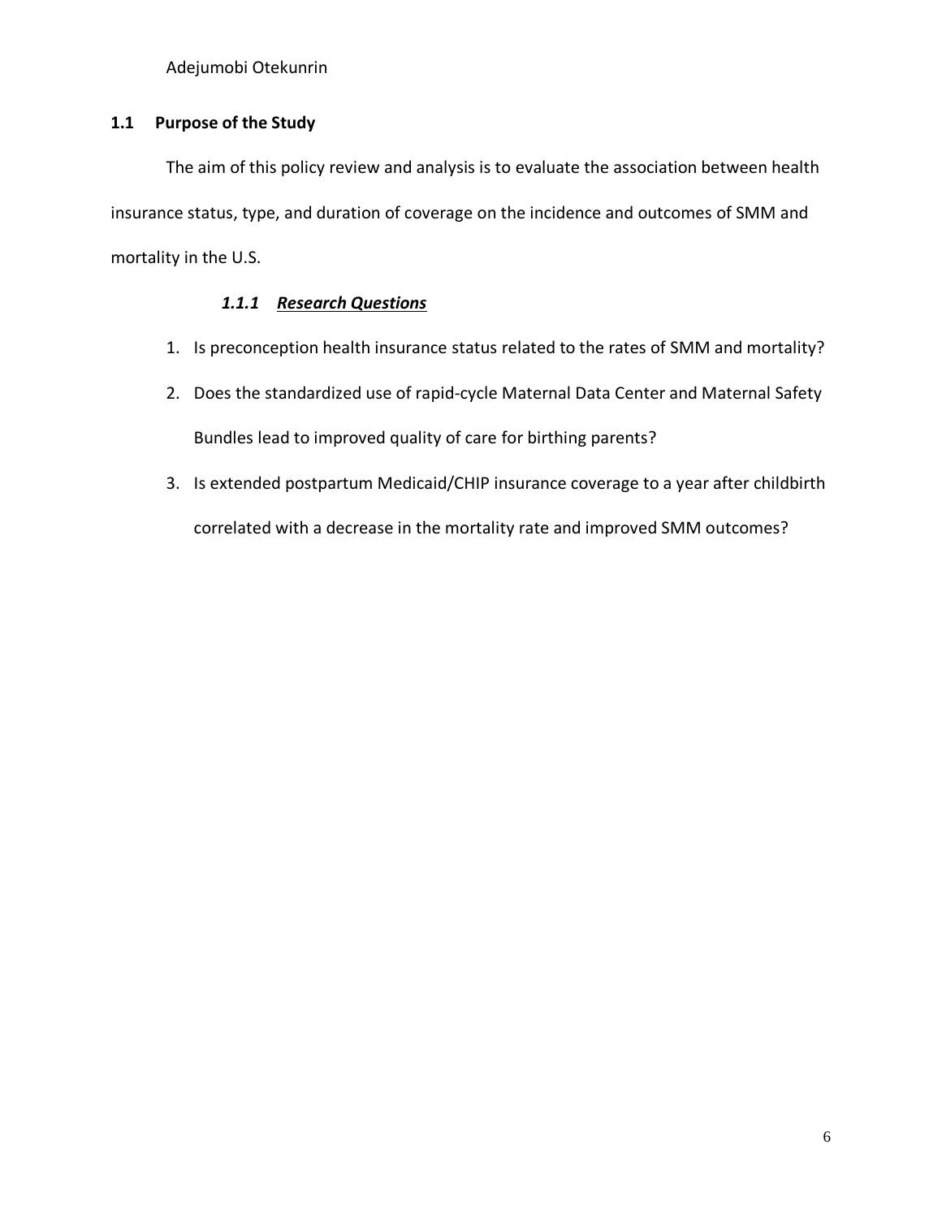## 1.1 Purpose of the Study

The aim of this policy review and analysis is to evaluate the association between health insurance status, type, and duration of coverage on the incidence and outcomes of SMM and mortality in the U.S.

### *1.1.1 Research Questions*

1. Is preconception health insurance status related to the rates of SMM and mortality?
2. Does the standardized use of rapid-cycle Maternal Data Center and Maternal Safety Bundles lead to improved quality of care for birthing parents?
3. Is extended postpartum Medicaid/CHIP insurance coverage to a year after childbirth correlated with a decrease in the mortality rate and improved SMM outcomes?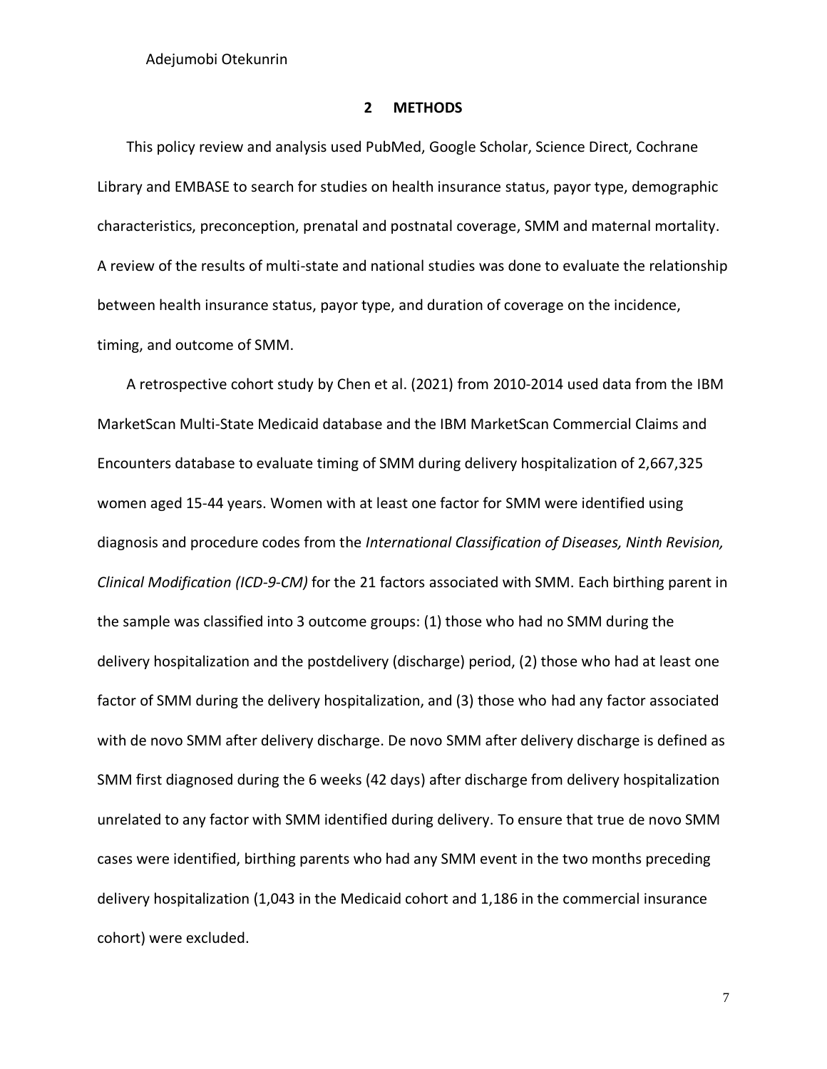## 2 METHODS

This policy review and analysis used PubMed, Google Scholar, Science Direct, Cochrane Library and EMBASE to search for studies on health insurance status, payor type, demographic characteristics, preconception, prenatal and postnatal coverage, SMM and maternal mortality. A review of the results of multi-state and national studies was done to evaluate the relationship between health insurance status, payor type, and duration of coverage on the incidence, timing, and outcome of SMM.

A retrospective cohort study by Chen et al. (2021) from 2010-2014 used data from the IBM MarketScan Multi-State Medicaid database and the IBM MarketScan Commercial Claims and Encounters database to evaluate timing of SMM during delivery hospitalization of 2,667,325 women aged 15-44 years. Women with at least one factor for SMM were identified using diagnosis and procedure codes from the *International Classification of Diseases, Ninth Revision, Clinical Modification (ICD-9-CM)* for the 21 factors associated with SMM. Each birthing parent in the sample was classified into 3 outcome groups: (1) those who had no SMM during the delivery hospitalization and the postdelivery (discharge) period, (2) those who had at least one factor of SMM during the delivery hospitalization, and (3) those who had any factor associated with de novo SMM after delivery discharge. De novo SMM after delivery discharge is defined as SMM first diagnosed during the 6 weeks (42 days) after discharge from delivery hospitalization unrelated to any factor with SMM identified during delivery. To ensure that true de novo SMM cases were identified, birthing parents who had any SMM event in the two months preceding delivery hospitalization (1,043 in the Medicaid cohort and 1,186 in the commercial insurance cohort) were excluded.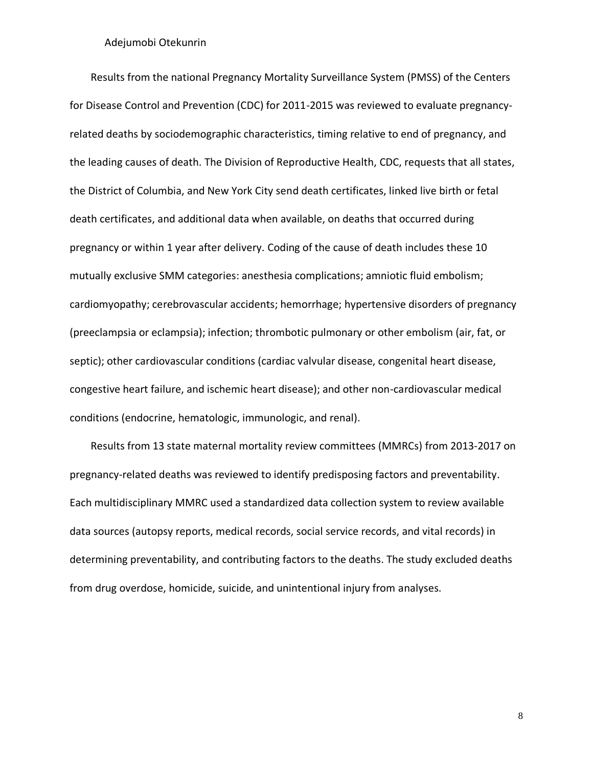Results from the national Pregnancy Mortality Surveillance System (PMSS) of the Centers for Disease Control and Prevention (CDC) for 2011-2015 was reviewed to evaluate pregnancy-related deaths by sociodemographic characteristics, timing relative to end of pregnancy, and the leading causes of death. The Division of Reproductive Health, CDC, requests that all states, the District of Columbia, and New York City send death certificates, linked live birth or fetal death certificates, and additional data when available, on deaths that occurred during pregnancy or within 1 year after delivery. Coding of the cause of death includes these 10 mutually exclusive SMM categories: anesthesia complications; amniotic fluid embolism; cardiomyopathy; cerebrovascular accidents; hemorrhage; hypertensive disorders of pregnancy (preeclampsia or eclampsia); infection; thrombotic pulmonary or other embolism (air, fat, or septic); other cardiovascular conditions (cardiac valvular disease, congenital heart disease, congestive heart failure, and ischemic heart disease); and other non-cardiovascular medical conditions (endocrine, hematologic, immunologic, and renal).

Results from 13 state maternal mortality review committees (MMRCs) from 2013-2017 on pregnancy-related deaths was reviewed to identify predisposing factors and preventability. Each multidisciplinary MMRC used a standardized data collection system to review available data sources (autopsy reports, medical records, social service records, and vital records) in determining preventability, and contributing factors to the deaths. The study excluded deaths from drug overdose, homicide, suicide, and unintentional injury from analyses.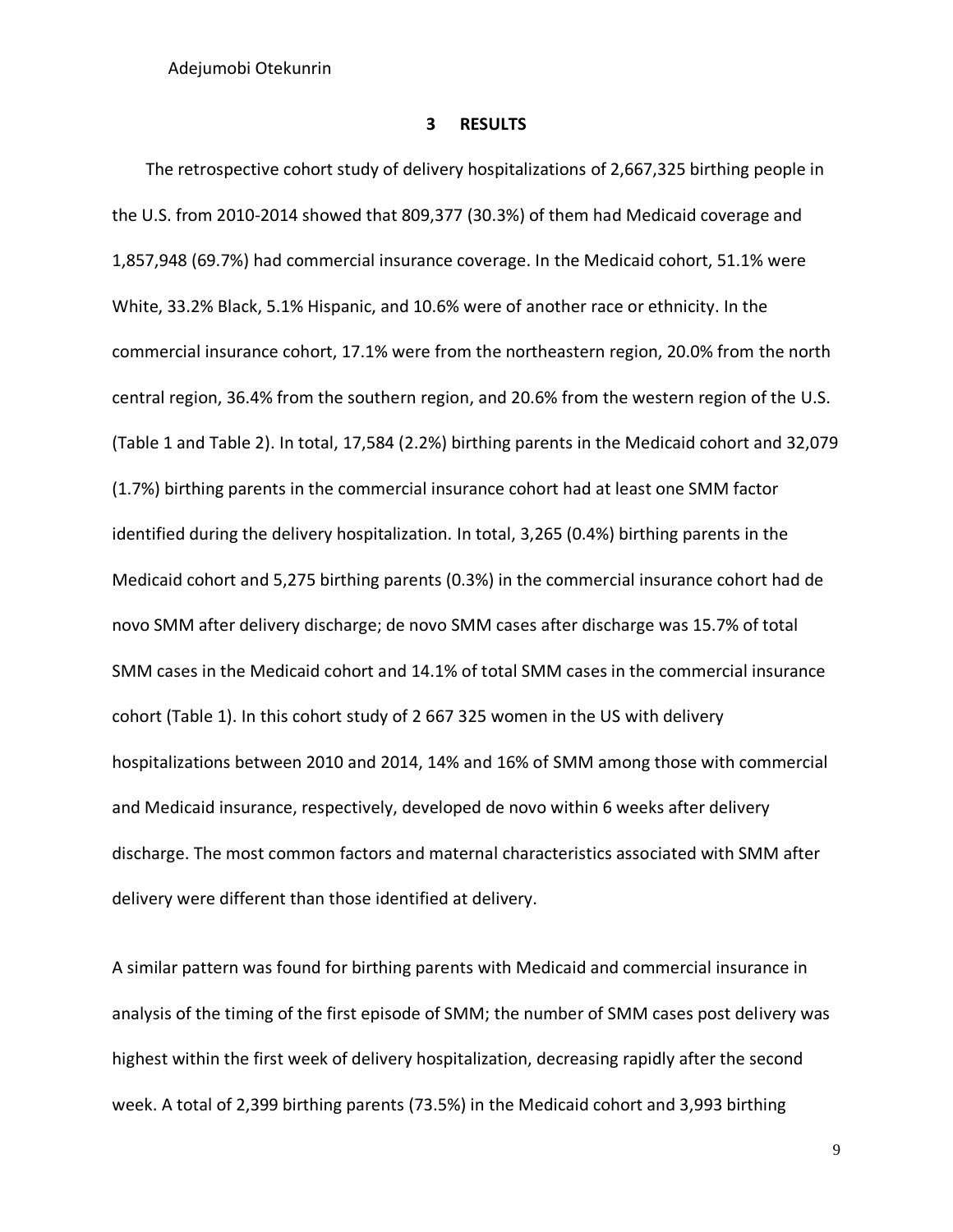## 3 RESULTS

The retrospective cohort study of delivery hospitalizations of 2,667,325 birthing people in the U.S. from 2010-2014 showed that 809,377 (30.3%) of them had Medicaid coverage and 1,857,948 (69.7%) had commercial insurance coverage. In the Medicaid cohort, 51.1% were White, 33.2% Black, 5.1% Hispanic, and 10.6% were of another race or ethnicity. In the commercial insurance cohort, 17.1% were from the northeastern region, 20.0% from the north central region, 36.4% from the southern region, and 20.6% from the western region of the U.S. (Table 1 and Table 2). In total, 17,584 (2.2%) birthing parents in the Medicaid cohort and 32,079 (1.7%) birthing parents in the commercial insurance cohort had at least one SMM factor identified during the delivery hospitalization. In total, 3,265 (0.4%) birthing parents in the Medicaid cohort and 5,275 birthing parents (0.3%) in the commercial insurance cohort had de novo SMM after delivery discharge; de novo SMM cases after discharge was 15.7% of total SMM cases in the Medicaid cohort and 14.1% of total SMM cases in the commercial insurance cohort (Table 1). In this cohort study of 2 667 325 women in the US with delivery hospitalizations between 2010 and 2014, 14% and 16% of SMM among those with commercial and Medicaid insurance, respectively, developed de novo within 6 weeks after delivery discharge. The most common factors and maternal characteristics associated with SMM after delivery were different than those identified at delivery.

A similar pattern was found for birthing parents with Medicaid and commercial insurance in analysis of the timing of the first episode of SMM; the number of SMM cases post delivery was highest within the first week of delivery hospitalization, decreasing rapidly after the second week. A total of 2,399 birthing parents (73.5%) in the Medicaid cohort and 3,993 birthing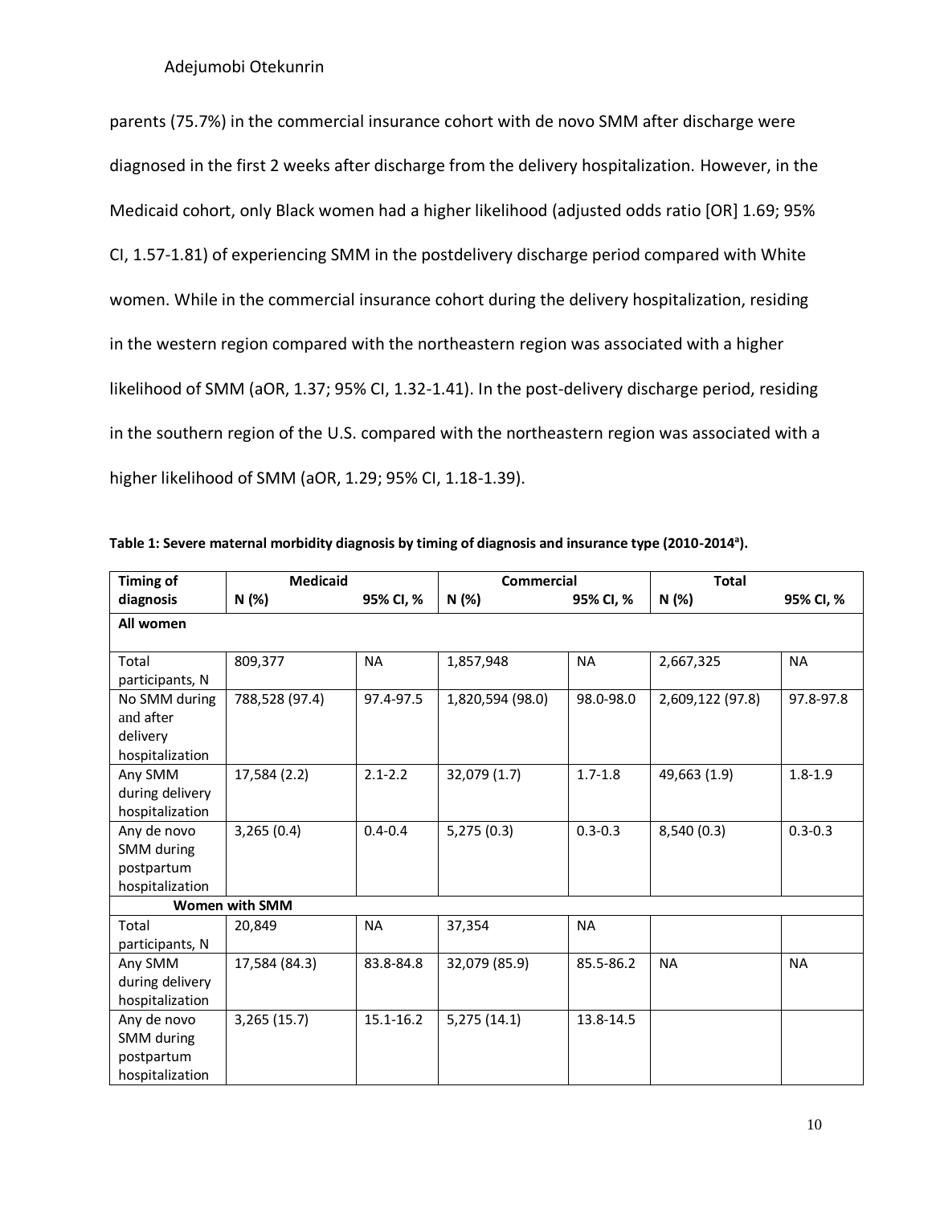parents (75.7%) in the commercial insurance cohort with de novo SMM after discharge were diagnosed in the first 2 weeks after discharge from the delivery hospitalization. However, in the Medicaid cohort, only Black women had a higher likelihood (adjusted odds ratio [OR] 1.69; 95% CI, 1.57-1.81) of experiencing SMM in the postdelivery discharge period compared with White women. While in the commercial insurance cohort during the delivery hospitalization, residing in the western region compared with the northeastern region was associated with a higher likelihood of SMM (aOR, 1.37; 95% CI, 1.32-1.41). In the post-delivery discharge period, residing in the southern region of the U.S. compared with the northeastern region was associated with a higher likelihood of SMM (aOR, 1.29; 95% CI, 1.18-1.39).

**Table 1: Severe maternal morbidity diagnosis by timing of diagnosis and insurance type (2010-2014[a]).**

| Timing of diagnosis | Medicaid | | Commercial | | Total | |
|---|---|---|---|---|---|---|
| | N (%) | 95% CI, % | N (%) | 95% CI, % | N (%) | 95% CI, % |
| **All women** | | | | | | |
| Total participants, N | 809,377 | NA | 1,857,948 | NA | 2,667,325 | NA |
| No SMM during and after delivery hospitalization | 788,528 (97.4) | 97.4-97.5 | 1,820,594 (98.0) | 98.0-98.0 | 2,609,122 (97.8) | 97.8-97.8 |
| Any SMM during delivery hospitalization | 17,584 (2.2) | 2.1-2.2 | 32,079 (1.7) | 1.7-1.8 | 49,663 (1.9) | 1.8-1.9 |
| Any de novo SMM during postpartum hospitalization | 3,265 (0.4) | 0.4-0.4 | 5,275 (0.3) | 0.3-0.3 | 8,540 (0.3) | 0.3-0.3 |
| **Women with SMM** | | | | | | |
| Total participants, N | 20,849 | NA | 37,354 | NA | | |
| Any SMM during delivery hospitalization | 17,584 (84.3) | 83.8-84.8 | 32,079 (85.9) | 85.5-86.2 | NA | NA |
| Any de novo SMM during postpartum hospitalization | 3,265 (15.7) | 15.1-16.2 | 5,275 (14.1) | 13.8-14.5 | | |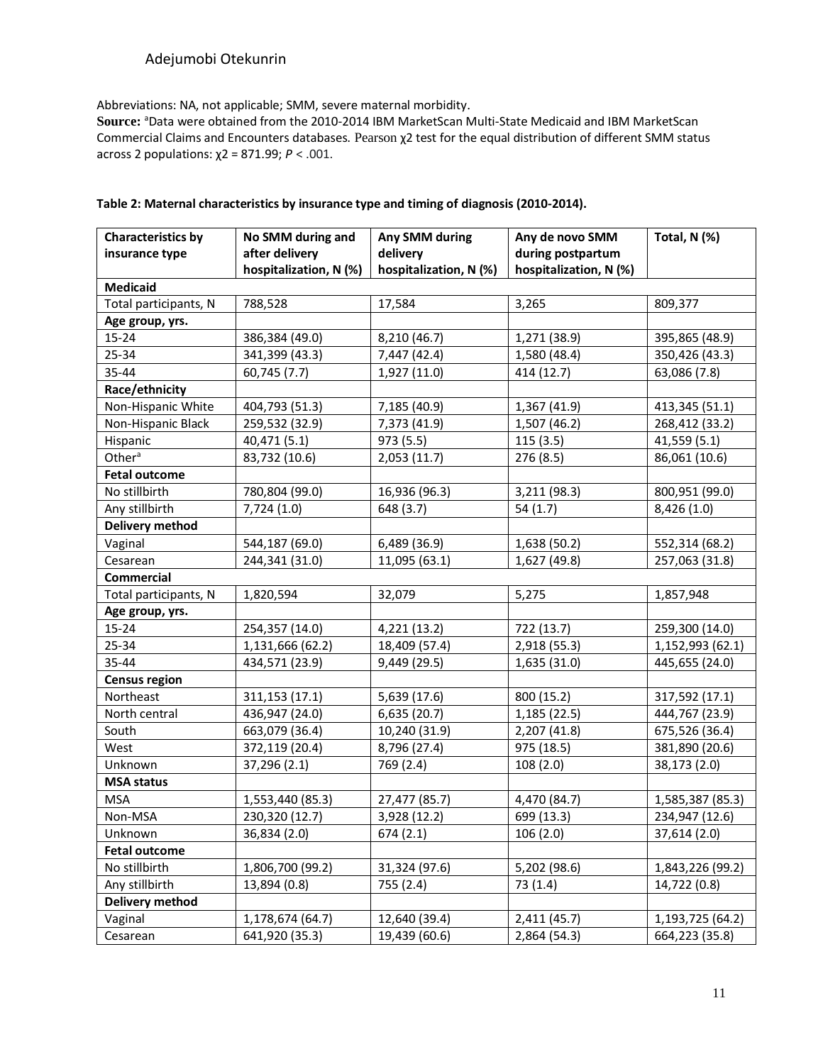Abbreviations: NA, not applicable; SMM, severe maternal morbidity.

**Source:** [a]Data were obtained from the 2010-2014 IBM MarketScan Multi-State Medicaid and IBM MarketScan Commercial Claims and Encounters databases. Pearson $\chi^2$ test for the equal distribution of different SMM status across 2 populations: $\chi^2 = 871.99$; $P < .001$.

**Table 2: Maternal characteristics by insurance type and timing of diagnosis (2010-2014).**

| Characteristics by insurance type | No SMM during and after delivery hospitalization, N (%) | Any SMM during delivery hospitalization, N (%) | Any de novo SMM during postpartum hospitalization, N (%) | Total, N (%) |
|---|---|---|---|---|
| **Medicaid** | | | | |
| Total participants, N | 788,528 | 17,584 | 3,265 | 809,377 |
| **Age group, yrs.** | | | | |
| 15-24 | 386,384 (49.0) | 8,210 (46.7) | 1,271 (38.9) | 395,865 (48.9) |
| 25-34 | 341,399 (43.3) | 7,447 (42.4) | 1,580 (48.4) | 350,426 (43.3) |
| 35-44 | 60,745 (7.7) | 1,927 (11.0) | 414 (12.7) | 63,086 (7.8) |
| **Race/ethnicity** | | | | |
| Non-Hispanic White | 404,793 (51.3) | 7,185 (40.9) | 1,367 (41.9) | 413,345 (51.1) |
| Non-Hispanic Black | 259,532 (32.9) | 7,373 (41.9) | 1,507 (46.2) | 268,412 (33.2) |
| Hispanic | 40,471 (5.1) | 973 (5.5) | 115 (3.5) | 41,559 (5.1) |
| Other[a] | 83,732 (10.6) | 2,053 (11.7) | 276 (8.5) | 86,061 (10.6) |
| **Fetal outcome** | | | | |
| No stillbirth | 780,804 (99.0) | 16,936 (96.3) | 3,211 (98.3) | 800,951 (99.0) |
| Any stillbirth | 7,724 (1.0) | 648 (3.7) | 54 (1.7) | 8,426 (1.0) |
| **Delivery method** | | | | |
| Vaginal | 544,187 (69.0) | 6,489 (36.9) | 1,638 (50.2) | 552,314 (68.2) |
| Cesarean | 244,341 (31.0) | 11,095 (63.1) | 1,627 (49.8) | 257,063 (31.8) |
| **Commercial** | | | | |
| Total participants, N | 1,820,594 | 32,079 | 5,275 | 1,857,948 |
| **Age group, yrs.** | | | | |
| 15-24 | 254,357 (14.0) | 4,221 (13.2) | 722 (13.7) | 259,300 (14.0) |
| 25-34 | 1,131,666 (62.2) | 18,409 (57.4) | 2,918 (55.3) | 1,152,993 (62.1) |
| 35-44 | 434,571 (23.9) | 9,449 (29.5) | 1,635 (31.0) | 445,655 (24.0) |
| **Census region** | | | | |
| Northeast | 311,153 (17.1) | 5,639 (17.6) | 800 (15.2) | 317,592 (17.1) |
| North central | 436,947 (24.0) | 6,635 (20.7) | 1,185 (22.5) | 444,767 (23.9) |
| South | 663,079 (36.4) | 10,240 (31.9) | 2,207 (41.8) | 675,526 (36.4) |
| West | 372,119 (20.4) | 8,796 (27.4) | 975 (18.5) | 381,890 (20.6) |
| Unknown | 37,296 (2.1) | 769 (2.4) | 108 (2.0) | 38,173 (2.0) |
| **MSA status** | | | | |
| MSA | 1,553,440 (85.3) | 27,477 (85.7) | 4,470 (84.7) | 1,585,387 (85.3) |
| Non-MSA | 230,320 (12.7) | 3,928 (12.2) | 699 (13.3) | 234,947 (12.6) |
| Unknown | 36,834 (2.0) | 674 (2.1) | 106 (2.0) | 37,614 (2.0) |
| **Fetal outcome** | | | | |
| No stillbirth | 1,806,700 (99.2) | 31,324 (97.6) | 5,202 (98.6) | 1,843,226 (99.2) |
| Any stillbirth | 13,894 (0.8) | 755 (2.4) | 73 (1.4) | 14,722 (0.8) |
| **Delivery method** | | | | |
| Vaginal | 1,178,674 (64.7) | 12,640 (39.4) | 2,411 (45.7) | 1,193,725 (64.2) |
| Cesarean | 641,920 (35.3) | 19,439 (60.6) | 2,864 (54.3) | 664,223 (35.8) |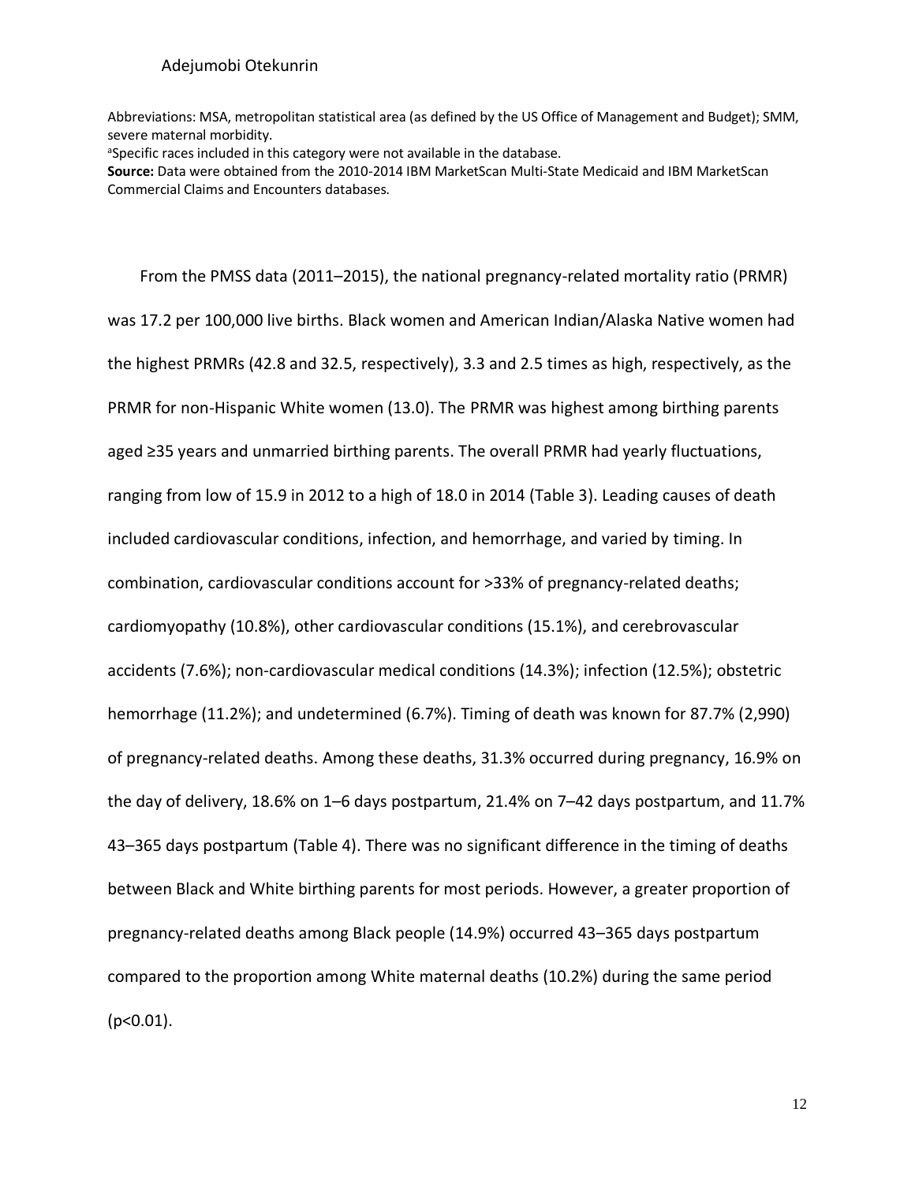Abbreviations: MSA, metropolitan statistical area (as defined by the US Office of Management and Budget); SMM, severe maternal morbidity.

[a]Specific races included in this category were not available in the database.

**Source:** Data were obtained from the 2010-2014 IBM MarketScan Multi-State Medicaid and IBM MarketScan Commercial Claims and Encounters databases.

From the PMSS data (2011–2015), the national pregnancy-related mortality ratio (PRMR) was 17.2 per 100,000 live births. Black women and American Indian/Alaska Native women had the highest PRMRs (42.8 and 32.5, respectively), 3.3 and 2.5 times as high, respectively, as the PRMR for non-Hispanic White women (13.0). The PRMR was highest among birthing parents aged ≥35 years and unmarried birthing parents. The overall PRMR had yearly fluctuations, ranging from low of 15.9 in 2012 to a high of 18.0 in 2014 (Table 3). Leading causes of death included cardiovascular conditions, infection, and hemorrhage, and varied by timing. In combination, cardiovascular conditions account for >33% of pregnancy-related deaths; cardiomyopathy (10.8%), other cardiovascular conditions (15.1%), and cerebrovascular accidents (7.6%); non-cardiovascular medical conditions (14.3%); infection (12.5%); obstetric hemorrhage (11.2%); and undetermined (6.7%). Timing of death was known for 87.7% (2,990) of pregnancy-related deaths. Among these deaths, 31.3% occurred during pregnancy, 16.9% on the day of delivery, 18.6% on 1–6 days postpartum, 21.4% on 7–42 days postpartum, and 11.7% 43–365 days postpartum (Table 4). There was no significant difference in the timing of deaths between Black and White birthing parents for most periods. However, a greater proportion of pregnancy-related deaths among Black people (14.9%) occurred 43–365 days postpartum compared to the proportion among White maternal deaths (10.2%) during the same period ($p<0.01$).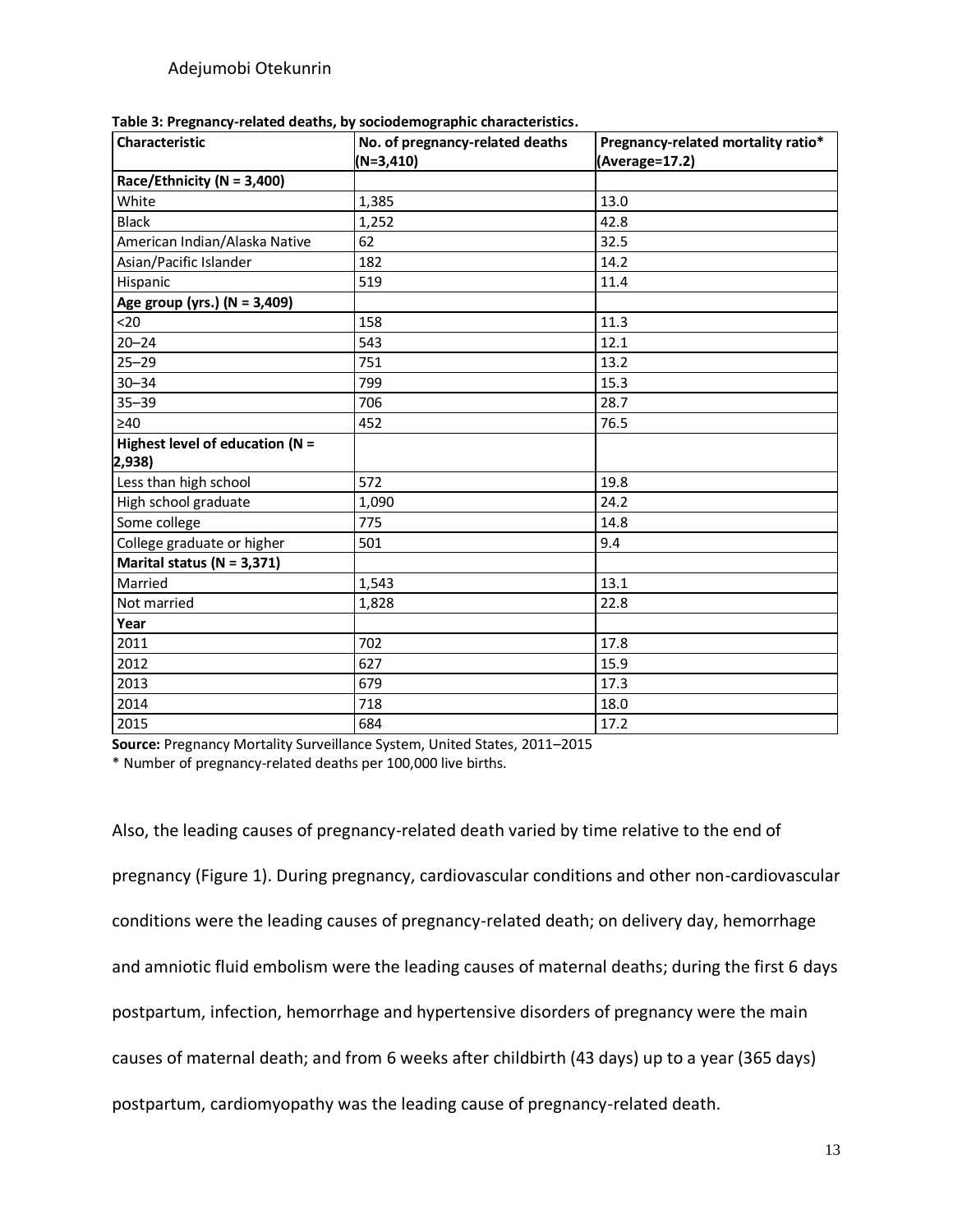**Table 3: Pregnancy-related deaths, by sociodemographic characteristics.**

| Characteristic | No. of pregnancy-related deaths (N=3,410) | Pregnancy-related mortality ratio* (Average=17.2) |
|---|---|---|
| **Race/Ethnicity (N = 3,400)** | | |
| White | 1,385 | 13.0 |
| Black | 1,252 | 42.8 |
| American Indian/Alaska Native | 62 | 32.5 |
| Asian/Pacific Islander | 182 | 14.2 |
| Hispanic | 519 | 11.4 |
| **Age group (yrs.) (N = 3,409)** | | |
| <20 | 158 | 11.3 |
| 20–24 | 543 | 12.1 |
| 25–29 | 751 | 13.2 |
| 30–34 | 799 | 15.3 |
| 35–39 | 706 | 28.7 |
| ≥40 | 452 | 76.5 |
| **Highest level of education (N = 2,938)** | | |
| Less than high school | 572 | 19.8 |
| High school graduate | 1,090 | 24.2 |
| Some college | 775 | 14.8 |
| College graduate or higher | 501 | 9.4 |
| **Marital status (N = 3,371)** | | |
| Married | 1,543 | 13.1 |
| Not married | 1,828 | 22.8 |
| **Year** | | |
| 2011 | 702 | 17.8 |
| 2012 | 627 | 15.9 |
| 2013 | 679 | 17.3 |
| 2014 | 718 | 18.0 |
| 2015 | 684 | 17.2 |

**Source:** Pregnancy Mortality Surveillance System, United States, 2011–2015

* Number of pregnancy-related deaths per 100,000 live births.

Also, the leading causes of pregnancy-related death varied by time relative to the end of pregnancy (Figure 1). During pregnancy, cardiovascular conditions and other non-cardiovascular conditions were the leading causes of pregnancy-related death; on delivery day, hemorrhage and amniotic fluid embolism were the leading causes of maternal deaths; during the first 6 days postpartum, infection, hemorrhage and hypertensive disorders of pregnancy were the main causes of maternal death; and from 6 weeks after childbirth (43 days) up to a year (365 days) postpartum, cardiomyopathy was the leading cause of pregnancy-related death.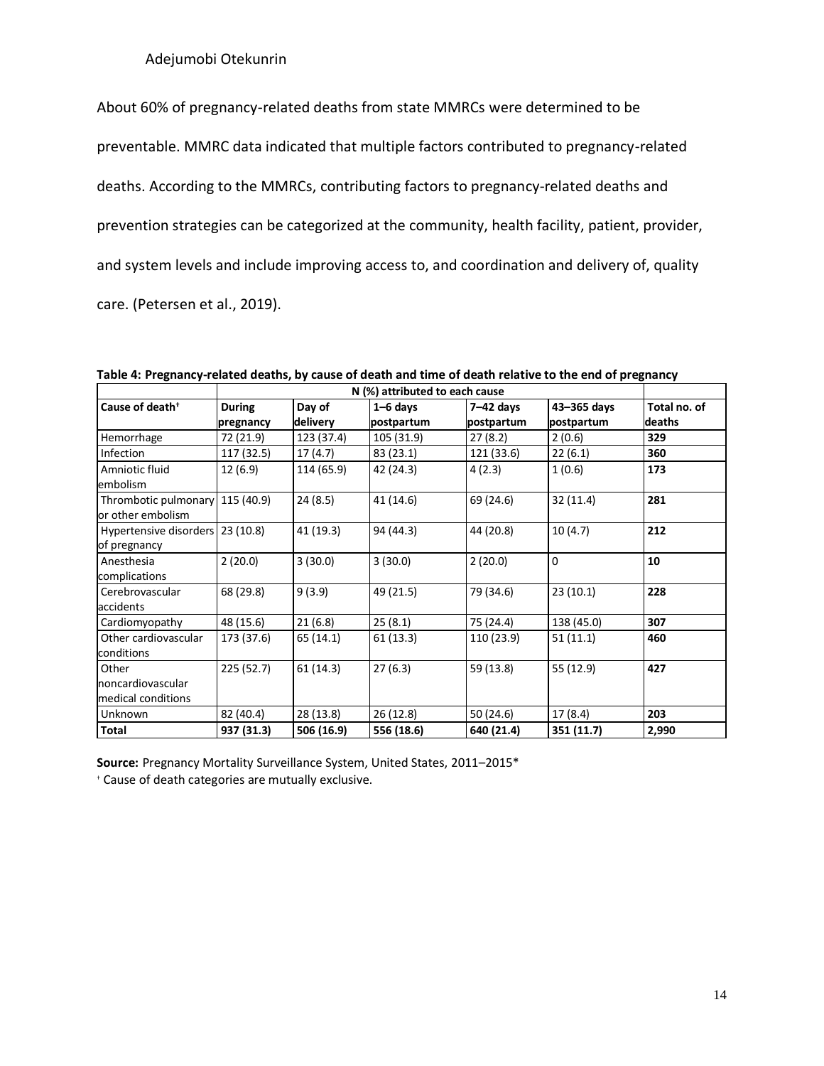About 60% of pregnancy-related deaths from state MMRCs were determined to be preventable. MMRC data indicated that multiple factors contributed to pregnancy-related deaths. According to the MMRCs, contributing factors to pregnancy-related deaths and prevention strategies can be categorized at the community, health facility, patient, provider, and system levels and include improving access to, and coordination and delivery of, quality care. (Petersen et al., 2019).

**Table 4: Pregnancy-related deaths, by cause of death and time of death relative to the end of pregnancy**

| | N (%) attributed to each cause | | | | | |
|---|---|---|---|---|---|---|
| **Cause of death†** | **During pregnancy** | **Day of delivery** | **1–6 days postpartum** | **7–42 days postpartum** | **43–365 days postpartum** | **Total no. of deaths** |
| Hemorrhage | 72 (21.9) | 123 (37.4) | 105 (31.9) | 27 (8.2) | 2 (0.6) | **329** |
| Infection | 117 (32.5) | 17 (4.7) | 83 (23.1) | 121 (33.6) | 22 (6.1) | **360** |
| Amniotic fluid embolism | 12 (6.9) | 114 (65.9) | 42 (24.3) | 4 (2.3) | 1 (0.6) | **173** |
| Thrombotic pulmonary or other embolism | 115 (40.9) | 24 (8.5) | 41 (14.6) | 69 (24.6) | 32 (11.4) | **281** |
| Hypertensive disorders of pregnancy | 23 (10.8) | 41 (19.3) | 94 (44.3) | 44 (20.8) | 10 (4.7) | **212** |
| Anesthesia complications | 2 (20.0) | 3 (30.0) | 3 (30.0) | 2 (20.0) | 0 | **10** |
| Cerebrovascular accidents | 68 (29.8) | 9 (3.9) | 49 (21.5) | 79 (34.6) | 23 (10.1) | **228** |
| Cardiomyopathy | 48 (15.6) | 21 (6.8) | 25 (8.1) | 75 (24.4) | 138 (45.0) | **307** |
| Other cardiovascular conditions | 173 (37.6) | 65 (14.1) | 61 (13.3) | 110 (23.9) | 51 (11.1) | **460** |
| Other noncardiovascular medical conditions | 225 (52.7) | 61 (14.3) | 27 (6.3) | 59 (13.8) | 55 (12.9) | **427** |
| Unknown | 82 (40.4) | 28 (13.8) | 26 (12.8) | 50 (24.6) | 17 (8.4) | **203** |
| **Total** | **937 (31.3)** | **506 (16.9)** | **556 (18.6)** | **640 (21.4)** | **351 (11.7)** | **2,990** |

**Source:** Pregnancy Mortality Surveillance System, United States, 2011–2015*

† Cause of death categories are mutually exclusive.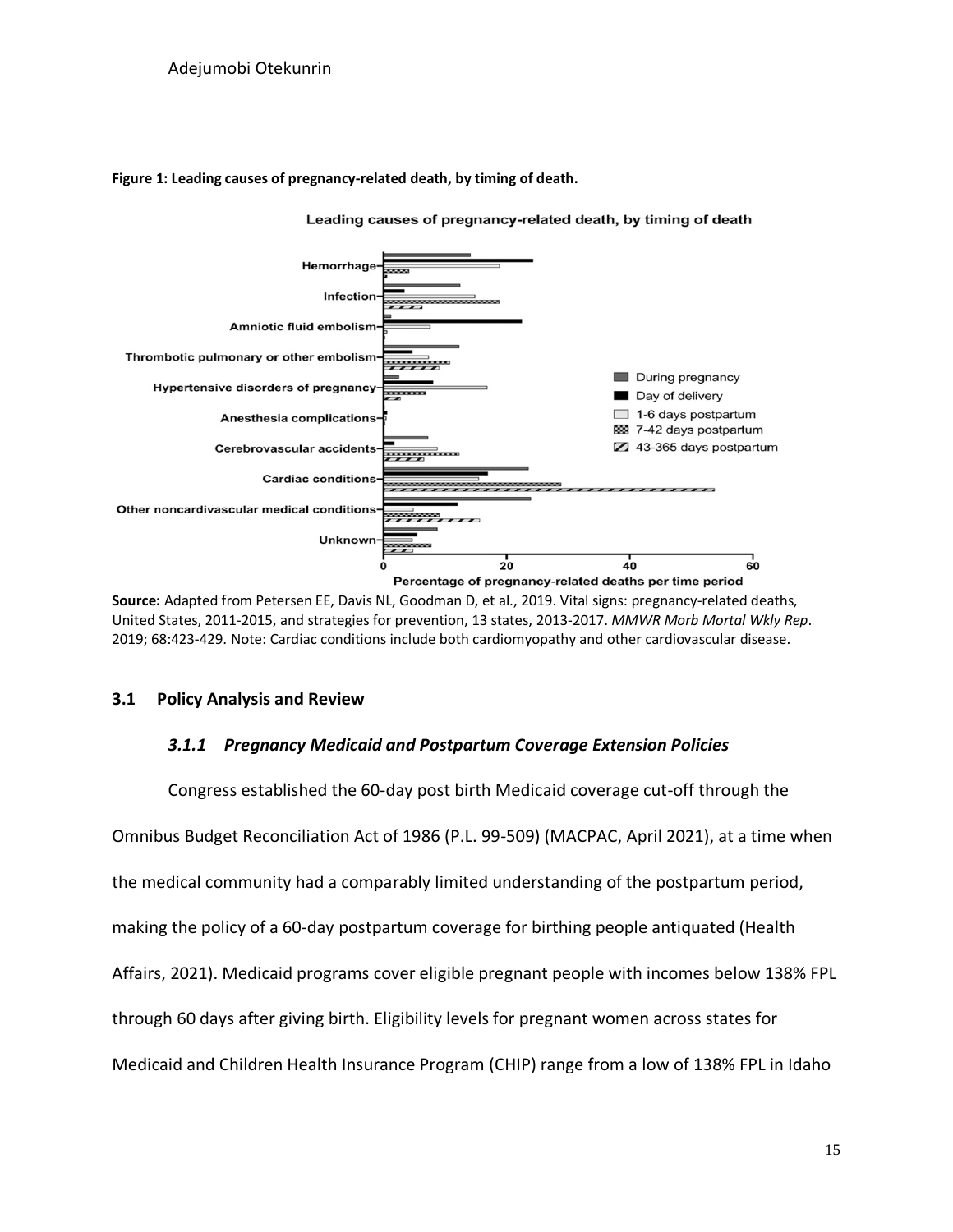**Figure 1: Leading causes of pregnancy-related death, by timing of death.**

**Source:** Adapted from Petersen EE, Davis NL, Goodman D, et al., 2019. Vital signs: pregnancy-related deaths, United States, 2011-2015, and strategies for prevention, 13 states, 2013-2017. *MMWR Morb Mortal Wkly Rep*. 2019; 68:423-429. Note: Cardiac conditions include both cardiomyopathy and other cardiovascular disease.

### 3.1 Policy Analysis and Review

#### *3.1.1 Pregnancy Medicaid and Postpartum Coverage Extension Policies*

Congress established the 60-day post birth Medicaid coverage cut-off through the Omnibus Budget Reconciliation Act of 1986 (P.L. 99-509) (MACPAC, April 2021), at a time when the medical community had a comparably limited understanding of the postpartum period, making the policy of a 60-day postpartum coverage for birthing people antiquated (Health Affairs, 2021). Medicaid programs cover eligible pregnant people with incomes below 138% FPL through 60 days after giving birth. Eligibility levels for pregnant women across states for Medicaid and Children Health Insurance Program (CHIP) range from a low of 138% FPL in Idaho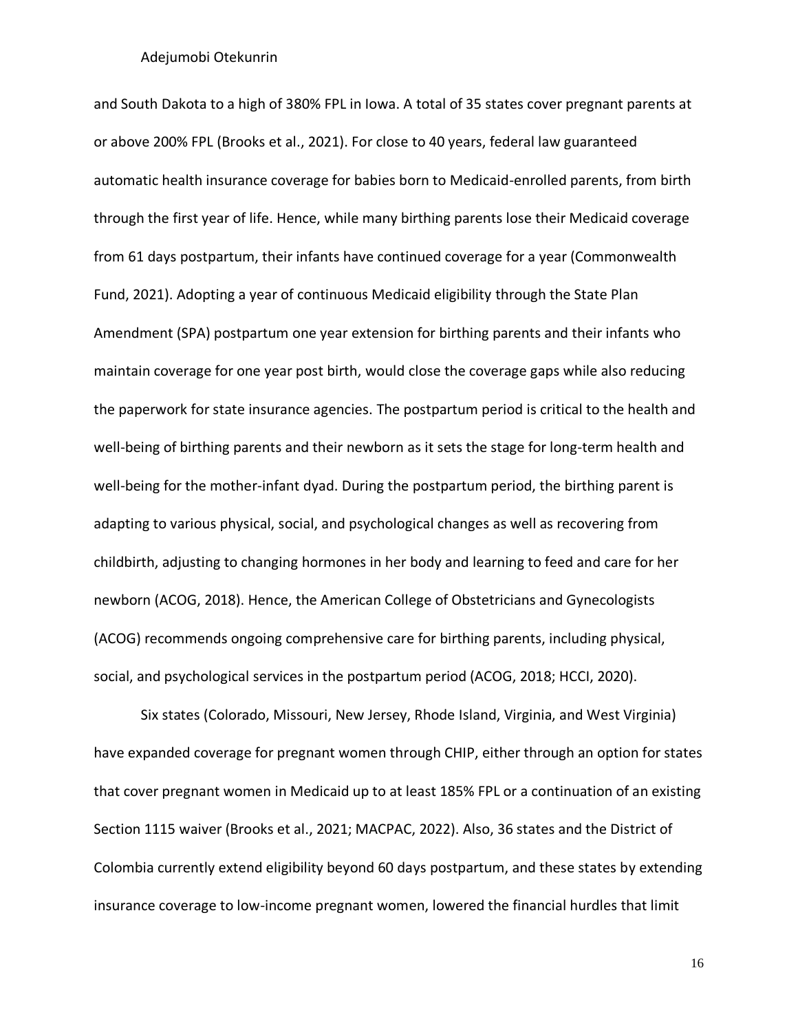and South Dakota to a high of 380% FPL in Iowa. A total of 35 states cover pregnant parents at or above 200% FPL (Brooks et al., 2021). For close to 40 years, federal law guaranteed automatic health insurance coverage for babies born to Medicaid-enrolled parents, from birth through the first year of life. Hence, while many birthing parents lose their Medicaid coverage from 61 days postpartum, their infants have continued coverage for a year (Commonwealth Fund, 2021). Adopting a year of continuous Medicaid eligibility through the State Plan Amendment (SPA) postpartum one year extension for birthing parents and their infants who maintain coverage for one year post birth, would close the coverage gaps while also reducing the paperwork for state insurance agencies. The postpartum period is critical to the health and well-being of birthing parents and their newborn as it sets the stage for long-term health and well-being for the mother-infant dyad. During the postpartum period, the birthing parent is adapting to various physical, social, and psychological changes as well as recovering from childbirth, adjusting to changing hormones in her body and learning to feed and care for her newborn (ACOG, 2018). Hence, the American College of Obstetricians and Gynecologists (ACOG) recommends ongoing comprehensive care for birthing parents, including physical, social, and psychological services in the postpartum period (ACOG, 2018; HCCI, 2020).

Six states (Colorado, Missouri, New Jersey, Rhode Island, Virginia, and West Virginia) have expanded coverage for pregnant women through CHIP, either through an option for states that cover pregnant women in Medicaid up to at least 185% FPL or a continuation of an existing Section 1115 waiver (Brooks et al., 2021; MACPAC, 2022). Also, 36 states and the District of Colombia currently extend eligibility beyond 60 days postpartum, and these states by extending insurance coverage to low-income pregnant women, lowered the financial hurdles that limit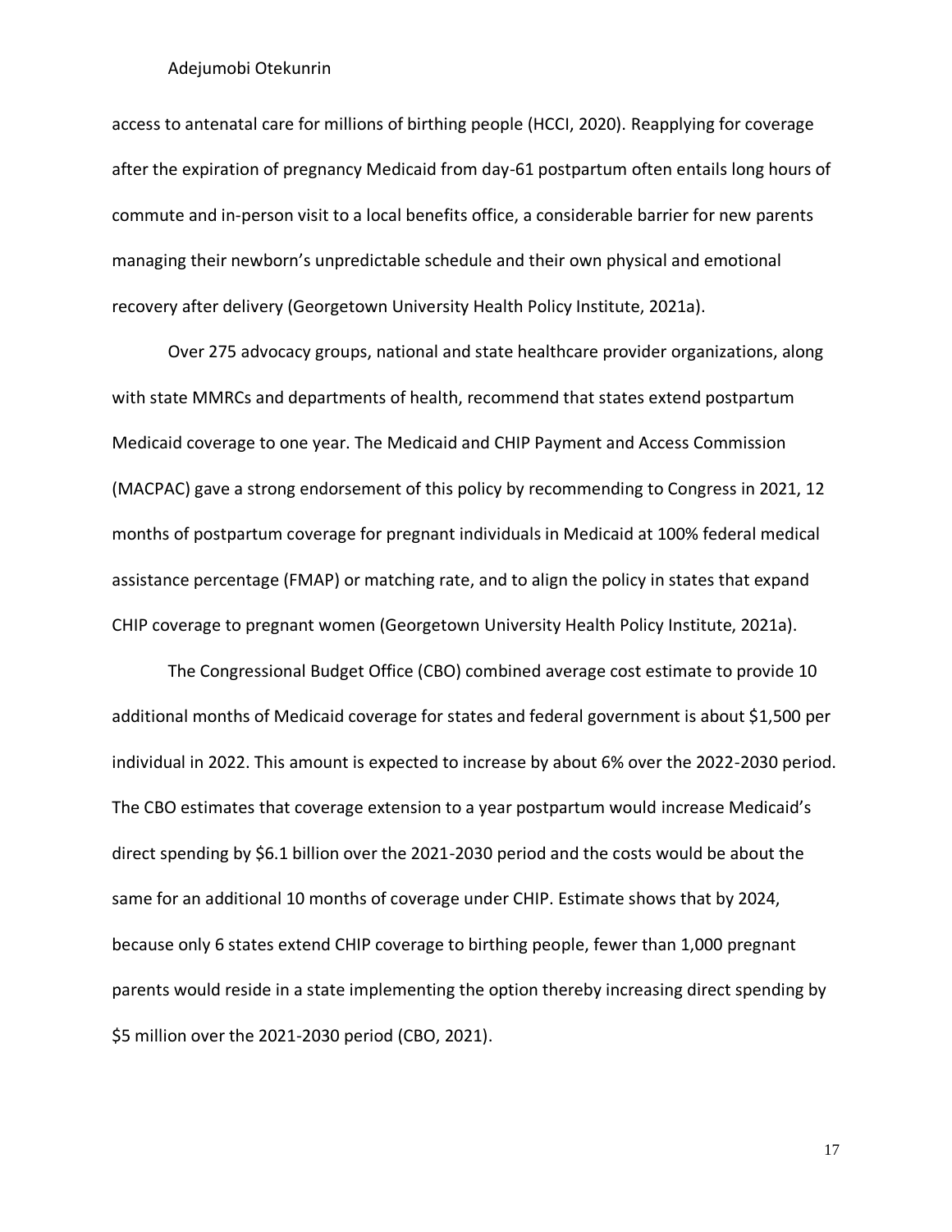access to antenatal care for millions of birthing people (HCCI, 2020). Reapplying for coverage after the expiration of pregnancy Medicaid from day-61 postpartum often entails long hours of commute and in-person visit to a local benefits office, a considerable barrier for new parents managing their newborn's unpredictable schedule and their own physical and emotional recovery after delivery (Georgetown University Health Policy Institute, 2021a).

Over 275 advocacy groups, national and state healthcare provider organizations, along with state MMRCs and departments of health, recommend that states extend postpartum Medicaid coverage to one year. The Medicaid and CHIP Payment and Access Commission (MACPAC) gave a strong endorsement of this policy by recommending to Congress in 2021, 12 months of postpartum coverage for pregnant individuals in Medicaid at 100% federal medical assistance percentage (FMAP) or matching rate, and to align the policy in states that expand CHIP coverage to pregnant women (Georgetown University Health Policy Institute, 2021a).

The Congressional Budget Office (CBO) combined average cost estimate to provide 10 additional months of Medicaid coverage for states and federal government is about $1,500 per individual in 2022. This amount is expected to increase by about 6% over the 2022-2030 period. The CBO estimates that coverage extension to a year postpartum would increase Medicaid's direct spending by $6.1 billion over the 2021-2030 period and the costs would be about the same for an additional 10 months of coverage under CHIP. Estimate shows that by 2024, because only 6 states extend CHIP coverage to birthing people, fewer than 1,000 pregnant parents would reside in a state implementing the option thereby increasing direct spending by $5 million over the 2021-2030 period (CBO, 2021).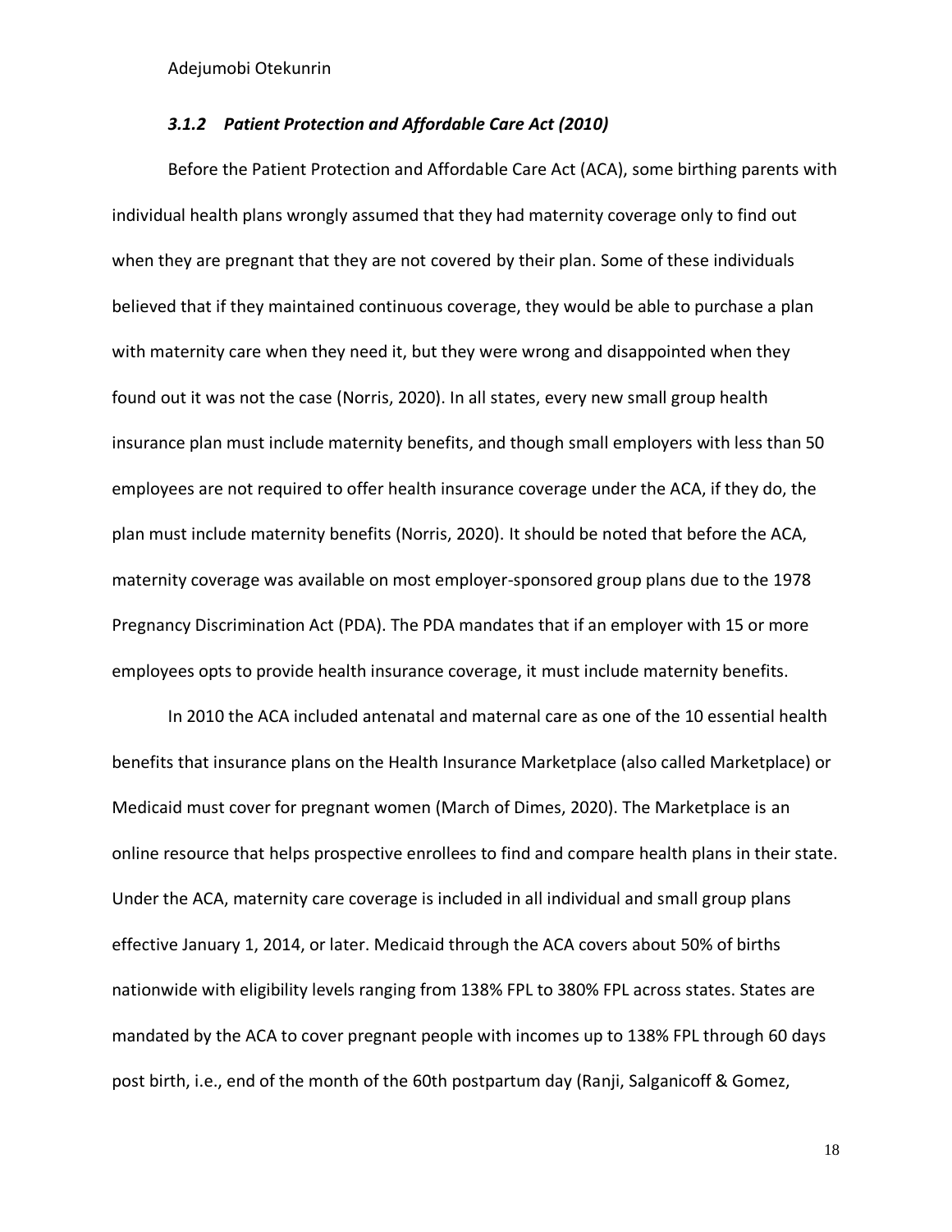### *3.1.2 Patient Protection and Affordable Care Act (2010)*

Before the Patient Protection and Affordable Care Act (ACA), some birthing parents with individual health plans wrongly assumed that they had maternity coverage only to find out when they are pregnant that they are not covered by their plan. Some of these individuals believed that if they maintained continuous coverage, they would be able to purchase a plan with maternity care when they need it, but they were wrong and disappointed when they found out it was not the case (Norris, 2020). In all states, every new small group health insurance plan must include maternity benefits, and though small employers with less than 50 employees are not required to offer health insurance coverage under the ACA, if they do, the plan must include maternity benefits (Norris, 2020). It should be noted that before the ACA, maternity coverage was available on most employer-sponsored group plans due to the 1978 Pregnancy Discrimination Act (PDA). The PDA mandates that if an employer with 15 or more employees opts to provide health insurance coverage, it must include maternity benefits.

In 2010 the ACA included antenatal and maternal care as one of the 10 essential health benefits that insurance plans on the Health Insurance Marketplace (also called Marketplace) or Medicaid must cover for pregnant women (March of Dimes, 2020). The Marketplace is an online resource that helps prospective enrollees to find and compare health plans in their state. Under the ACA, maternity care coverage is included in all individual and small group plans effective January 1, 2014, or later. Medicaid through the ACA covers about 50% of births nationwide with eligibility levels ranging from 138% FPL to 380% FPL across states. States are mandated by the ACA to cover pregnant people with incomes up to 138% FPL through 60 days post birth, i.e., end of the month of the 60th postpartum day (Ranji, Salganicoff & Gomez,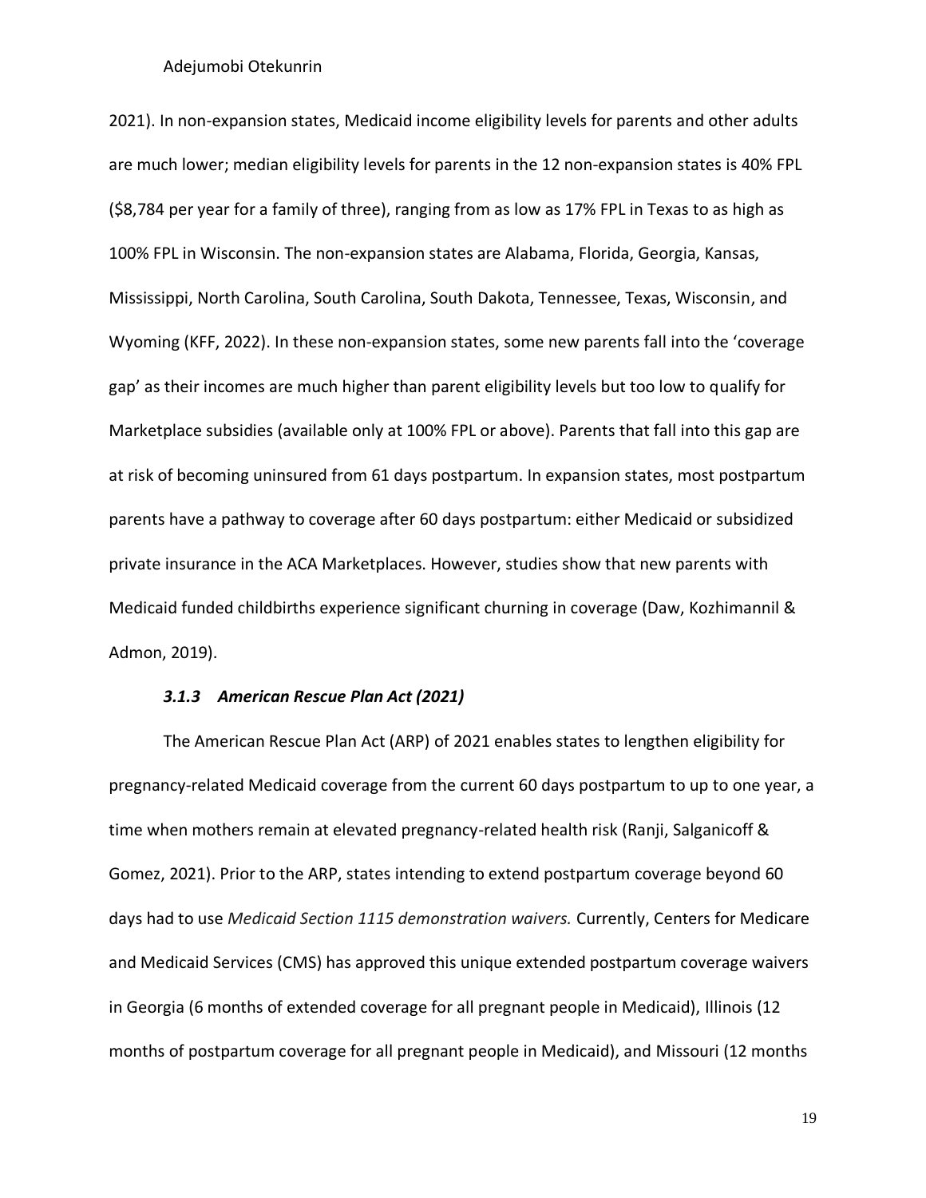2021). In non-expansion states, Medicaid income eligibility levels for parents and other adults are much lower; median eligibility levels for parents in the 12 non-expansion states is 40% FPL ($8,784 per year for a family of three), ranging from as low as 17% FPL in Texas to as high as 100% FPL in Wisconsin. The non-expansion states are Alabama, Florida, Georgia, Kansas, Mississippi, North Carolina, South Carolina, South Dakota, Tennessee, Texas, Wisconsin, and Wyoming (KFF, 2022). In these non-expansion states, some new parents fall into the 'coverage gap' as their incomes are much higher than parent eligibility levels but too low to qualify for Marketplace subsidies (available only at 100% FPL or above). Parents that fall into this gap are at risk of becoming uninsured from 61 days postpartum. In expansion states, most postpartum parents have a pathway to coverage after 60 days postpartum: either Medicaid or subsidized private insurance in the ACA Marketplaces. However, studies show that new parents with Medicaid funded childbirths experience significant churning in coverage (Daw, Kozhimannil & Admon, 2019).

### *3.1.3 American Rescue Plan Act (2021)*

The American Rescue Plan Act (ARP) of 2021 enables states to lengthen eligibility for pregnancy-related Medicaid coverage from the current 60 days postpartum to up to one year, a time when mothers remain at elevated pregnancy-related health risk (Ranji, Salganicoff & Gomez, 2021). Prior to the ARP, states intending to extend postpartum coverage beyond 60 days had to use *Medicaid Section 1115 demonstration waivers.* Currently, Centers for Medicare and Medicaid Services (CMS) has approved this unique extended postpartum coverage waivers in Georgia (6 months of extended coverage for all pregnant people in Medicaid), Illinois (12 months of postpartum coverage for all pregnant people in Medicaid), and Missouri (12 months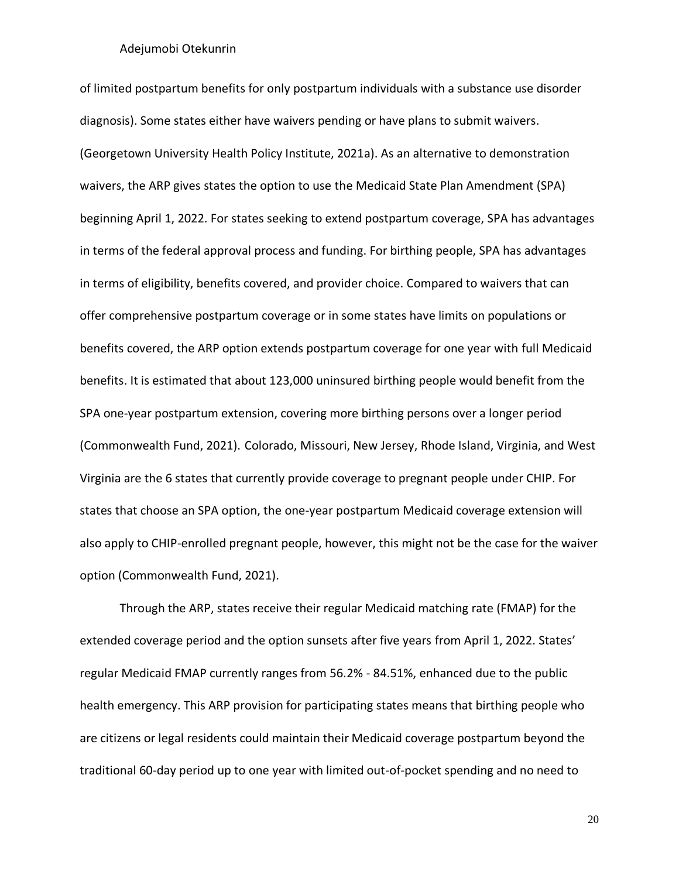of limited postpartum benefits for only postpartum individuals with a substance use disorder diagnosis). Some states either have waivers pending or have plans to submit waivers. (Georgetown University Health Policy Institute, 2021a). As an alternative to demonstration waivers, the ARP gives states the option to use the Medicaid State Plan Amendment (SPA) beginning April 1, 2022. For states seeking to extend postpartum coverage, SPA has advantages in terms of the federal approval process and funding. For birthing people, SPA has advantages in terms of eligibility, benefits covered, and provider choice. Compared to waivers that can offer comprehensive postpartum coverage or in some states have limits on populations or benefits covered, the ARP option extends postpartum coverage for one year with full Medicaid benefits. It is estimated that about 123,000 uninsured birthing people would benefit from the SPA one-year postpartum extension, covering more birthing persons over a longer period (Commonwealth Fund, 2021). Colorado, Missouri, New Jersey, Rhode Island, Virginia, and West Virginia are the 6 states that currently provide coverage to pregnant people under CHIP. For states that choose an SPA option, the one-year postpartum Medicaid coverage extension will also apply to CHIP-enrolled pregnant people, however, this might not be the case for the waiver option (Commonwealth Fund, 2021).

Through the ARP, states receive their regular Medicaid matching rate (FMAP) for the extended coverage period and the option sunsets after five years from April 1, 2022. States' regular Medicaid FMAP currently ranges from 56.2% - 84.51%, enhanced due to the public health emergency. This ARP provision for participating states means that birthing people who are citizens or legal residents could maintain their Medicaid coverage postpartum beyond the traditional 60-day period up to one year with limited out-of-pocket spending and no need to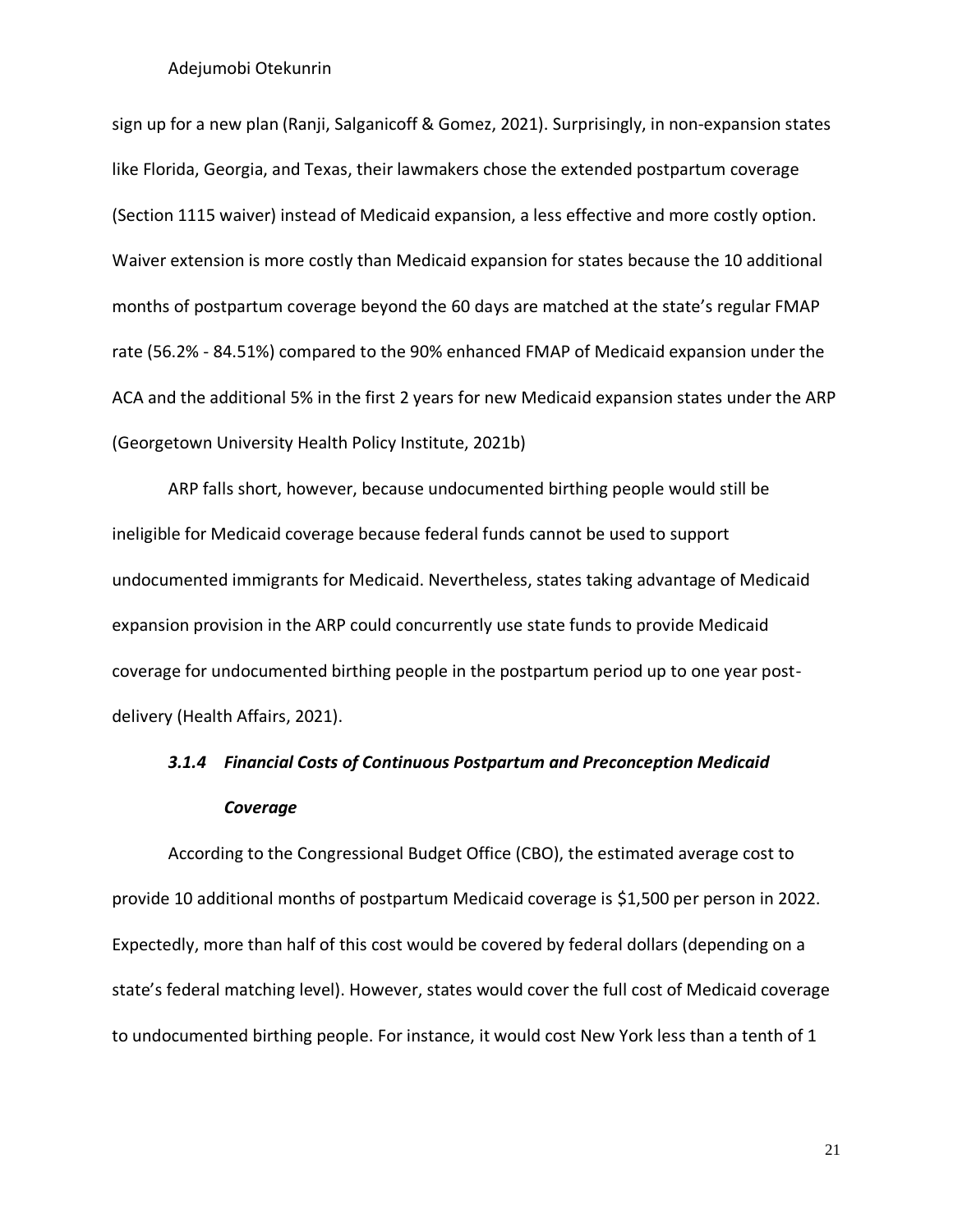sign up for a new plan (Ranji, Salganicoff & Gomez, 2021). Surprisingly, in non-expansion states like Florida, Georgia, and Texas, their lawmakers chose the extended postpartum coverage (Section 1115 waiver) instead of Medicaid expansion, a less effective and more costly option. Waiver extension is more costly than Medicaid expansion for states because the 10 additional months of postpartum coverage beyond the 60 days are matched at the state's regular FMAP rate (56.2% - 84.51%) compared to the 90% enhanced FMAP of Medicaid expansion under the ACA and the additional 5% in the first 2 years for new Medicaid expansion states under the ARP (Georgetown University Health Policy Institute, 2021b)

ARP falls short, however, because undocumented birthing people would still be ineligible for Medicaid coverage because federal funds cannot be used to support undocumented immigrants for Medicaid. Nevertheless, states taking advantage of Medicaid expansion provision in the ARP could concurrently use state funds to provide Medicaid coverage for undocumented birthing people in the postpartum period up to one year post-delivery (Health Affairs, 2021).

#### *3.1.4 Financial Costs of Continuous Postpartum and Preconception Medicaid Coverage*

According to the Congressional Budget Office (CBO), the estimated average cost to provide 10 additional months of postpartum Medicaid coverage is $1,500 per person in 2022. Expectedly, more than half of this cost would be covered by federal dollars (depending on a state's federal matching level). However, states would cover the full cost of Medicaid coverage to undocumented birthing people. For instance, it would cost New York less than a tenth of 1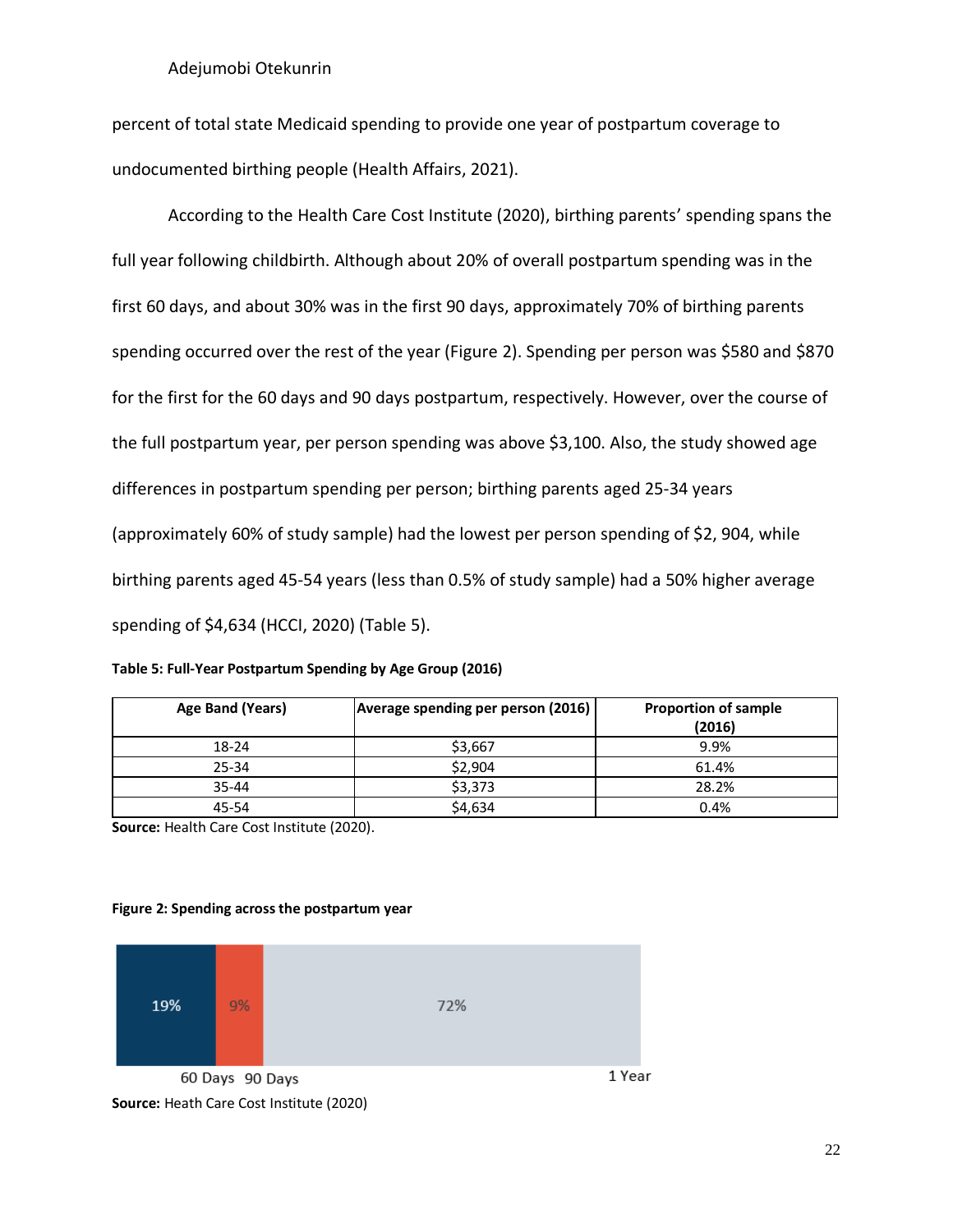percent of total state Medicaid spending to provide one year of postpartum coverage to undocumented birthing people (Health Affairs, 2021).

According to the Health Care Cost Institute (2020), birthing parents' spending spans the full year following childbirth. Although about 20% of overall postpartum spending was in the first 60 days, and about 30% was in the first 90 days, approximately 70% of birthing parents spending occurred over the rest of the year (Figure 2). Spending per person was $580 and $870 for the first for the 60 days and 90 days postpartum, respectively. However, over the course of the full postpartum year, per person spending was above $3,100. Also, the study showed age differences in postpartum spending per person; birthing parents aged 25-34 years (approximately 60% of study sample) had the lowest per person spending of $2, 904, while birthing parents aged 45-54 years (less than 0.5% of study sample) had a 50% higher average spending of $4,634 (HCCI, 2020) (Table 5).

**Table 5: Full-Year Postpartum Spending by Age Group (2016)**

| Age Band (Years) | Average spending per person (2016) | Proportion of sample (2016) |
|---|---|---|
| 18-24 | $3,667 | 9.9% |
| 25-34 | $2,904 | 61.4% |
| 35-44 | $3,373 | 28.2% |
| 45-54 | $4,634 | 0.4% |

**Source:** Health Care Cost Institute (2020).

**Figure 2: Spending across the postpartum year**

| 60 Days | 90 Days | 1 Year |
|---|---|---|
| 19% | 9% | 72% |

**Source:** Heath Care Cost Institute (2020)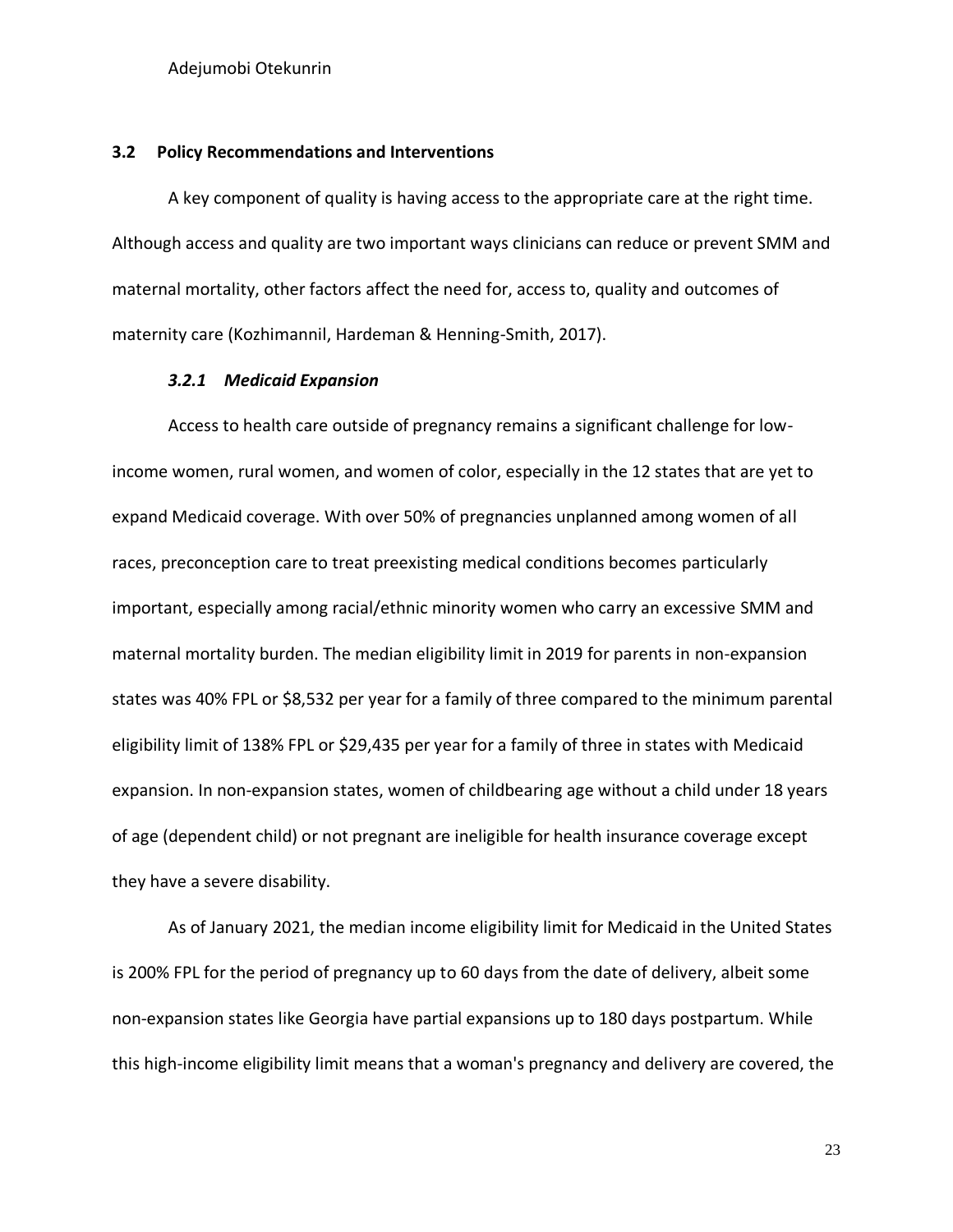### 3.2 Policy Recommendations and Interventions

A key component of quality is having access to the appropriate care at the right time. Although access and quality are two important ways clinicians can reduce or prevent SMM and maternal mortality, other factors affect the need for, access to, quality and outcomes of maternity care (Kozhimannil, Hardeman & Henning-Smith, 2017).

#### *3.2.1 Medicaid Expansion*

Access to health care outside of pregnancy remains a significant challenge for low-income women, rural women, and women of color, especially in the 12 states that are yet to expand Medicaid coverage. With over 50% of pregnancies unplanned among women of all races, preconception care to treat preexisting medical conditions becomes particularly important, especially among racial/ethnic minority women who carry an excessive SMM and maternal mortality burden. The median eligibility limit in 2019 for parents in non-expansion states was 40% FPL or $8,532 per year for a family of three compared to the minimum parental eligibility limit of 138% FPL or $29,435 per year for a family of three in states with Medicaid expansion. In non-expansion states, women of childbearing age without a child under 18 years of age (dependent child) or not pregnant are ineligible for health insurance coverage except they have a severe disability.

As of January 2021, the median income eligibility limit for Medicaid in the United States is 200% FPL for the period of pregnancy up to 60 days from the date of delivery, albeit some non-expansion states like Georgia have partial expansions up to 180 days postpartum. While this high-income eligibility limit means that a woman's pregnancy and delivery are covered, the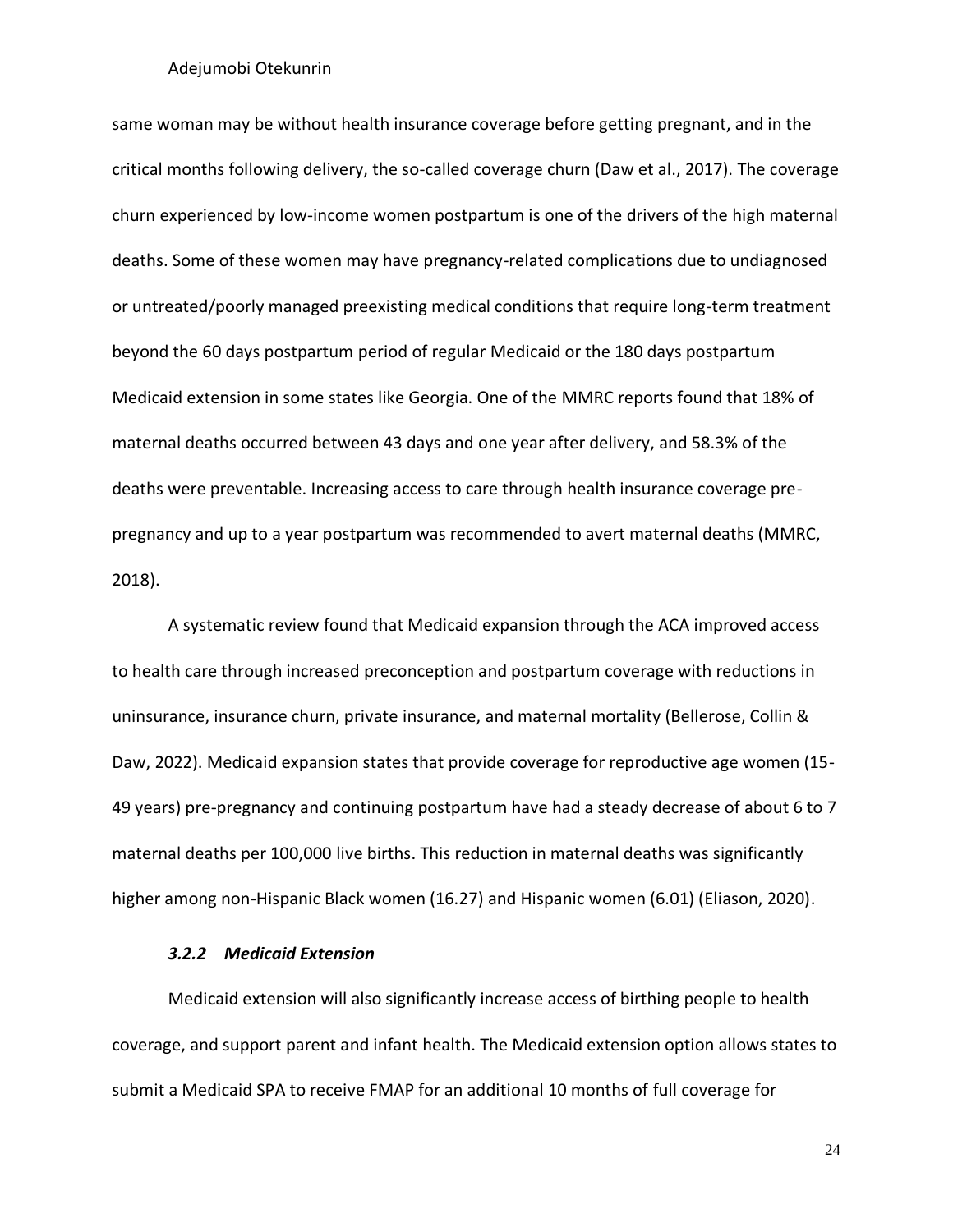same woman may be without health insurance coverage before getting pregnant, and in the critical months following delivery, the so-called coverage churn (Daw et al., 2017). The coverage churn experienced by low-income women postpartum is one of the drivers of the high maternal deaths. Some of these women may have pregnancy-related complications due to undiagnosed or untreated/poorly managed preexisting medical conditions that require long-term treatment beyond the 60 days postpartum period of regular Medicaid or the 180 days postpartum Medicaid extension in some states like Georgia. One of the MMRC reports found that 18% of maternal deaths occurred between 43 days and one year after delivery, and 58.3% of the deaths were preventable. Increasing access to care through health insurance coverage pre-pregnancy and up to a year postpartum was recommended to avert maternal deaths (MMRC, 2018).

A systematic review found that Medicaid expansion through the ACA improved access to health care through increased preconception and postpartum coverage with reductions in uninsurance, insurance churn, private insurance, and maternal mortality (Bellerose, Collin & Daw, 2022). Medicaid expansion states that provide coverage for reproductive age women (15-49 years) pre-pregnancy and continuing postpartum have had a steady decrease of about 6 to 7 maternal deaths per 100,000 live births. This reduction in maternal deaths was significantly higher among non-Hispanic Black women (16.27) and Hispanic women (6.01) (Eliason, 2020).

#### *3.2.2 Medicaid Extension*

Medicaid extension will also significantly increase access of birthing people to health coverage, and support parent and infant health. The Medicaid extension option allows states to submit a Medicaid SPA to receive FMAP for an additional 10 months of full coverage for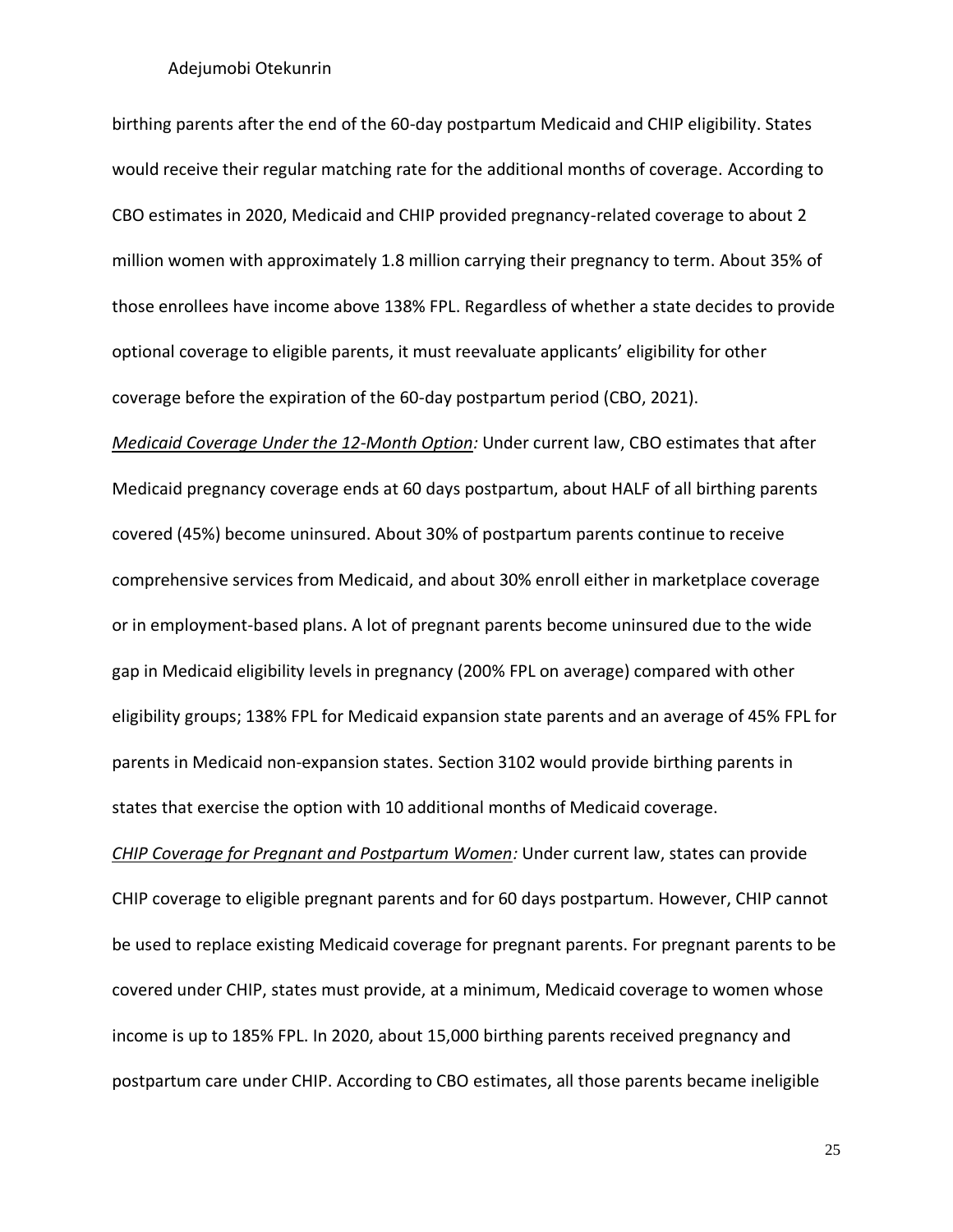birthing parents after the end of the 60-day postpartum Medicaid and CHIP eligibility. States would receive their regular matching rate for the additional months of coverage. According to CBO estimates in 2020, Medicaid and CHIP provided pregnancy-related coverage to about 2 million women with approximately 1.8 million carrying their pregnancy to term. About 35% of those enrollees have income above 138% FPL. Regardless of whether a state decides to provide optional coverage to eligible parents, it must reevaluate applicants' eligibility for other coverage before the expiration of the 60-day postpartum period (CBO, 2021).

***Medicaid Coverage Under the 12-Month Option:*** Under current law, CBO estimates that after Medicaid pregnancy coverage ends at 60 days postpartum, about HALF of all birthing parents covered (45%) become uninsured. About 30% of postpartum parents continue to receive comprehensive services from Medicaid, and about 30% enroll either in marketplace coverage or in employment-based plans. A lot of pregnant parents become uninsured due to the wide gap in Medicaid eligibility levels in pregnancy (200% FPL on average) compared with other eligibility groups; 138% FPL for Medicaid expansion state parents and an average of 45% FPL for parents in Medicaid non-expansion states. Section 3102 would provide birthing parents in states that exercise the option with 10 additional months of Medicaid coverage.

***CHIP Coverage for Pregnant and Postpartum Women:*** Under current law, states can provide CHIP coverage to eligible pregnant parents and for 60 days postpartum. However, CHIP cannot be used to replace existing Medicaid coverage for pregnant parents. For pregnant parents to be covered under CHIP, states must provide, at a minimum, Medicaid coverage to women whose income is up to 185% FPL. In 2020, about 15,000 birthing parents received pregnancy and postpartum care under CHIP. According to CBO estimates, all those parents became ineligible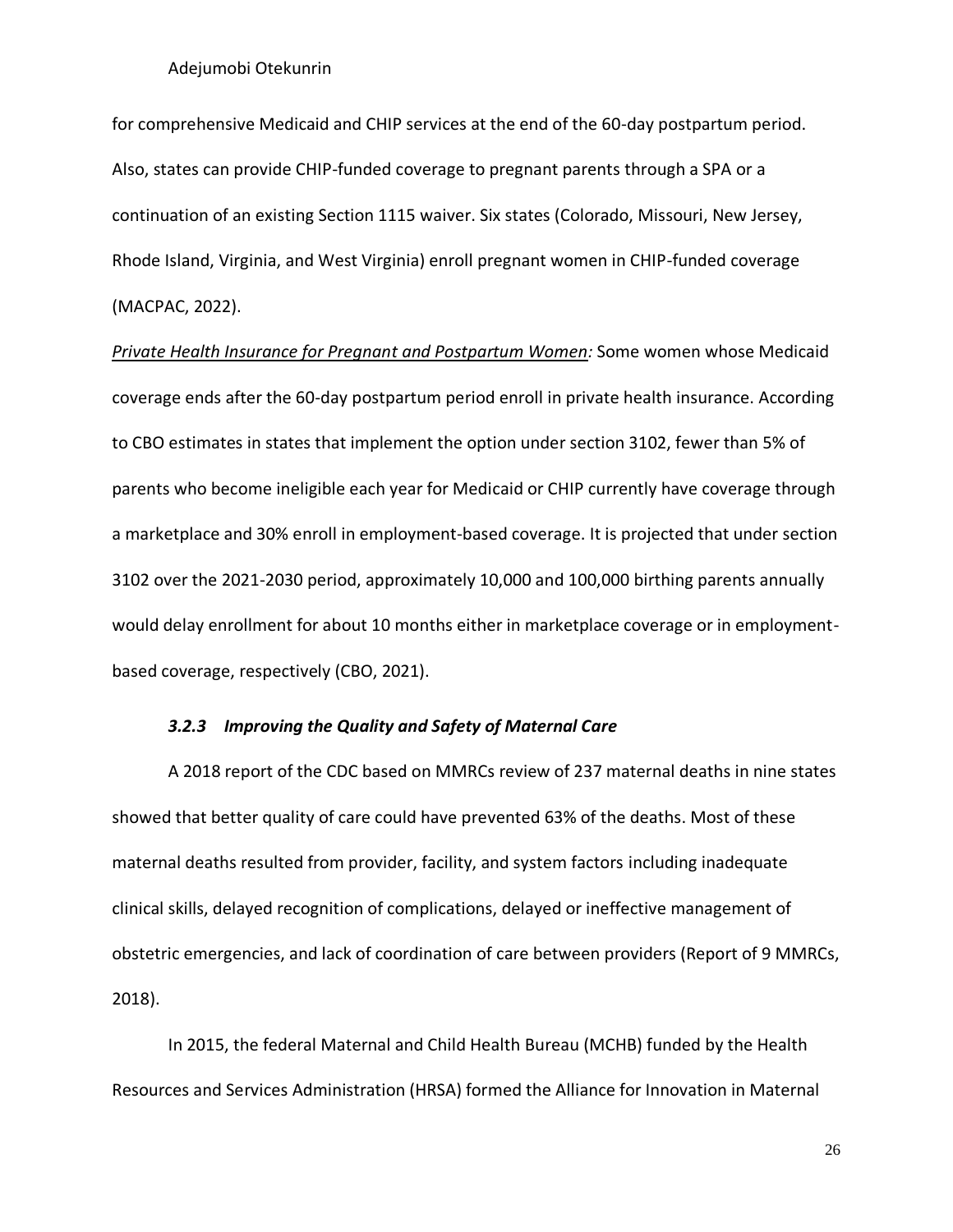for comprehensive Medicaid and CHIP services at the end of the 60-day postpartum period. Also, states can provide CHIP-funded coverage to pregnant parents through a SPA or a continuation of an existing Section 1115 waiver. Six states (Colorado, Missouri, New Jersey, Rhode Island, Virginia, and West Virginia) enroll pregnant women in CHIP-funded coverage (MACPAC, 2022).

*Private Health Insurance for Pregnant and Postpartum Women:* Some women whose Medicaid coverage ends after the 60-day postpartum period enroll in private health insurance. According to CBO estimates in states that implement the option under section 3102, fewer than 5% of parents who become ineligible each year for Medicaid or CHIP currently have coverage through a marketplace and 30% enroll in employment-based coverage. It is projected that under section 3102 over the 2021-2030 period, approximately 10,000 and 100,000 birthing parents annually would delay enrollment for about 10 months either in marketplace coverage or in employment-based coverage, respectively (CBO, 2021).

### *3.2.3 Improving the Quality and Safety of Maternal Care*

A 2018 report of the CDC based on MMRCs review of 237 maternal deaths in nine states showed that better quality of care could have prevented 63% of the deaths. Most of these maternal deaths resulted from provider, facility, and system factors including inadequate clinical skills, delayed recognition of complications, delayed or ineffective management of obstetric emergencies, and lack of coordination of care between providers (Report of 9 MMRCs, 2018).

In 2015, the federal Maternal and Child Health Bureau (MCHB) funded by the Health Resources and Services Administration (HRSA) formed the Alliance for Innovation in Maternal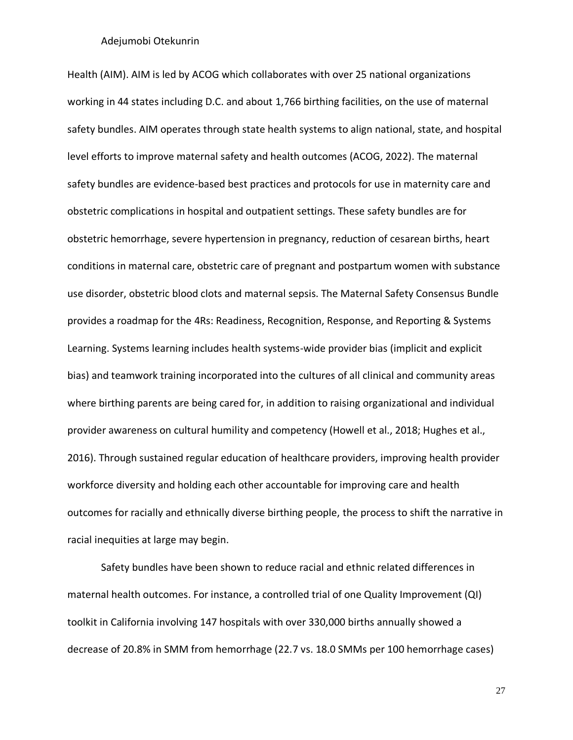Health (AIM). AIM is led by ACOG which collaborates with over 25 national organizations working in 44 states including D.C. and about 1,766 birthing facilities, on the use of maternal safety bundles. AIM operates through state health systems to align national, state, and hospital level efforts to improve maternal safety and health outcomes (ACOG, 2022). The maternal safety bundles are evidence-based best practices and protocols for use in maternity care and obstetric complications in hospital and outpatient settings. These safety bundles are for obstetric hemorrhage, severe hypertension in pregnancy, reduction of cesarean births, heart conditions in maternal care, obstetric care of pregnant and postpartum women with substance use disorder, obstetric blood clots and maternal sepsis. The Maternal Safety Consensus Bundle provides a roadmap for the 4Rs: Readiness, Recognition, Response, and Reporting & Systems Learning. Systems learning includes health systems-wide provider bias (implicit and explicit bias) and teamwork training incorporated into the cultures of all clinical and community areas where birthing parents are being cared for, in addition to raising organizational and individual provider awareness on cultural humility and competency (Howell et al., 2018; Hughes et al., 2016). Through sustained regular education of healthcare providers, improving health provider workforce diversity and holding each other accountable for improving care and health outcomes for racially and ethnically diverse birthing people, the process to shift the narrative in racial inequities at large may begin.

Safety bundles have been shown to reduce racial and ethnic related differences in maternal health outcomes. For instance, a controlled trial of one Quality Improvement (QI) toolkit in California involving 147 hospitals with over 330,000 births annually showed a decrease of 20.8% in SMM from hemorrhage (22.7 vs. 18.0 SMMs per 100 hemorrhage cases)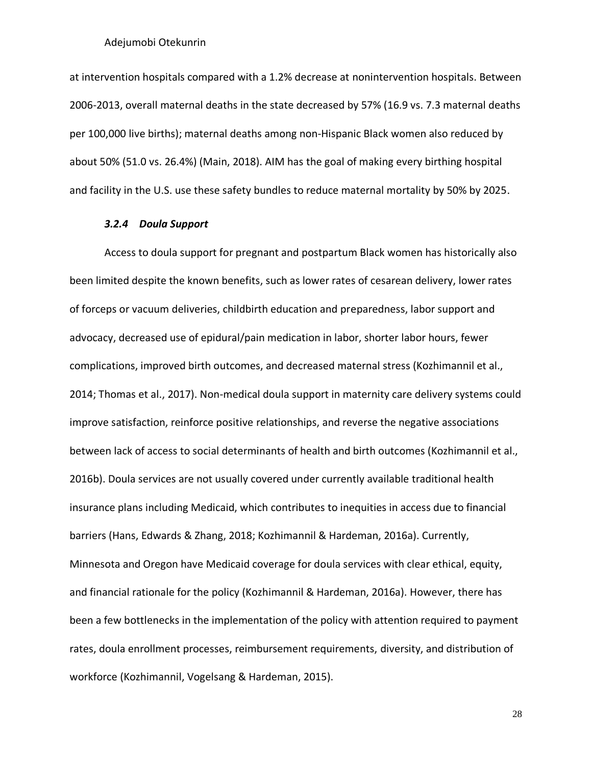at intervention hospitals compared with a 1.2% decrease at nonintervention hospitals. Between 2006-2013, overall maternal deaths in the state decreased by 57% (16.9 vs. 7.3 maternal deaths per 100,000 live births); maternal deaths among non-Hispanic Black women also reduced by about 50% (51.0 vs. 26.4%) (Main, 2018). AIM has the goal of making every birthing hospital and facility in the U.S. use these safety bundles to reduce maternal mortality by 50% by 2025.

#### *3.2.4 Doula Support*

Access to doula support for pregnant and postpartum Black women has historically also been limited despite the known benefits, such as lower rates of cesarean delivery, lower rates of forceps or vacuum deliveries, childbirth education and preparedness, labor support and advocacy, decreased use of epidural/pain medication in labor, shorter labor hours, fewer complications, improved birth outcomes, and decreased maternal stress (Kozhimannil et al., 2014; Thomas et al., 2017). Non-medical doula support in maternity care delivery systems could improve satisfaction, reinforce positive relationships, and reverse the negative associations between lack of access to social determinants of health and birth outcomes (Kozhimannil et al., 2016b). Doula services are not usually covered under currently available traditional health insurance plans including Medicaid, which contributes to inequities in access due to financial barriers (Hans, Edwards & Zhang, 2018; Kozhimannil & Hardeman, 2016a). Currently, Minnesota and Oregon have Medicaid coverage for doula services with clear ethical, equity, and financial rationale for the policy (Kozhimannil & Hardeman, 2016a). However, there has been a few bottlenecks in the implementation of the policy with attention required to payment rates, doula enrollment processes, reimbursement requirements, diversity, and distribution of workforce (Kozhimannil, Vogelsang & Hardeman, 2015).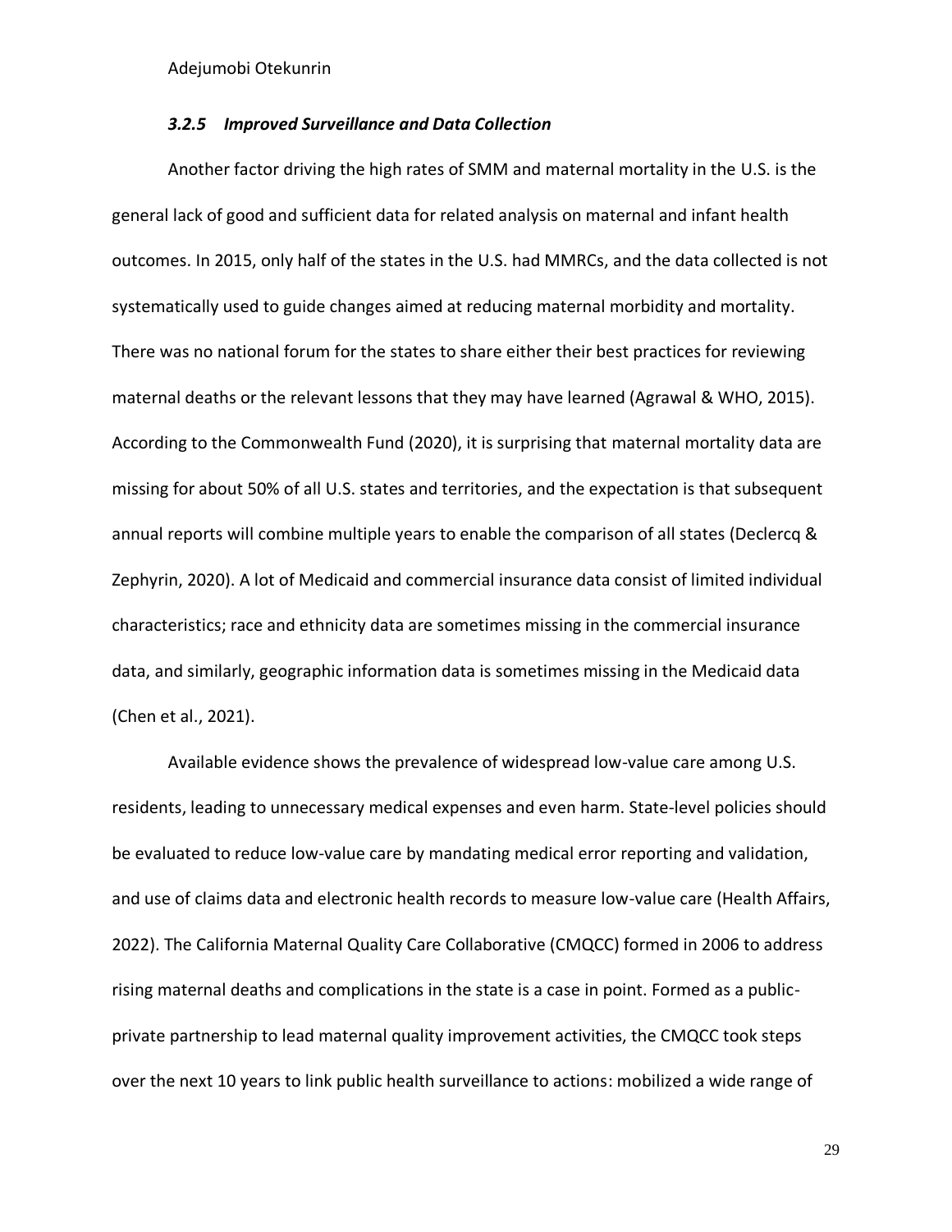### *3.2.5 Improved Surveillance and Data Collection*

Another factor driving the high rates of SMM and maternal mortality in the U.S. is the general lack of good and sufficient data for related analysis on maternal and infant health outcomes. In 2015, only half of the states in the U.S. had MMRCs, and the data collected is not systematically used to guide changes aimed at reducing maternal morbidity and mortality. There was no national forum for the states to share either their best practices for reviewing maternal deaths or the relevant lessons that they may have learned (Agrawal & WHO, 2015). According to the Commonwealth Fund (2020), it is surprising that maternal mortality data are missing for about 50% of all U.S. states and territories, and the expectation is that subsequent annual reports will combine multiple years to enable the comparison of all states (Declercq & Zephyrin, 2020). A lot of Medicaid and commercial insurance data consist of limited individual characteristics; race and ethnicity data are sometimes missing in the commercial insurance data, and similarly, geographic information data is sometimes missing in the Medicaid data (Chen et al., 2021).

Available evidence shows the prevalence of widespread low-value care among U.S. residents, leading to unnecessary medical expenses and even harm. State-level policies should be evaluated to reduce low-value care by mandating medical error reporting and validation, and use of claims data and electronic health records to measure low-value care (Health Affairs, 2022). The California Maternal Quality Care Collaborative (CMQCC) formed in 2006 to address rising maternal deaths and complications in the state is a case in point. Formed as a public-private partnership to lead maternal quality improvement activities, the CMQCC took steps over the next 10 years to link public health surveillance to actions: mobilized a wide range of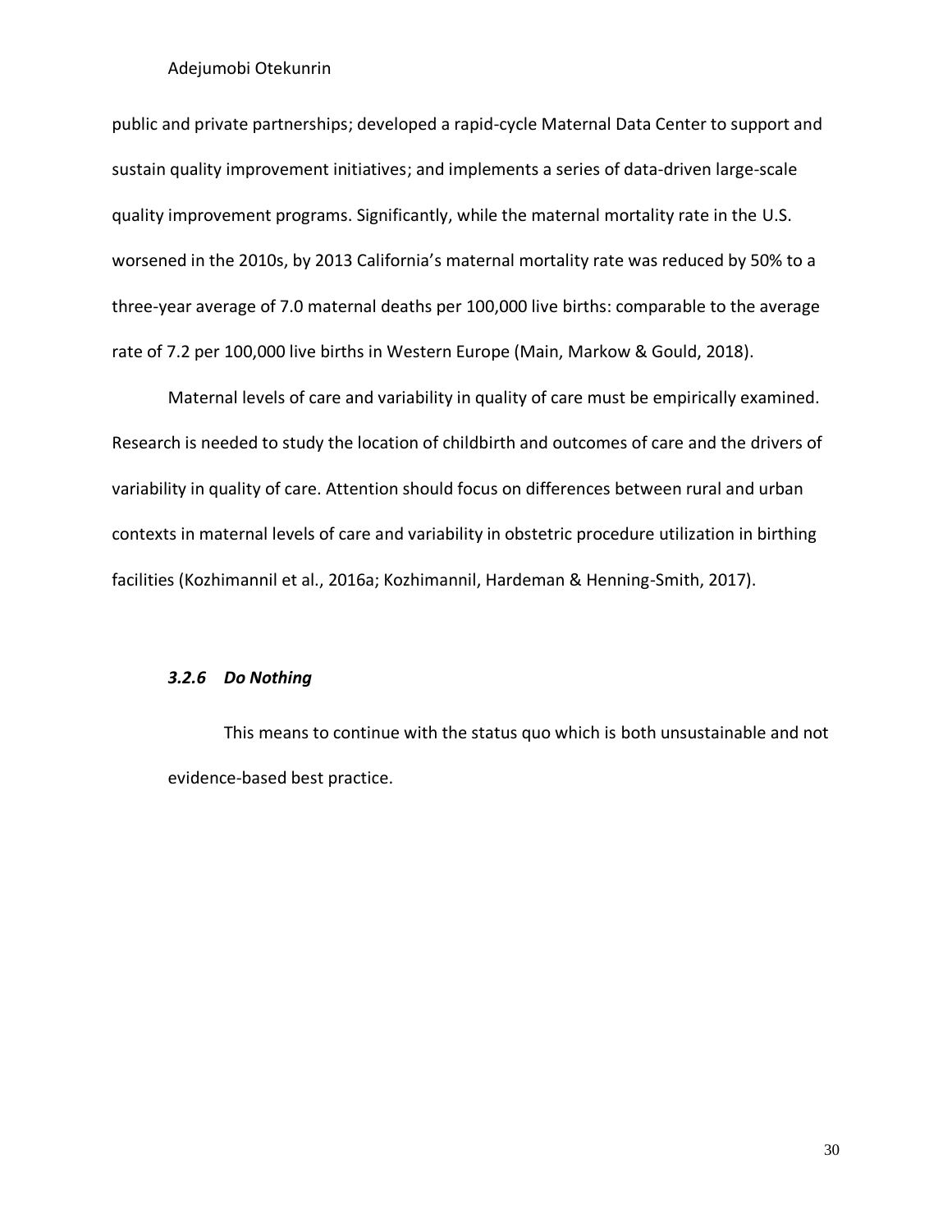public and private partnerships; developed a rapid-cycle Maternal Data Center to support and sustain quality improvement initiatives; and implements a series of data-driven large-scale quality improvement programs. Significantly, while the maternal mortality rate in the U.S. worsened in the 2010s, by 2013 California's maternal mortality rate was reduced by 50% to a three-year average of 7.0 maternal deaths per 100,000 live births: comparable to the average rate of 7.2 per 100,000 live births in Western Europe (Main, Markow & Gould, 2018).

Maternal levels of care and variability in quality of care must be empirically examined. Research is needed to study the location of childbirth and outcomes of care and the drivers of variability in quality of care. Attention should focus on differences between rural and urban contexts in maternal levels of care and variability in obstetric procedure utilization in birthing facilities (Kozhimannil et al., 2016a; Kozhimannil, Hardeman & Henning-Smith, 2017).

#### *3.2.6 Do Nothing*

This means to continue with the status quo which is both unsustainable and not evidence-based best practice.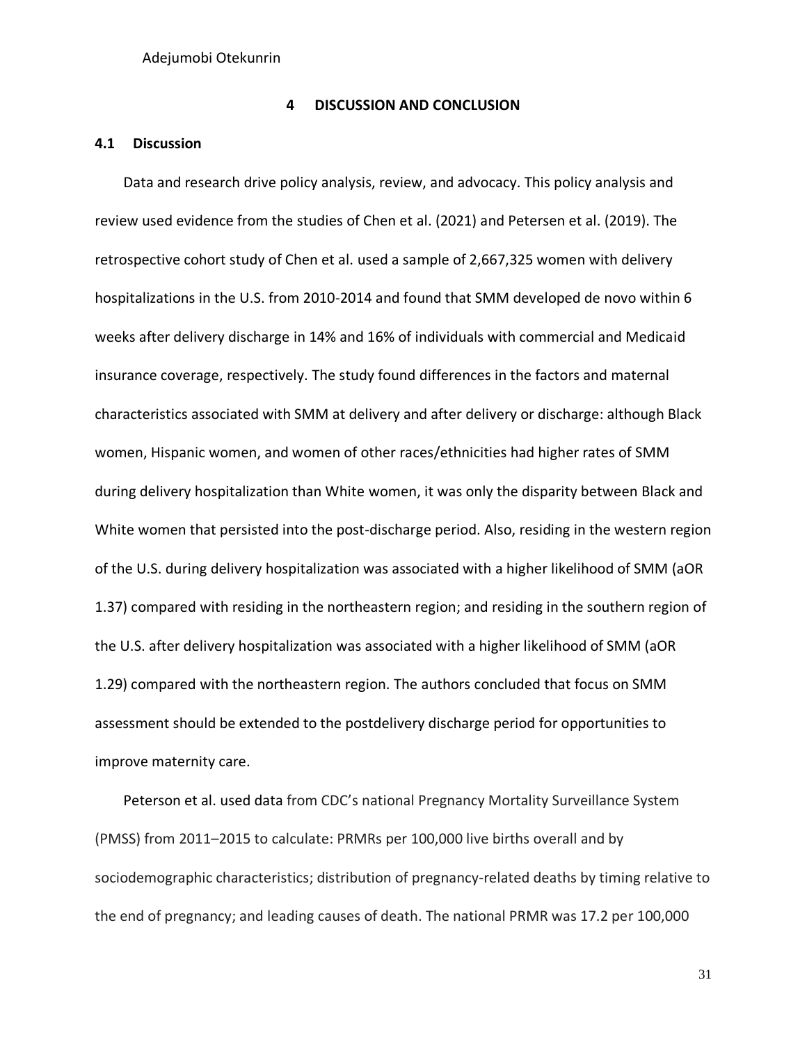# 4 DISCUSSION AND CONCLUSION

## 4.1 Discussion

Data and research drive policy analysis, review, and advocacy. This policy analysis and review used evidence from the studies of Chen et al. (2021) and Petersen et al. (2019). The retrospective cohort study of Chen et al. used a sample of 2,667,325 women with delivery hospitalizations in the U.S. from 2010-2014 and found that SMM developed de novo within 6 weeks after delivery discharge in 14% and 16% of individuals with commercial and Medicaid insurance coverage, respectively. The study found differences in the factors and maternal characteristics associated with SMM at delivery and after delivery or discharge: although Black women, Hispanic women, and women of other races/ethnicities had higher rates of SMM during delivery hospitalization than White women, it was only the disparity between Black and White women that persisted into the post-discharge period. Also, residing in the western region of the U.S. during delivery hospitalization was associated with a higher likelihood of SMM (aOR 1.37) compared with residing in the northeastern region; and residing in the southern region of the U.S. after delivery hospitalization was associated with a higher likelihood of SMM (aOR 1.29) compared with the northeastern region. The authors concluded that focus on SMM assessment should be extended to the postdelivery discharge period for opportunities to improve maternity care.

Peterson et al. used data from CDC's national Pregnancy Mortality Surveillance System (PMSS) from 2011–2015 to calculate: PRMRs per 100,000 live births overall and by sociodemographic characteristics; distribution of pregnancy-related deaths by timing relative to the end of pregnancy; and leading causes of death. The national PRMR was 17.2 per 100,000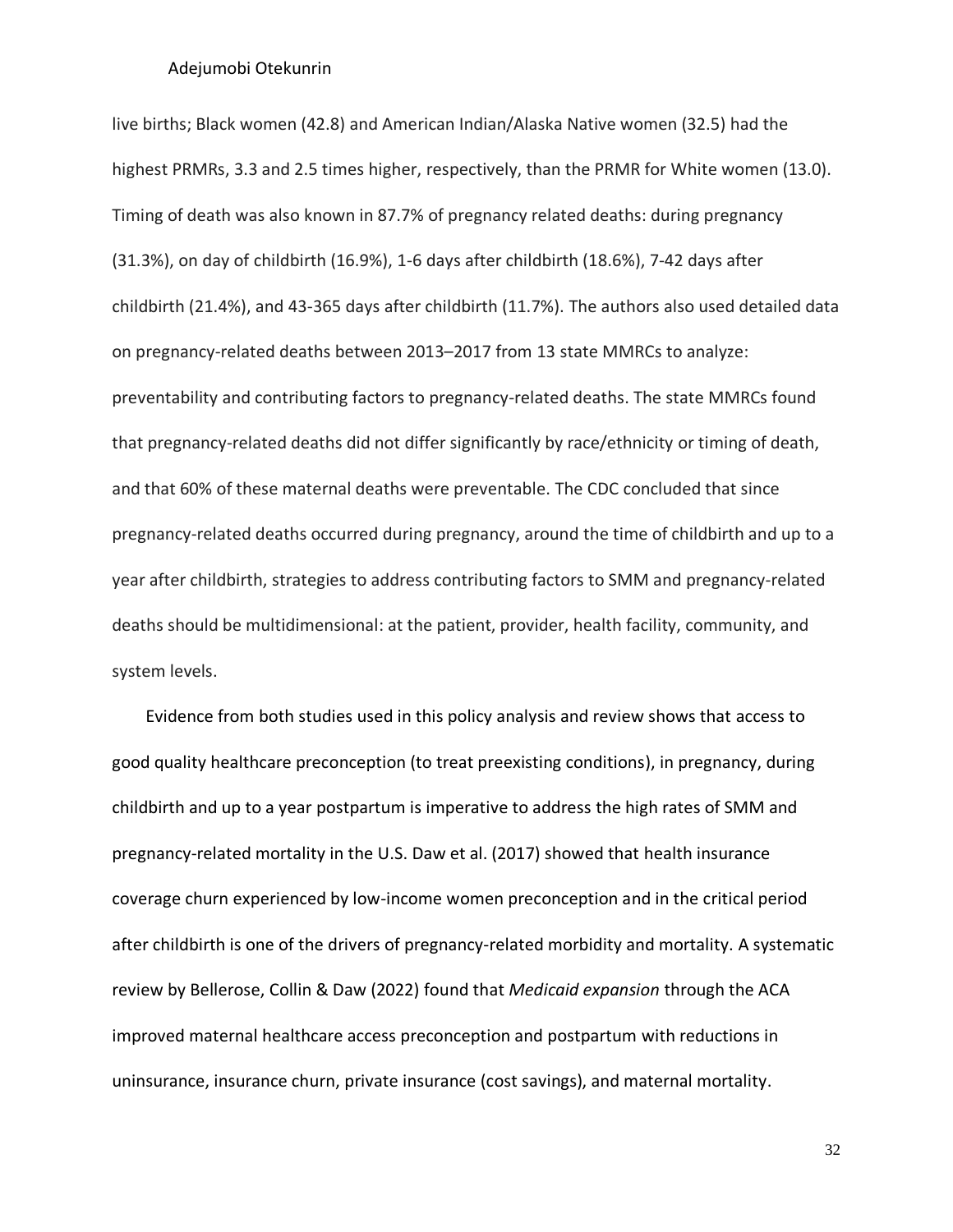live births; Black women (42.8) and American Indian/Alaska Native women (32.5) had the highest PRMRs, 3.3 and 2.5 times higher, respectively, than the PRMR for White women (13.0). Timing of death was also known in 87.7% of pregnancy related deaths: during pregnancy (31.3%), on day of childbirth (16.9%), 1-6 days after childbirth (18.6%), 7-42 days after childbirth (21.4%), and 43-365 days after childbirth (11.7%). The authors also used detailed data on pregnancy-related deaths between 2013–2017 from 13 state MMRCs to analyze: preventability and contributing factors to pregnancy-related deaths. The state MMRCs found that pregnancy-related deaths did not differ significantly by race/ethnicity or timing of death, and that 60% of these maternal deaths were preventable. The CDC concluded that since pregnancy-related deaths occurred during pregnancy, around the time of childbirth and up to a year after childbirth, strategies to address contributing factors to SMM and pregnancy-related deaths should be multidimensional: at the patient, provider, health facility, community, and system levels.

Evidence from both studies used in this policy analysis and review shows that access to good quality healthcare preconception (to treat preexisting conditions), in pregnancy, during childbirth and up to a year postpartum is imperative to address the high rates of SMM and pregnancy-related mortality in the U.S. Daw et al. (2017) showed that health insurance coverage churn experienced by low-income women preconception and in the critical period after childbirth is one of the drivers of pregnancy-related morbidity and mortality. A systematic review by Bellerose, Collin & Daw (2022) found that *Medicaid expansion* through the ACA improved maternal healthcare access preconception and postpartum with reductions in uninsurance, insurance churn, private insurance (cost savings), and maternal mortality.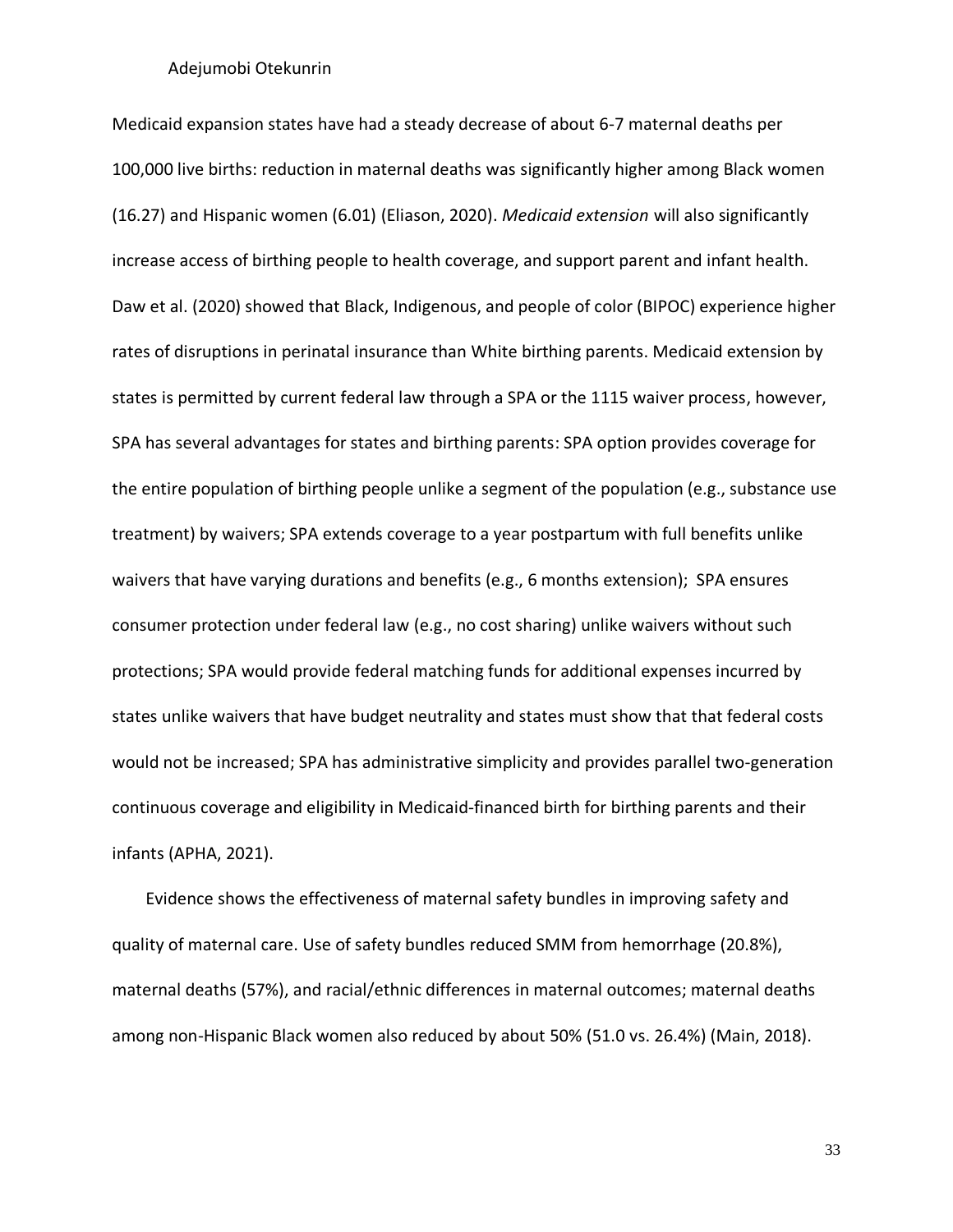Medicaid expansion states have had a steady decrease of about 6-7 maternal deaths per 100,000 live births: reduction in maternal deaths was significantly higher among Black women (16.27) and Hispanic women (6.01) (Eliason, 2020). *Medicaid extension* will also significantly increase access of birthing people to health coverage, and support parent and infant health. Daw et al. (2020) showed that Black, Indigenous, and people of color (BIPOC) experience higher rates of disruptions in perinatal insurance than White birthing parents. Medicaid extension by states is permitted by current federal law through a SPA or the 1115 waiver process, however, SPA has several advantages for states and birthing parents: SPA option provides coverage for the entire population of birthing people unlike a segment of the population (e.g., substance use treatment) by waivers; SPA extends coverage to a year postpartum with full benefits unlike waivers that have varying durations and benefits (e.g., 6 months extension); SPA ensures consumer protection under federal law (e.g., no cost sharing) unlike waivers without such protections; SPA would provide federal matching funds for additional expenses incurred by states unlike waivers that have budget neutrality and states must show that that federal costs would not be increased; SPA has administrative simplicity and provides parallel two-generation continuous coverage and eligibility in Medicaid-financed birth for birthing parents and their infants (APHA, 2021).

Evidence shows the effectiveness of maternal safety bundles in improving safety and quality of maternal care. Use of safety bundles reduced SMM from hemorrhage (20.8%), maternal deaths (57%), and racial/ethnic differences in maternal outcomes; maternal deaths among non-Hispanic Black women also reduced by about 50% (51.0 vs. 26.4%) (Main, 2018).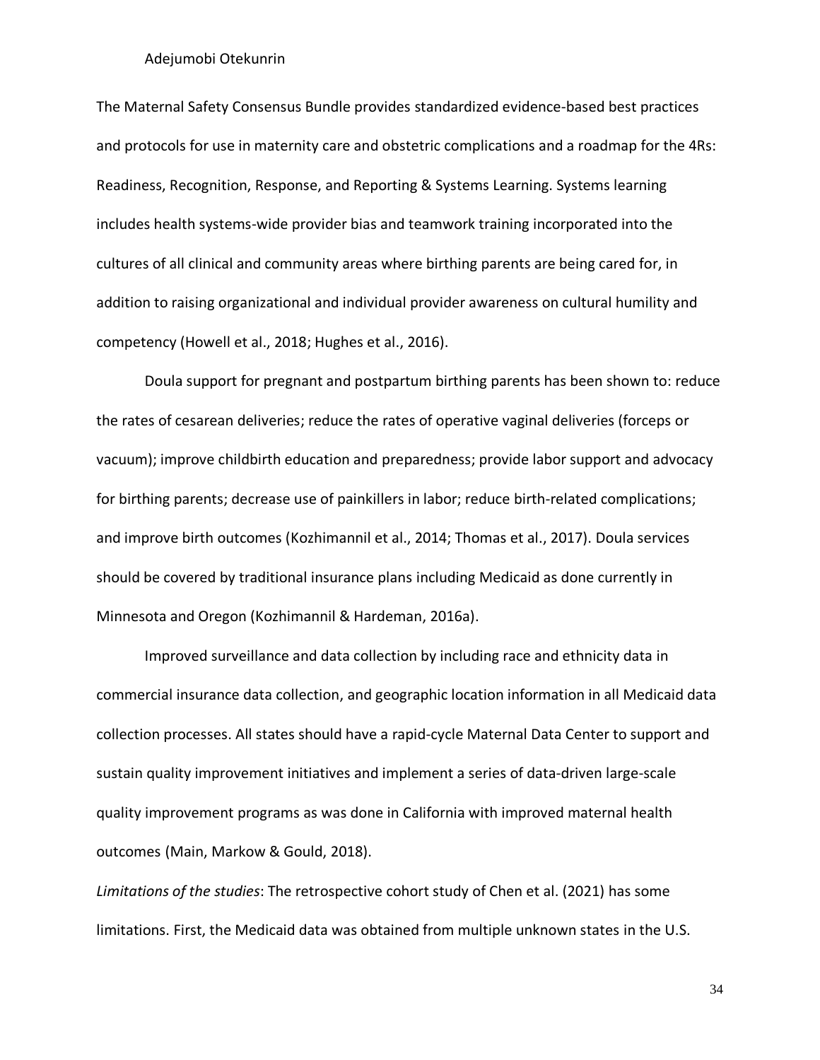The Maternal Safety Consensus Bundle provides standardized evidence-based best practices and protocols for use in maternity care and obstetric complications and a roadmap for the 4Rs: Readiness, Recognition, Response, and Reporting & Systems Learning. Systems learning includes health systems-wide provider bias and teamwork training incorporated into the cultures of all clinical and community areas where birthing parents are being cared for, in addition to raising organizational and individual provider awareness on cultural humility and competency (Howell et al., 2018; Hughes et al., 2016).

Doula support for pregnant and postpartum birthing parents has been shown to: reduce the rates of cesarean deliveries; reduce the rates of operative vaginal deliveries (forceps or vacuum); improve childbirth education and preparedness; provide labor support and advocacy for birthing parents; decrease use of painkillers in labor; reduce birth-related complications; and improve birth outcomes (Kozhimannil et al., 2014; Thomas et al., 2017). Doula services should be covered by traditional insurance plans including Medicaid as done currently in Minnesota and Oregon (Kozhimannil & Hardeman, 2016a).

Improved surveillance and data collection by including race and ethnicity data in commercial insurance data collection, and geographic location information in all Medicaid data collection processes. All states should have a rapid-cycle Maternal Data Center to support and sustain quality improvement initiatives and implement a series of data-driven large-scale quality improvement programs as was done in California with improved maternal health outcomes (Main, Markow & Gould, 2018).

*Limitations of the studies*: The retrospective cohort study of Chen et al. (2021) has some limitations. First, the Medicaid data was obtained from multiple unknown states in the U.S.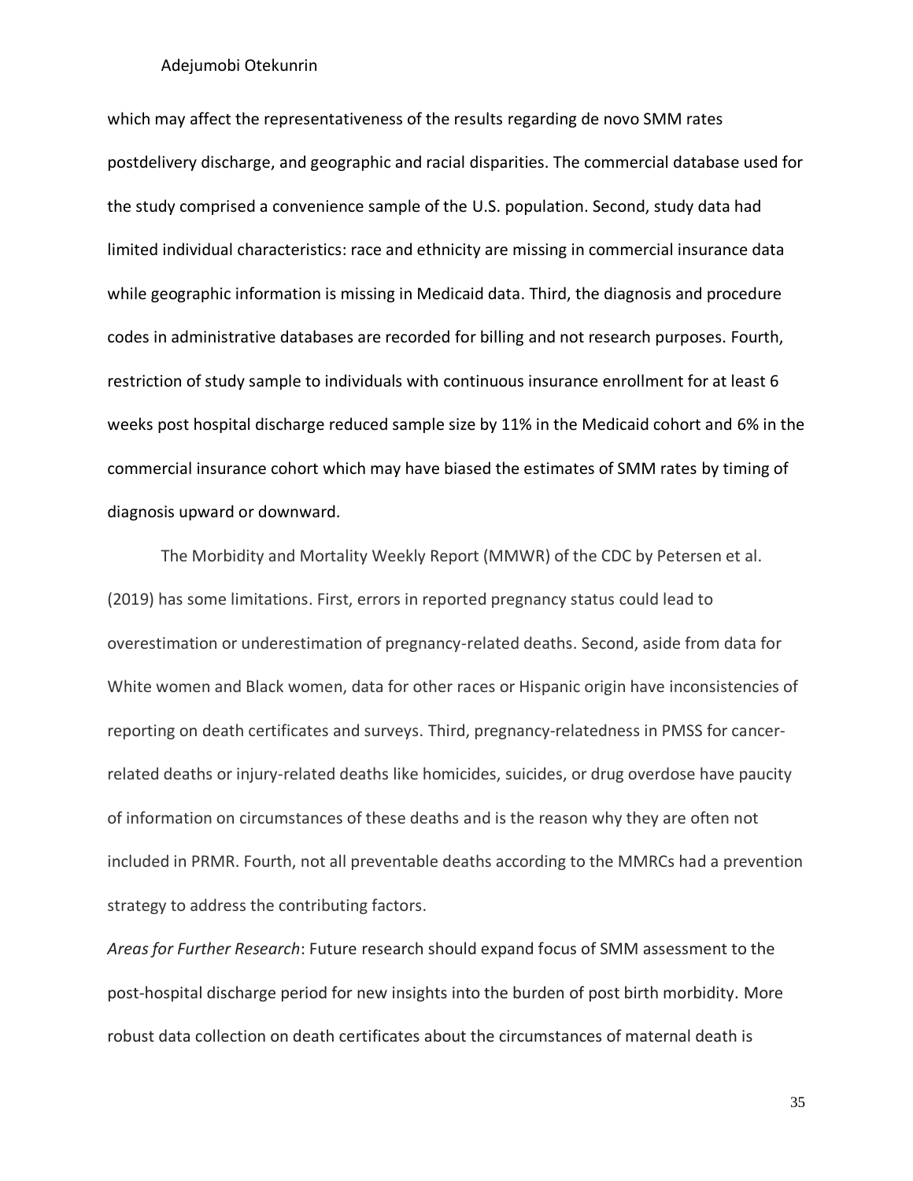which may affect the representativeness of the results regarding de novo SMM rates postdelivery discharge, and geographic and racial disparities. The commercial database used for the study comprised a convenience sample of the U.S. population. Second, study data had limited individual characteristics: race and ethnicity are missing in commercial insurance data while geographic information is missing in Medicaid data. Third, the diagnosis and procedure codes in administrative databases are recorded for billing and not research purposes. Fourth, restriction of study sample to individuals with continuous insurance enrollment for at least 6 weeks post hospital discharge reduced sample size by 11% in the Medicaid cohort and 6% in the commercial insurance cohort which may have biased the estimates of SMM rates by timing of diagnosis upward or downward.

The Morbidity and Mortality Weekly Report (MMWR) of the CDC by Petersen et al. (2019) has some limitations. First, errors in reported pregnancy status could lead to overestimation or underestimation of pregnancy-related deaths. Second, aside from data for White women and Black women, data for other races or Hispanic origin have inconsistencies of reporting on death certificates and surveys. Third, pregnancy-relatedness in PMSS for cancer-related deaths or injury-related deaths like homicides, suicides, or drug overdose have paucity of information on circumstances of these deaths and is the reason why they are often not included in PRMR. Fourth, not all preventable deaths according to the MMRCs had a prevention strategy to address the contributing factors.

*Areas for Further Research*: Future research should expand focus of SMM assessment to the post-hospital discharge period for new insights into the burden of post birth morbidity. More robust data collection on death certificates about the circumstances of maternal death is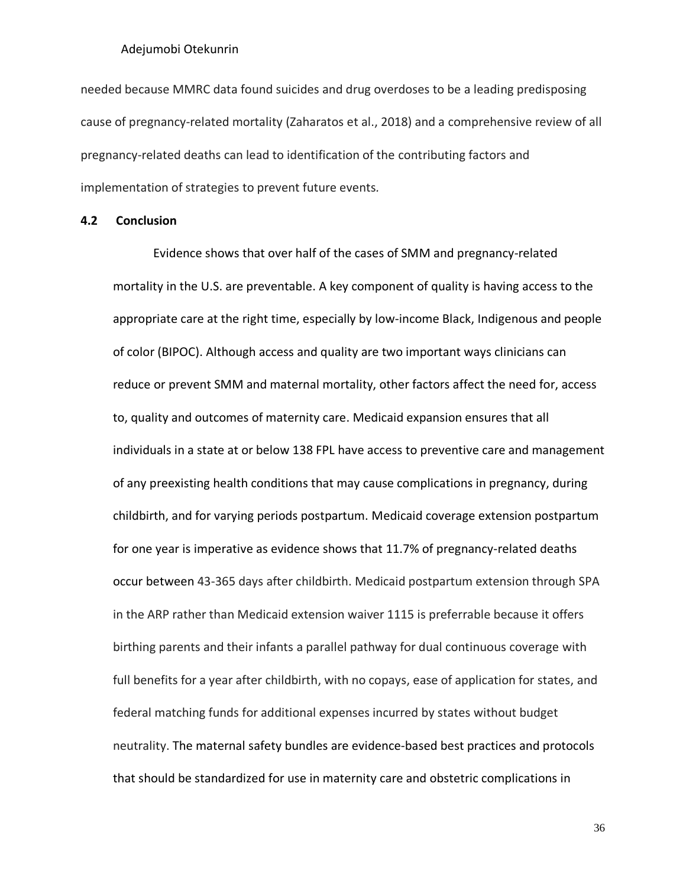needed because MMRC data found suicides and drug overdoses to be a leading predisposing cause of pregnancy-related mortality (Zaharatos et al., 2018) and a comprehensive review of all pregnancy-related deaths can lead to identification of the contributing factors and implementation of strategies to prevent future events.

### 4.2 Conclusion

Evidence shows that over half of the cases of SMM and pregnancy-related mortality in the U.S. are preventable. A key component of quality is having access to the appropriate care at the right time, especially by low-income Black, Indigenous and people of color (BIPOC). Although access and quality are two important ways clinicians can reduce or prevent SMM and maternal mortality, other factors affect the need for, access to, quality and outcomes of maternity care. Medicaid expansion ensures that all individuals in a state at or below 138 FPL have access to preventive care and management of any preexisting health conditions that may cause complications in pregnancy, during childbirth, and for varying periods postpartum. Medicaid coverage extension postpartum for one year is imperative as evidence shows that 11.7% of pregnancy-related deaths occur between 43-365 days after childbirth. Medicaid postpartum extension through SPA in the ARP rather than Medicaid extension waiver 1115 is preferrable because it offers birthing parents and their infants a parallel pathway for dual continuous coverage with full benefits for a year after childbirth, with no copays, ease of application for states, and federal matching funds for additional expenses incurred by states without budget neutrality. The maternal safety bundles are evidence-based best practices and protocols that should be standardized for use in maternity care and obstetric complications in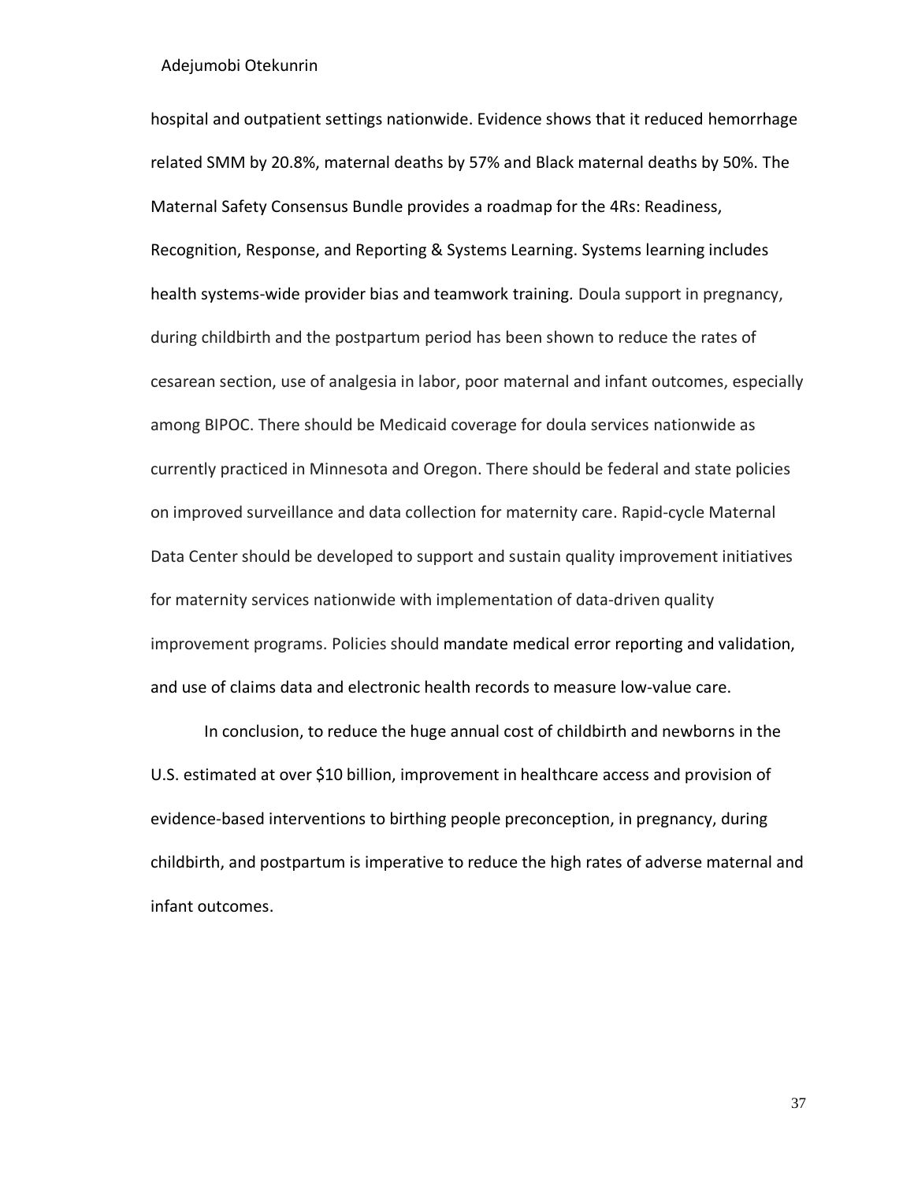hospital and outpatient settings nationwide. Evidence shows that it reduced hemorrhage related SMM by 20.8%, maternal deaths by 57% and Black maternal deaths by 50%. The Maternal Safety Consensus Bundle provides a roadmap for the 4Rs: Readiness, Recognition, Response, and Reporting & Systems Learning. Systems learning includes health systems-wide provider bias and teamwork training. Doula support in pregnancy, during childbirth and the postpartum period has been shown to reduce the rates of cesarean section, use of analgesia in labor, poor maternal and infant outcomes, especially among BIPOC. There should be Medicaid coverage for doula services nationwide as currently practiced in Minnesota and Oregon. There should be federal and state policies on improved surveillance and data collection for maternity care. Rapid-cycle Maternal Data Center should be developed to support and sustain quality improvement initiatives for maternity services nationwide with implementation of data-driven quality improvement programs. Policies should mandate medical error reporting and validation, and use of claims data and electronic health records to measure low-value care.

In conclusion, to reduce the huge annual cost of childbirth and newborns in the U.S. estimated at over $10 billion, improvement in healthcare access and provision of evidence-based interventions to birthing people preconception, in pregnancy, during childbirth, and postpartum is imperative to reduce the high rates of adverse maternal and infant outcomes.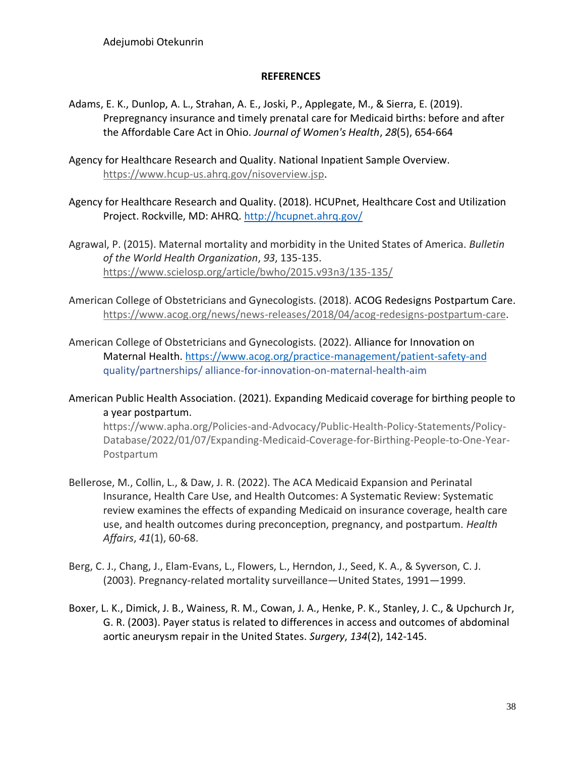## REFERENCES

Adams, E. K., Dunlop, A. L., Strahan, A. E., Joski, P., Applegate, M., & Sierra, E. (2019). Prepregnancy insurance and timely prenatal care for Medicaid births: before and after the Affordable Care Act in Ohio. *Journal of Women's Health*, *28*(5), 654-664

Agency for Healthcare Research and Quality. National Inpatient Sample Overview. https://www.hcup-us.ahrq.gov/nisoverview.jsp.

Agency for Healthcare Research and Quality. (2018). HCUPnet, Healthcare Cost and Utilization Project. Rockville, MD: AHRQ. http://hcupnet.ahrq.gov/

Agrawal, P. (2015). Maternal mortality and morbidity in the United States of America. *Bulletin of the World Health Organization*, *93*, 135-135. https://www.scielosp.org/article/bwho/2015.v93n3/135-135/

American College of Obstetricians and Gynecologists. (2018). ACOG Redesigns Postpartum Care. https://www.acog.org/news/news-releases/2018/04/acog-redesigns-postpartum-care.

American College of Obstetricians and Gynecologists. (2022). Alliance for Innovation on Maternal Health. https://www.acog.org/practice-management/patient-safety-and quality/partnerships/ alliance-for-innovation-on-maternal-health-aim

American Public Health Association. (2021). Expanding Medicaid coverage for birthing people to a year postpartum. https://www.apha.org/Policies-and-Advocacy/Public-Health-Policy-Statements/Policy-Database/2022/01/07/Expanding-Medicaid-Coverage-for-Birthing-People-to-One-Year-Postpartum

Bellerose, M., Collin, L., & Daw, J. R. (2022). The ACA Medicaid Expansion and Perinatal Insurance, Health Care Use, and Health Outcomes: A Systematic Review: Systematic review examines the effects of expanding Medicaid on insurance coverage, health care use, and health outcomes during preconception, pregnancy, and postpartum. *Health Affairs*, *41*(1), 60-68.

Berg, C. J., Chang, J., Elam-Evans, L., Flowers, L., Herndon, J., Seed, K. A., & Syverson, C. J. (2003). Pregnancy-related mortality surveillance—United States, 1991—1999.

Boxer, L. K., Dimick, J. B., Wainess, R. M., Cowan, J. A., Henke, P. K., Stanley, J. C., & Upchurch Jr, G. R. (2003). Payer status is related to differences in access and outcomes of abdominal aortic aneurysm repair in the United States. *Surgery*, *134*(2), 142-145.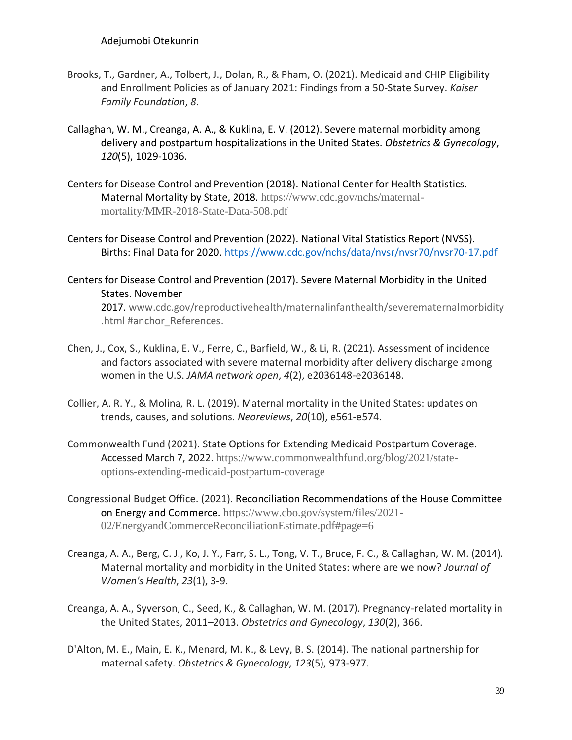Brooks, T., Gardner, A., Tolbert, J., Dolan, R., & Pham, O. (2021). Medicaid and CHIP Eligibility and Enrollment Policies as of January 2021: Findings from a 50-State Survey. *Kaiser Family Foundation*, *8*.

Callaghan, W. M., Creanga, A. A., & Kuklina, E. V. (2012). Severe maternal morbidity among delivery and postpartum hospitalizations in the United States. *Obstetrics & Gynecology*, *120*(5), 1029-1036.

Centers for Disease Control and Prevention (2018). National Center for Health Statistics. Maternal Mortality by State, 2018. https://www.cdc.gov/nchs/maternal-mortality/MMR-2018-State-Data-508.pdf

Centers for Disease Control and Prevention (2022). National Vital Statistics Report (NVSS). Births: Final Data for 2020. https://www.cdc.gov/nchs/data/nvsr/nvsr70/nvsr70-17.pdf

Centers for Disease Control and Prevention (2017). Severe Maternal Morbidity in the United States. November 2017. www.cdc.gov/reproductivehealth/maternalinfanthealth/severematernalmorbidity.html #anchor_References.

Chen, J., Cox, S., Kuklina, E. V., Ferre, C., Barfield, W., & Li, R. (2021). Assessment of incidence and factors associated with severe maternal morbidity after delivery discharge among women in the U.S. *JAMA network open*, *4*(2), e2036148-e2036148.

Collier, A. R. Y., & Molina, R. L. (2019). Maternal mortality in the United States: updates on trends, causes, and solutions. *Neoreviews*, *20*(10), e561-e574.

Commonwealth Fund (2021). State Options for Extending Medicaid Postpartum Coverage. Accessed March 7, 2022. https://www.commonwealthfund.org/blog/2021/state-options-extending-medicaid-postpartum-coverage

Congressional Budget Office. (2021). Reconciliation Recommendations of the House Committee on Energy and Commerce. https://www.cbo.gov/system/files/2021-02/EnergyandCommerceReconciliationEstimate.pdf#page=6

Creanga, A. A., Berg, C. J., Ko, J. Y., Farr, S. L., Tong, V. T., Bruce, F. C., & Callaghan, W. M. (2014). Maternal mortality and morbidity in the United States: where are we now? *Journal of Women's Health*, *23*(1), 3-9.

Creanga, A. A., Syverson, C., Seed, K., & Callaghan, W. M. (2017). Pregnancy-related mortality in the United States, 2011–2013. *Obstetrics and Gynecology*, *130*(2), 366.

D'Alton, M. E., Main, E. K., Menard, M. K., & Levy, B. S. (2014). The national partnership for maternal safety. *Obstetrics & Gynecology*, *123*(5), 973-977.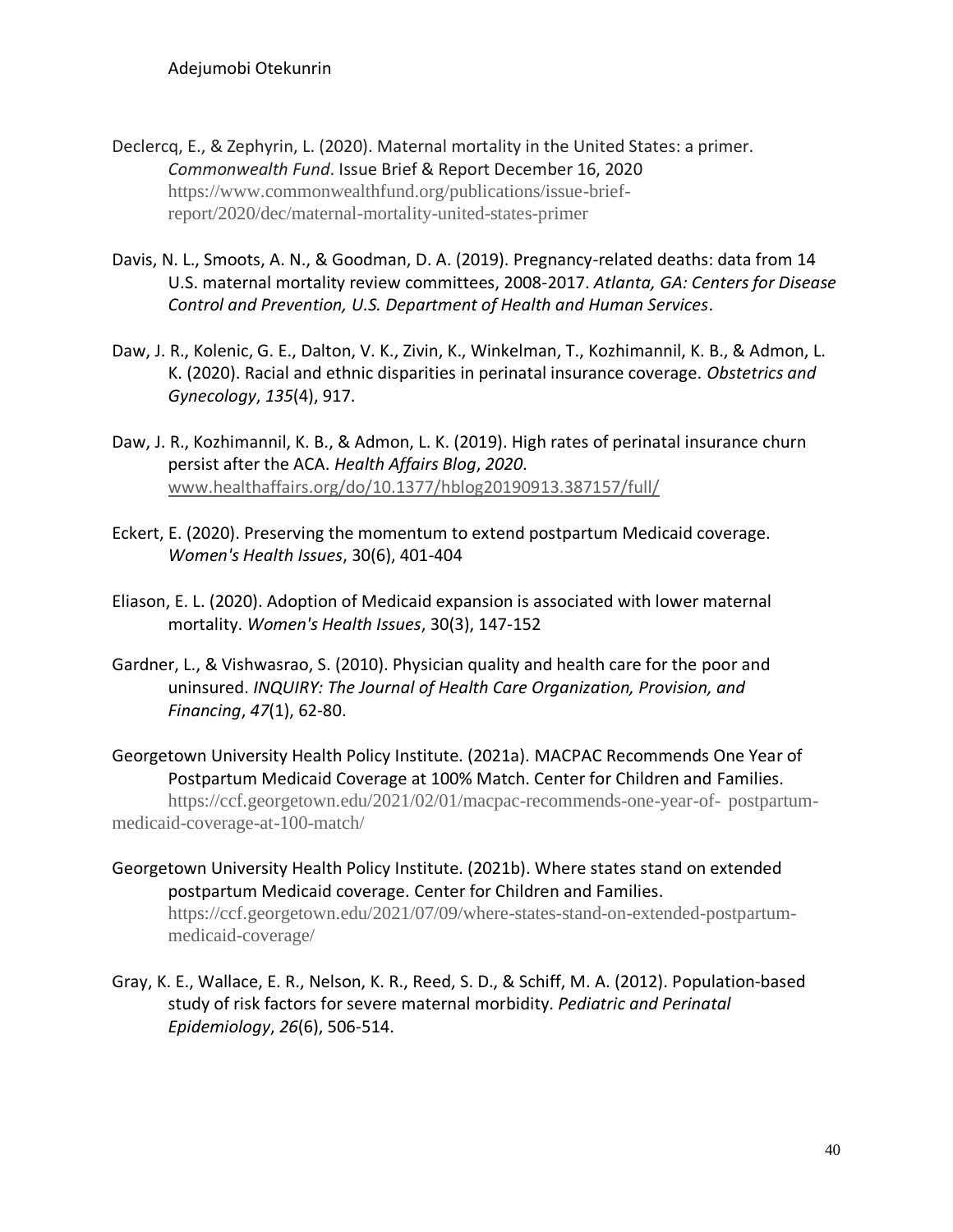Declercq, E., & Zephyrin, L. (2020). Maternal mortality in the United States: a primer. *Commonwealth Fund*. Issue Brief & Report December 16, 2020 https://www.commonwealthfund.org/publications/issue-brief-report/2020/dec/maternal-mortality-united-states-primer

Davis, N. L., Smoots, A. N., & Goodman, D. A. (2019). Pregnancy-related deaths: data from 14 U.S. maternal mortality review committees, 2008-2017. *Atlanta, GA: Centers for Disease Control and Prevention, U.S. Department of Health and Human Services*.

Daw, J. R., Kolenic, G. E., Dalton, V. K., Zivin, K., Winkelman, T., Kozhimannil, K. B., & Admon, L. K. (2020). Racial and ethnic disparities in perinatal insurance coverage. *Obstetrics and Gynecology*, *135*(4), 917.

Daw, J. R., Kozhimannil, K. B., & Admon, L. K. (2019). High rates of perinatal insurance churn persist after the ACA. *Health Affairs Blog*, *2020*. www.healthaffairs.org/do/10.1377/hblog20190913.387157/full/

Eckert, E. (2020). Preserving the momentum to extend postpartum Medicaid coverage. *Women's Health Issues*, 30(6), 401-404

Eliason, E. L. (2020). Adoption of Medicaid expansion is associated with lower maternal mortality. *Women's Health Issues*, 30(3), 147-152

Gardner, L., & Vishwasrao, S. (2010). Physician quality and health care for the poor and uninsured. *INQUIRY: The Journal of Health Care Organization, Provision, and Financing*, *47*(1), 62-80.

Georgetown University Health Policy Institute. (2021a). MACPAC Recommends One Year of Postpartum Medicaid Coverage at 100% Match. Center for Children and Families. https://ccf.georgetown.edu/2021/02/01/macpac-recommends-one-year-of- postpartum-medicaid-coverage-at-100-match/

Georgetown University Health Policy Institute. (2021b). Where states stand on extended postpartum Medicaid coverage. Center for Children and Families. https://ccf.georgetown.edu/2021/07/09/where-states-stand-on-extended-postpartum-medicaid-coverage/

Gray, K. E., Wallace, E. R., Nelson, K. R., Reed, S. D., & Schiff, M. A. (2012). Population-based study of risk factors for severe maternal morbidity. *Pediatric and Perinatal Epidemiology*, *26*(6), 506-514.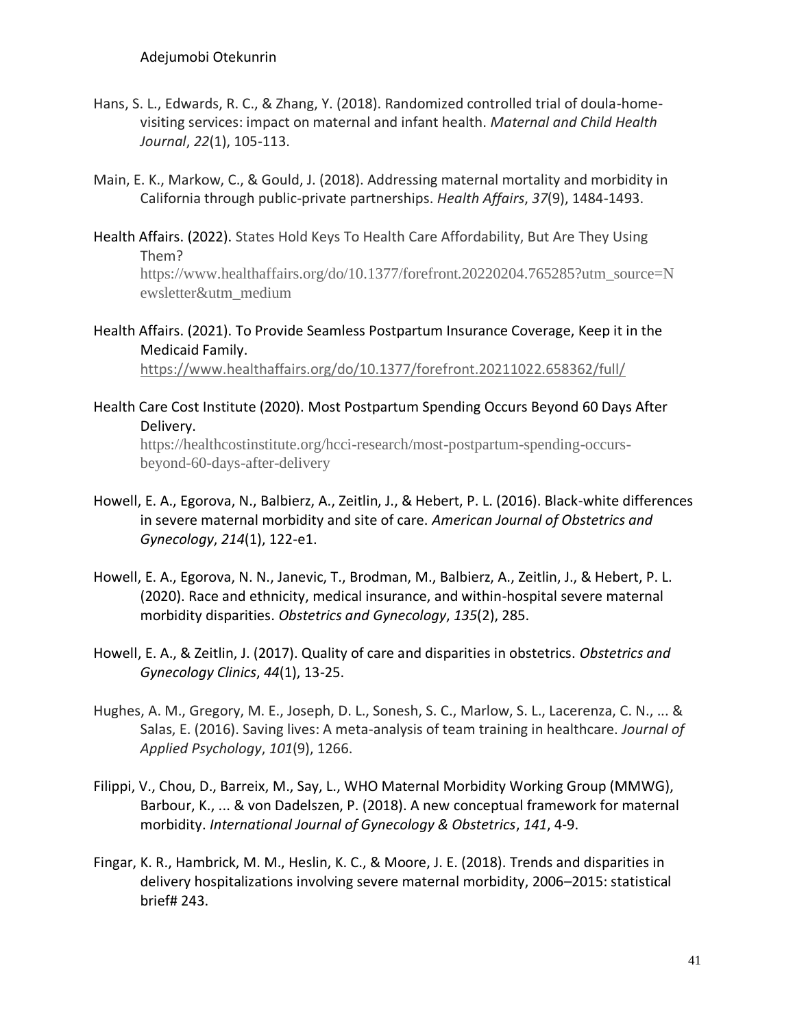Hans, S. L., Edwards, R. C., & Zhang, Y. (2018). Randomized controlled trial of doula-home-visiting services: impact on maternal and infant health. *Maternal and Child Health Journal*, *22*(1), 105-113.

Main, E. K., Markow, C., & Gould, J. (2018). Addressing maternal mortality and morbidity in California through public-private partnerships. *Health Affairs*, *37*(9), 1484-1493.

Health Affairs. (2022). States Hold Keys To Health Care Affordability, But Are They Using Them? https://www.healthaffairs.org/do/10.1377/forefront.20220204.765285?utm_source=Newsletter&utm_medium

Health Affairs. (2021). To Provide Seamless Postpartum Insurance Coverage, Keep it in the Medicaid Family. https://www.healthaffairs.org/do/10.1377/forefront.20211022.658362/full/

Health Care Cost Institute (2020). Most Postpartum Spending Occurs Beyond 60 Days After Delivery. https://healthcostinstitute.org/hcci-research/most-postpartum-spending-occurs-beyond-60-days-after-delivery

Howell, E. A., Egorova, N., Balbierz, A., Zeitlin, J., & Hebert, P. L. (2016). Black-white differences in severe maternal morbidity and site of care. *American Journal of Obstetrics and Gynecology*, *214*(1), 122-e1.

Howell, E. A., Egorova, N. N., Janevic, T., Brodman, M., Balbierz, A., Zeitlin, J., & Hebert, P. L. (2020). Race and ethnicity, medical insurance, and within-hospital severe maternal morbidity disparities. *Obstetrics and Gynecology*, *135*(2), 285.

Howell, E. A., & Zeitlin, J. (2017). Quality of care and disparities in obstetrics. *Obstetrics and Gynecology Clinics*, *44*(1), 13-25.

Hughes, A. M., Gregory, M. E., Joseph, D. L., Sonesh, S. C., Marlow, S. L., Lacerenza, C. N., ... & Salas, E. (2016). Saving lives: A meta-analysis of team training in healthcare. *Journal of Applied Psychology*, *101*(9), 1266.

Filippi, V., Chou, D., Barreix, M., Say, L., WHO Maternal Morbidity Working Group (MMWG), Barbour, K., ... & von Dadelszen, P. (2018). A new conceptual framework for maternal morbidity. *International Journal of Gynecology & Obstetrics*, *141*, 4-9.

Fingar, K. R., Hambrick, M. M., Heslin, K. C., & Moore, J. E. (2018). Trends and disparities in delivery hospitalizations involving severe maternal morbidity, 2006–2015: statistical brief# 243.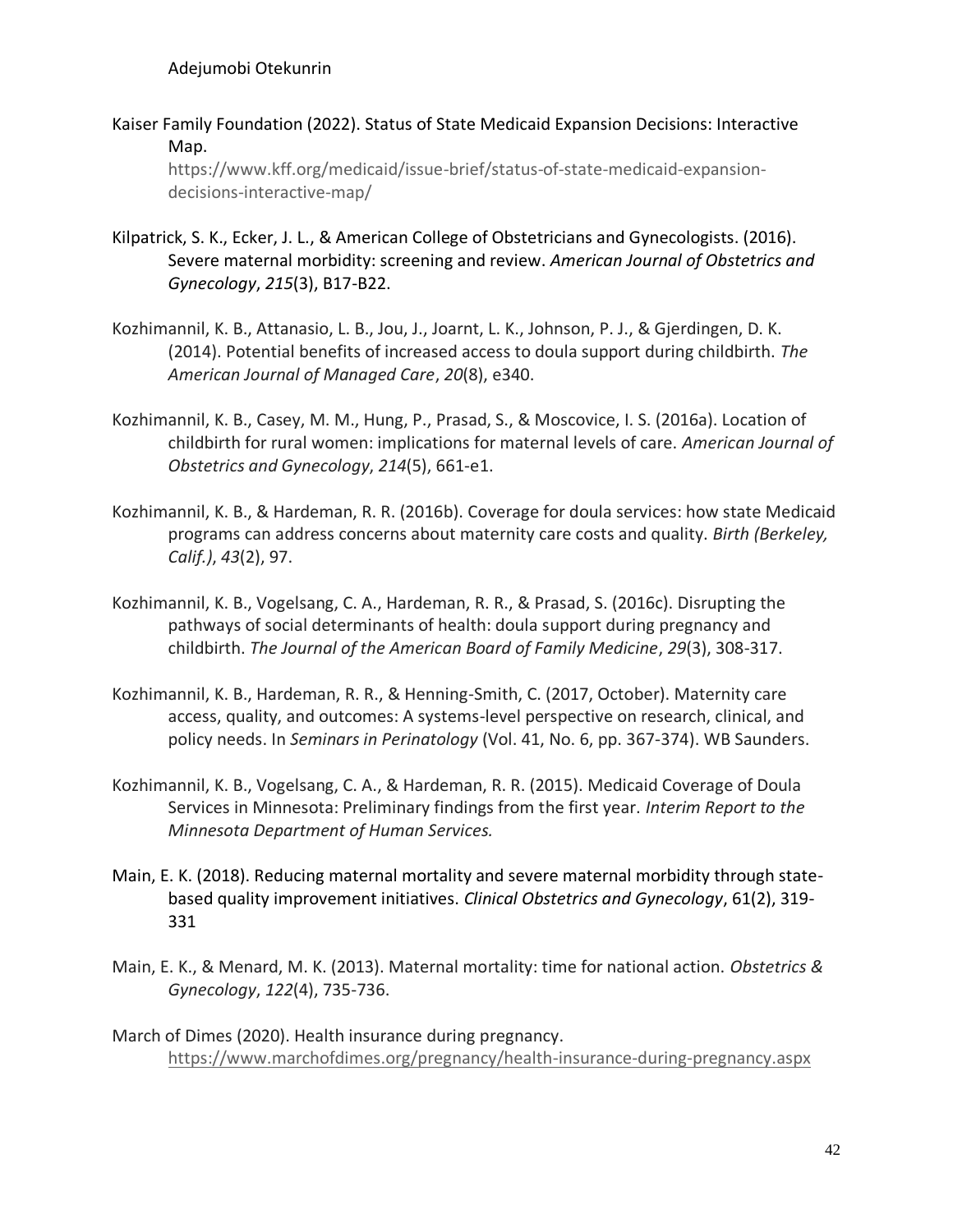Kaiser Family Foundation (2022). Status of State Medicaid Expansion Decisions: Interactive Map. https://www.kff.org/medicaid/issue-brief/status-of-state-medicaid-expansion-decisions-interactive-map/

Kilpatrick, S. K., Ecker, J. L., & American College of Obstetricians and Gynecologists. (2016). Severe maternal morbidity: screening and review. *American Journal of Obstetrics and Gynecology*, *215*(3), B17-B22.

Kozhimannil, K. B., Attanasio, L. B., Jou, J., Joarnt, L. K., Johnson, P. J., & Gjerdingen, D. K. (2014). Potential benefits of increased access to doula support during childbirth. *The American Journal of Managed Care*, *20*(8), e340.

Kozhimannil, K. B., Casey, M. M., Hung, P., Prasad, S., & Moscovice, I. S. (2016a). Location of childbirth for rural women: implications for maternal levels of care. *American Journal of Obstetrics and Gynecology*, *214*(5), 661-e1.

Kozhimannil, K. B., & Hardeman, R. R. (2016b). Coverage for doula services: how state Medicaid programs can address concerns about maternity care costs and quality. *Birth (Berkeley, Calif.)*, *43*(2), 97.

Kozhimannil, K. B., Vogelsang, C. A., Hardeman, R. R., & Prasad, S. (2016c). Disrupting the pathways of social determinants of health: doula support during pregnancy and childbirth. *The Journal of the American Board of Family Medicine*, *29*(3), 308-317.

Kozhimannil, K. B., Hardeman, R. R., & Henning-Smith, C. (2017, October). Maternity care access, quality, and outcomes: A systems-level perspective on research, clinical, and policy needs. In *Seminars in Perinatology* (Vol. 41, No. 6, pp. 367-374). WB Saunders.

Kozhimannil, K. B., Vogelsang, C. A., & Hardeman, R. R. (2015). Medicaid Coverage of Doula Services in Minnesota: Preliminary findings from the first year. *Interim Report to the Minnesota Department of Human Services.*

Main, E. K. (2018). Reducing maternal mortality and severe maternal morbidity through state-based quality improvement initiatives. *Clinical Obstetrics and Gynecology*, 61(2), 319-331

Main, E. K., & Menard, M. K. (2013). Maternal mortality: time for national action. *Obstetrics & Gynecology*, *122*(4), 735-736.

March of Dimes (2020). Health insurance during pregnancy. https://www.marchofdimes.org/pregnancy/health-insurance-during-pregnancy.aspx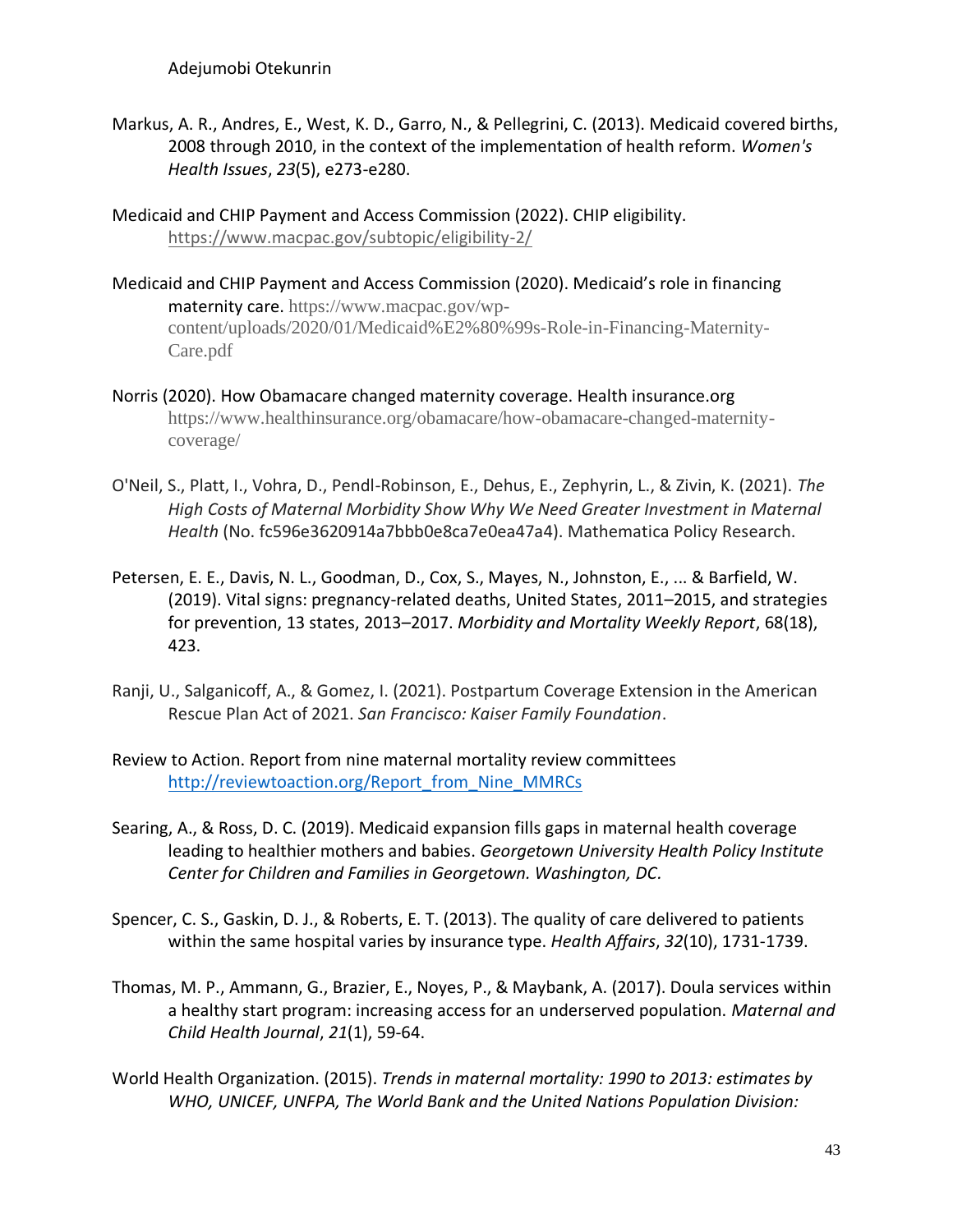Markus, A. R., Andres, E., West, K. D., Garro, N., & Pellegrini, C. (2013). Medicaid covered births, 2008 through 2010, in the context of the implementation of health reform. *Women's Health Issues*, *23*(5), e273-e280.

Medicaid and CHIP Payment and Access Commission (2022). CHIP eligibility. https://www.macpac.gov/subtopic/eligibility-2/

Medicaid and CHIP Payment and Access Commission (2020). Medicaid's role in financing maternity care. https://www.macpac.gov/wp-content/uploads/2020/01/Medicaid%E2%80%99s-Role-in-Financing-Maternity-Care.pdf

Norris (2020). How Obamacare changed maternity coverage. Health insurance.org https://www.healthinsurance.org/obamacare/how-obamacare-changed-maternity-coverage/

O'Neil, S., Platt, I., Vohra, D., Pendl-Robinson, E., Dehus, E., Zephyrin, L., & Zivin, K. (2021). *The High Costs of Maternal Morbidity Show Why We Need Greater Investment in Maternal Health* (No. fc596e3620914a7bbb0e8ca7e0ea47a4). Mathematica Policy Research.

Petersen, E. E., Davis, N. L., Goodman, D., Cox, S., Mayes, N., Johnston, E., ... & Barfield, W. (2019). Vital signs: pregnancy-related deaths, United States, 2011–2015, and strategies for prevention, 13 states, 2013–2017. *Morbidity and Mortality Weekly Report*, 68(18), 423.

Ranji, U., Salganicoff, A., & Gomez, I. (2021). Postpartum Coverage Extension in the American Rescue Plan Act of 2021. *San Francisco: Kaiser Family Foundation*.

Review to Action. Report from nine maternal mortality review committees http://reviewtoaction.org/Report_from_Nine_MMRCs

Searing, A., & Ross, D. C. (2019). Medicaid expansion fills gaps in maternal health coverage leading to healthier mothers and babies. *Georgetown University Health Policy Institute Center for Children and Families in Georgetown. Washington, DC.*

Spencer, C. S., Gaskin, D. J., & Roberts, E. T. (2013). The quality of care delivered to patients within the same hospital varies by insurance type. *Health Affairs*, *32*(10), 1731-1739.

Thomas, M. P., Ammann, G., Brazier, E., Noyes, P., & Maybank, A. (2017). Doula services within a healthy start program: increasing access for an underserved population. *Maternal and Child Health Journal*, *21*(1), 59-64.

World Health Organization. (2015). *Trends in maternal mortality: 1990 to 2013: estimates by WHO, UNICEF, UNFPA, The World Bank and the United Nations Population Division:*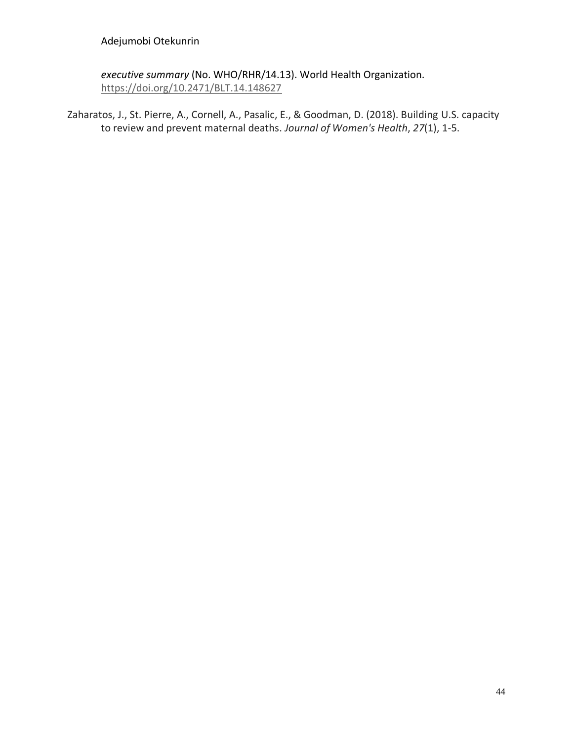*executive summary* (No. WHO/RHR/14.13). World Health Organization. https://doi.org/10.2471/BLT.14.148627

Zaharatos, J., St. Pierre, A., Cornell, A., Pasalic, E., & Goodman, D. (2018). Building U.S. capacity to review and prevent maternal deaths. *Journal of Women's Health*, *27*(1), 1-5.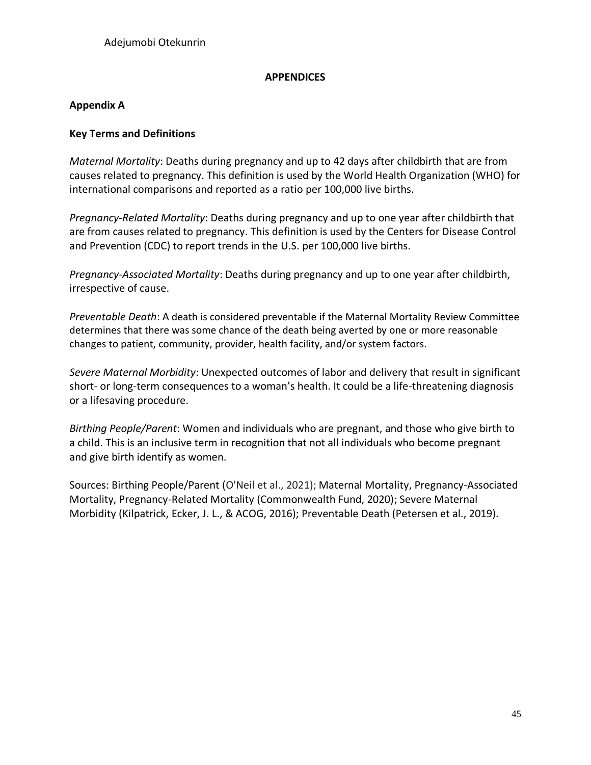## APPENDICES

### Appendix A

### Key Terms and Definitions

*Maternal Mortality*: Deaths during pregnancy and up to 42 days after childbirth that are from causes related to pregnancy. This definition is used by the World Health Organization (WHO) for international comparisons and reported as a ratio per 100,000 live births.

*Pregnancy-Related Mortality*: Deaths during pregnancy and up to one year after childbirth that are from causes related to pregnancy. This definition is used by the Centers for Disease Control and Prevention (CDC) to report trends in the U.S. per 100,000 live births.

*Pregnancy-Associated Mortality*: Deaths during pregnancy and up to one year after childbirth, irrespective of cause.

*Preventable Death*: A death is considered preventable if the Maternal Mortality Review Committee determines that there was some chance of the death being averted by one or more reasonable changes to patient, community, provider, health facility, and/or system factors.

*Severe Maternal Morbidity*: Unexpected outcomes of labor and delivery that result in significant short- or long-term consequences to a woman's health. It could be a life-threatening diagnosis or a lifesaving procedure.

*Birthing People/Parent*: Women and individuals who are pregnant, and those who give birth to a child. This is an inclusive term in recognition that not all individuals who become pregnant and give birth identify as women.

Sources: Birthing People/Parent (O'Neil et al., 2021); Maternal Mortality, Pregnancy-Associated Mortality, Pregnancy-Related Mortality (Commonwealth Fund, 2020); Severe Maternal Morbidity (Kilpatrick, Ecker, J. L., & ACOG, 2016); Preventable Death (Petersen et al., 2019).